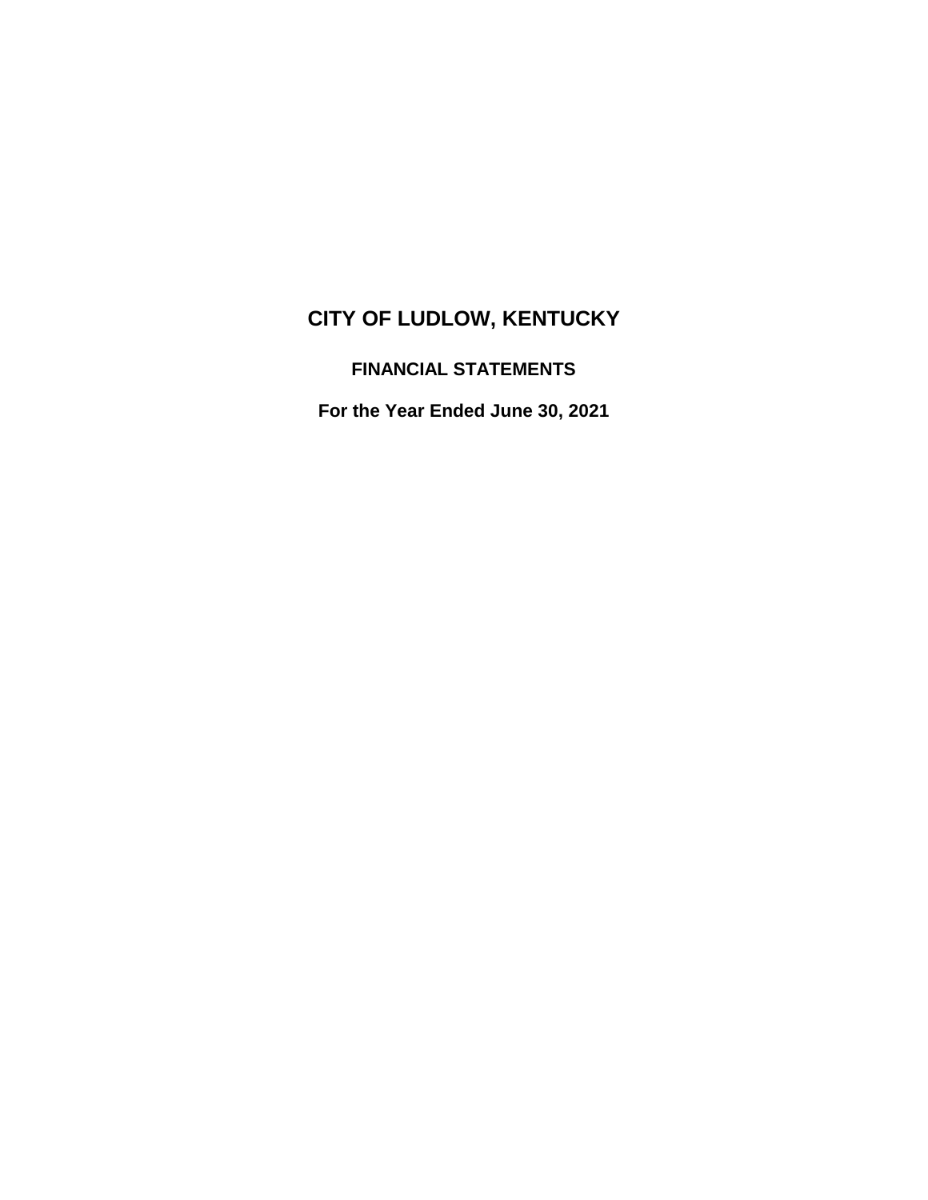# CITY OF LUDLOW, KENTUCKY

## FINANCIAL STATEMENTS

**For the Year Ended June 30, 2021**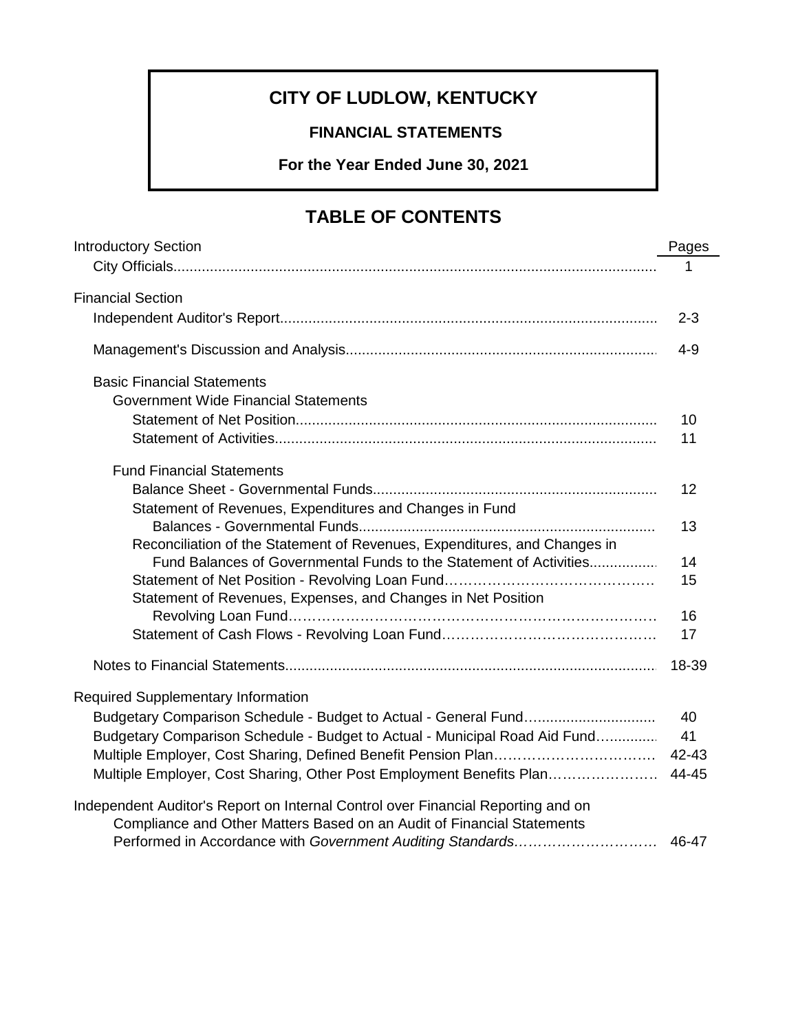# CITY OF LUDLOW, KENTUCKY

**FINANCIAL STATEMENTS**

**For the Year Ended June 30, 2021**

## TABLE OF CONTENTS

| | Pages |
|---|---|
| Introductory Section | |
| City Officials | 1 |
| Financial Section | |
| Independent Auditor's Report | 2-3 |
| Management's Discussion and Analysis | 4-9 |
| Basic Financial Statements | |
| Government Wide Financial Statements | |
| Statement of Net Position | 10 |
| Statement of Activities | 11 |
| Fund Financial Statements | |
| Balance Sheet - Governmental Funds | 12 |
| Statement of Revenues, Expenditures and Changes in Fund Balances - Governmental Funds | 13 |
| Reconciliation of the Statement of Revenues, Expenditures, and Changes in Fund Balances of Governmental Funds to the Statement of Activities | 14 |
| Statement of Net Position - Revolving Loan Fund | 15 |
| Statement of Revenues, Expenses, and Changes in Net Position Revolving Loan Fund | 16 |
| Statement of Cash Flows - Revolving Loan Fund | 17 |
| Notes to Financial Statements | 18-39 |
| Required Supplementary Information | |
| Budgetary Comparison Schedule - Budget to Actual - General Fund | 40 |
| Budgetary Comparison Schedule - Budget to Actual - Municipal Road Aid Fund | 41 |
| Multiple Employer, Cost Sharing, Defined Benefit Pension Plan | 42-43 |
| Multiple Employer, Cost Sharing, Other Post Employment Benefits Plan | 44-45 |
| Independent Auditor's Report on Internal Control over Financial Reporting and on Compliance and Other Matters Based on an Audit of Financial Statements Performed in Accordance with *Government Auditing Standards* | 46-47 |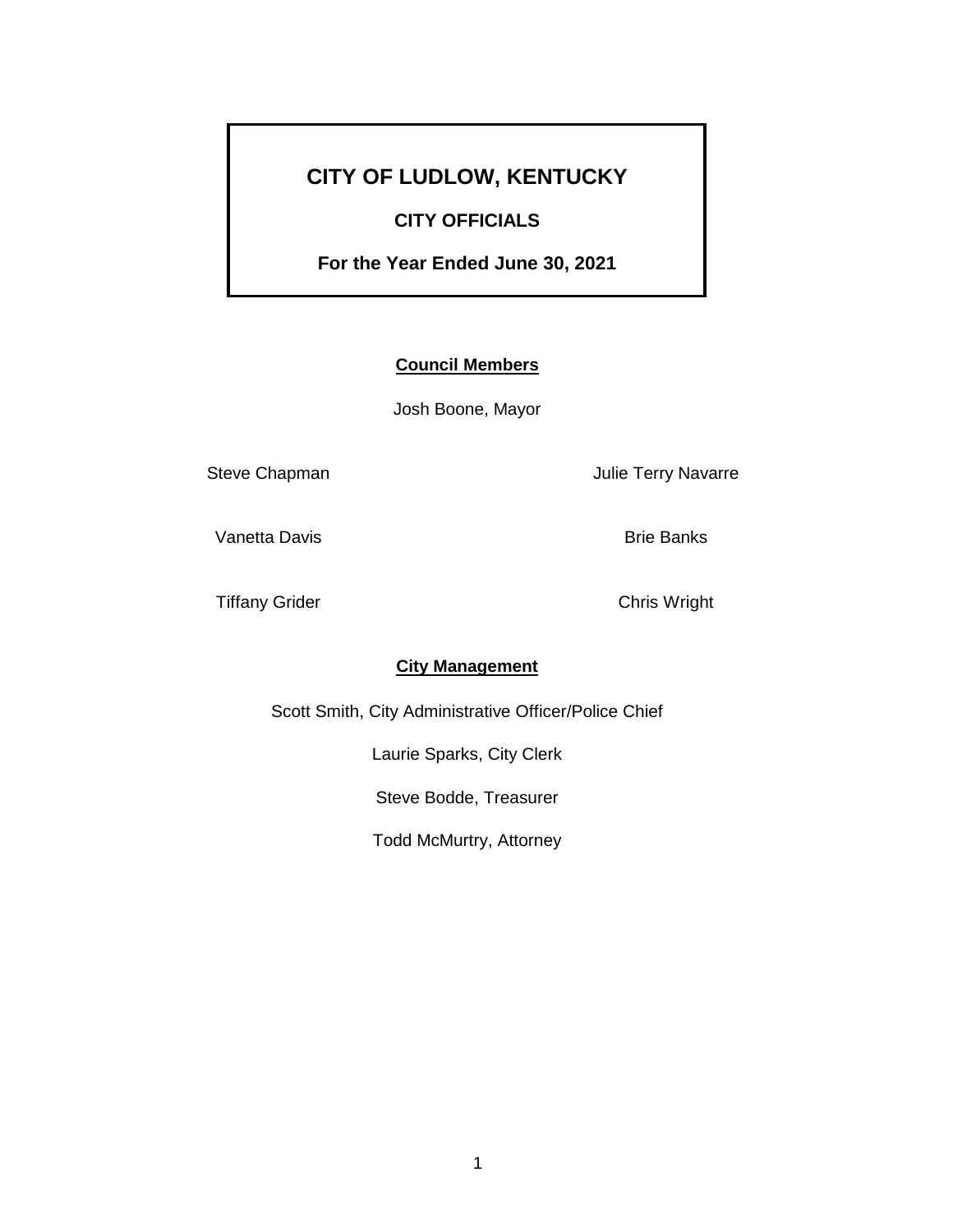# CITY OF LUDLOW, KENTUCKY

## CITY OFFICIALS

## For the Year Ended June 30, 2021

**Council Members**

Josh Boone, Mayor

Steve Chapman

Julie Terry Navarre

Vanetta Davis

Brie Banks

Tiffany Grider

Chris Wright

**City Management**

Scott Smith, City Administrative Officer/Police Chief

Laurie Sparks, City Clerk

Steve Bodde, Treasurer

Todd McMurtry, Attorney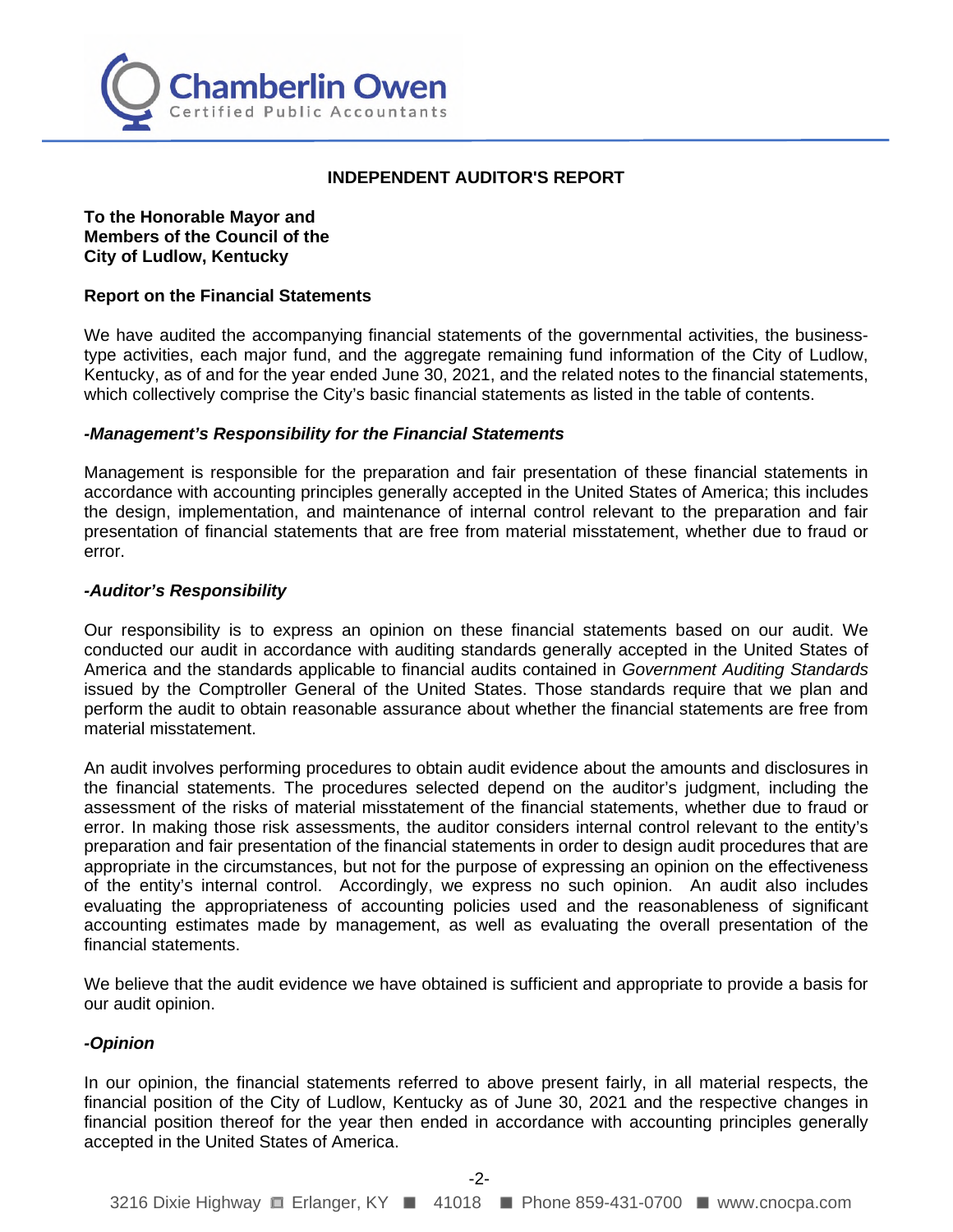Chamberlin Owen
Certified Public Accountants

## INDEPENDENT AUDITOR'S REPORT

**To the Honorable Mayor and**
**Members of the Council of the**
**City of Ludlow, Kentucky**

### Report on the Financial Statements

We have audited the accompanying financial statements of the governmental activities, the business-type activities, each major fund, and the aggregate remaining fund information of the City of Ludlow, Kentucky, as of and for the year ended June 30, 2021, and the related notes to the financial statements, which collectively comprise the City's basic financial statements as listed in the table of contents.

***-Management's Responsibility for the Financial Statements***

Management is responsible for the preparation and fair presentation of these financial statements in accordance with accounting principles generally accepted in the United States of America; this includes the design, implementation, and maintenance of internal control relevant to the preparation and fair presentation of financial statements that are free from material misstatement, whether due to fraud or error.

***-Auditor's Responsibility***

Our responsibility is to express an opinion on these financial statements based on our audit. We conducted our audit in accordance with auditing standards generally accepted in the United States of America and the standards applicable to financial audits contained in *Government Auditing Standards* issued by the Comptroller General of the United States. Those standards require that we plan and perform the audit to obtain reasonable assurance about whether the financial statements are free from material misstatement.

An audit involves performing procedures to obtain audit evidence about the amounts and disclosures in the financial statements. The procedures selected depend on the auditor's judgment, including the assessment of the risks of material misstatement of the financial statements, whether due to fraud or error. In making those risk assessments, the auditor considers internal control relevant to the entity's preparation and fair presentation of the financial statements in order to design audit procedures that are appropriate in the circumstances, but not for the purpose of expressing an opinion on the effectiveness of the entity's internal control. Accordingly, we express no such opinion. An audit also includes evaluating the appropriateness of accounting policies used and the reasonableness of significant accounting estimates made by management, as well as evaluating the overall presentation of the financial statements.

We believe that the audit evidence we have obtained is sufficient and appropriate to provide a basis for our audit opinion.

***-Opinion***

In our opinion, the financial statements referred to above present fairly, in all material respects, the financial position of the City of Ludlow, Kentucky as of June 30, 2021 and the respective changes in financial position thereof for the year then ended in accordance with accounting principles generally accepted in the United States of America.

3216 Dixie Highway ■ Erlanger, KY ■ 41018 ■ Phone 859-431-0700 ■ www.cnocpa.com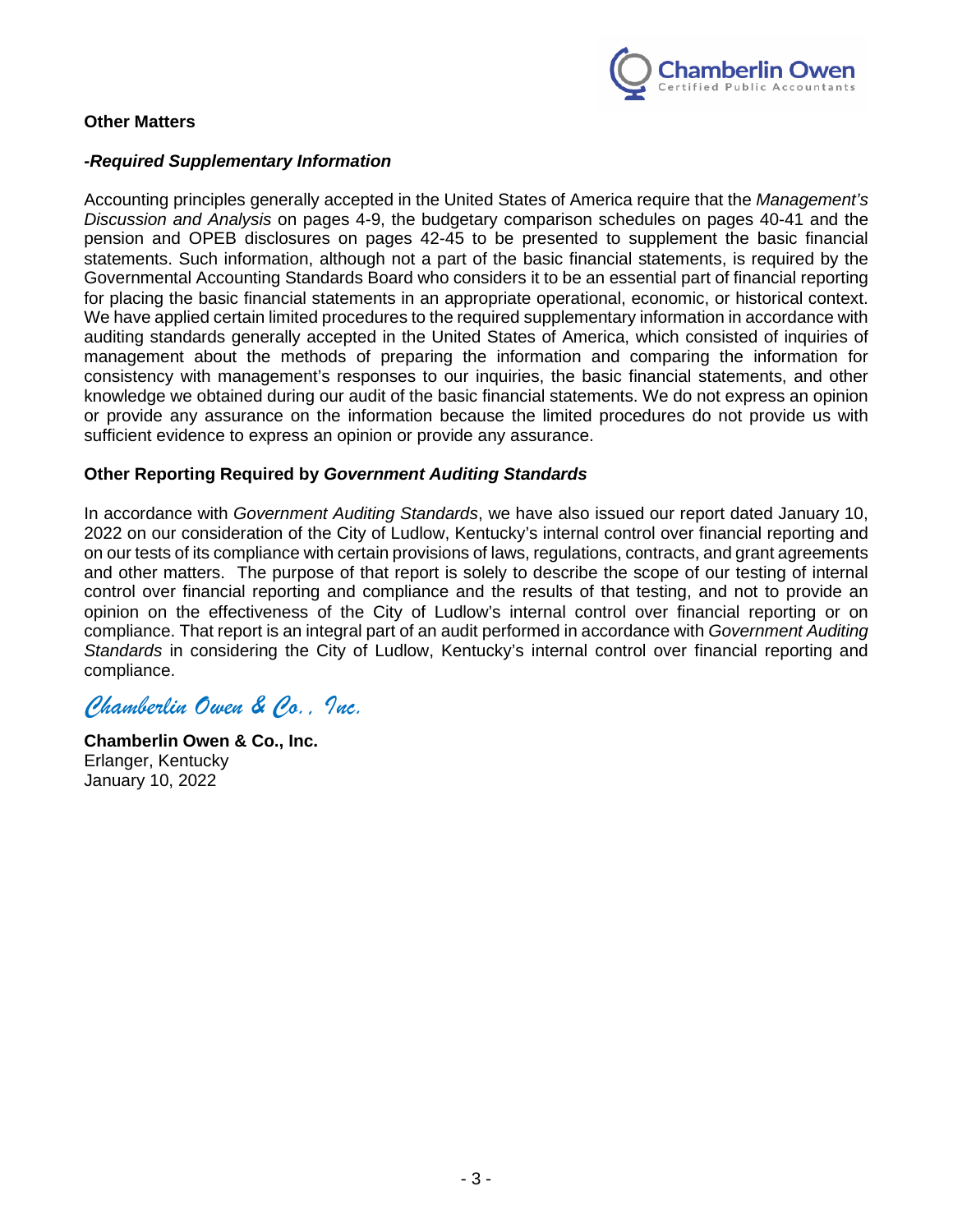### Other Matters

#### *-Required Supplementary Information*

Accounting principles generally accepted in the United States of America require that the *Management's Discussion and Analysis* on pages 4-9, the budgetary comparison schedules on pages 40-41 and the pension and OPEB disclosures on pages 42-45 to be presented to supplement the basic financial statements. Such information, although not a part of the basic financial statements, is required by the Governmental Accounting Standards Board who considers it to be an essential part of financial reporting for placing the basic financial statements in an appropriate operational, economic, or historical context. We have applied certain limited procedures to the required supplementary information in accordance with auditing standards generally accepted in the United States of America, which consisted of inquiries of management about the methods of preparing the information and comparing the information for consistency with management's responses to our inquiries, the basic financial statements, and other knowledge we obtained during our audit of the basic financial statements. We do not express an opinion or provide any assurance on the information because the limited procedures do not provide us with sufficient evidence to express an opinion or provide any assurance.

### Other Reporting Required by *Government Auditing Standards*

In accordance with *Government Auditing Standards*, we have also issued our report dated January 10, 2022 on our consideration of the City of Ludlow, Kentucky's internal control over financial reporting and on our tests of its compliance with certain provisions of laws, regulations, contracts, and grant agreements and other matters. The purpose of that report is solely to describe the scope of our testing of internal control over financial reporting and compliance and the results of that testing, and not to provide an opinion on the effectiveness of the City of Ludlow's internal control over financial reporting or on compliance. That report is an integral part of an audit performed in accordance with *Government Auditing Standards* in considering the City of Ludlow, Kentucky's internal control over financial reporting and compliance.

*Chamberlin Owen & Co., Inc.*

**Chamberlin Owen & Co., Inc.**
Erlanger, Kentucky
January 10, 2022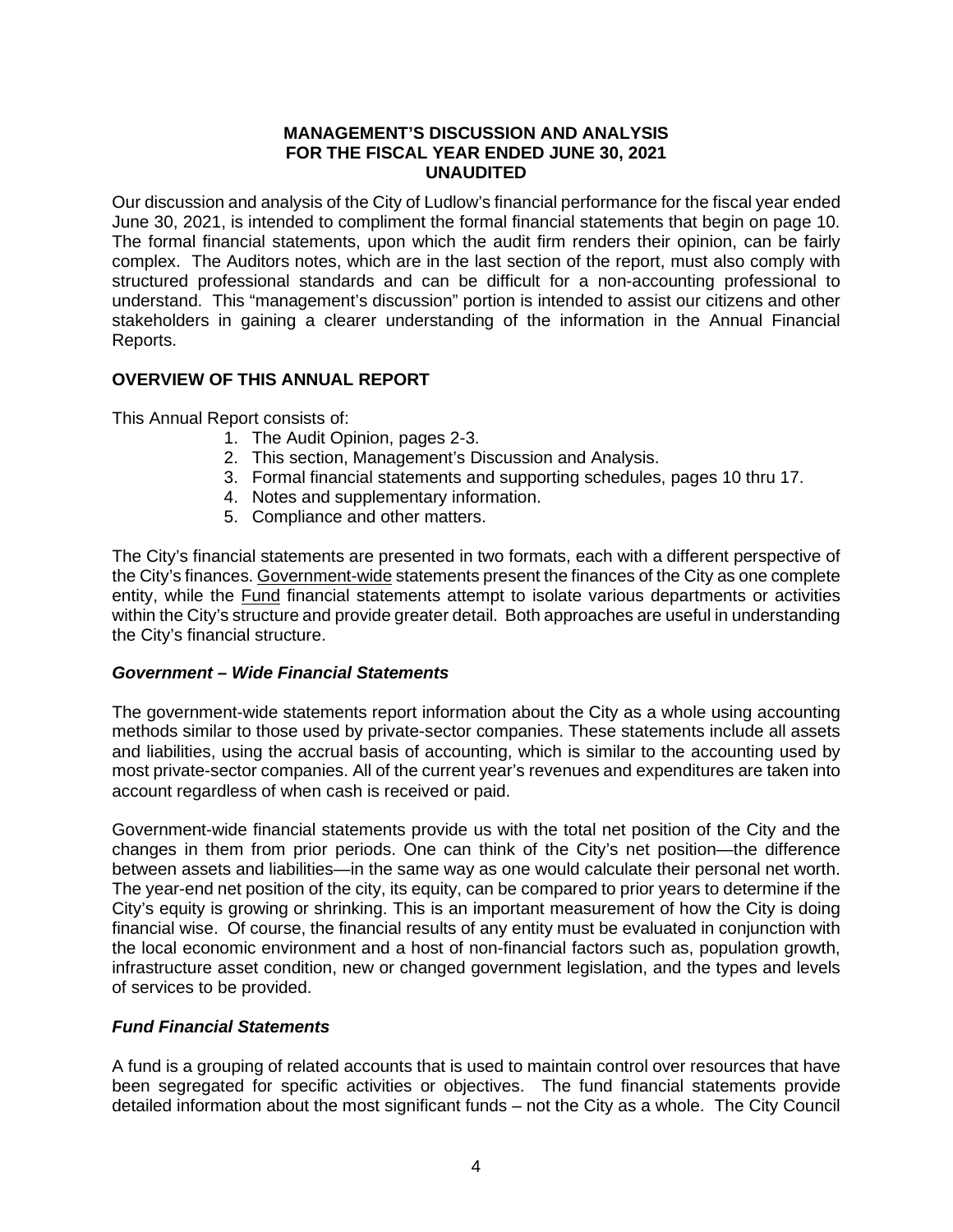**MANAGEMENT'S DISCUSSION AND ANALYSIS**
**FOR THE FISCAL YEAR ENDED JUNE 30, 2021**
**UNAUDITED**

Our discussion and analysis of the City of Ludlow's financial performance for the fiscal year ended June 30, 2021, is intended to compliment the formal financial statements that begin on page 10. The formal financial statements, upon which the audit firm renders their opinion, can be fairly complex. The Auditors notes, which are in the last section of the report, must also comply with structured professional standards and can be difficult for a non-accounting professional to understand. This "management's discussion" portion is intended to assist our citizens and other stakeholders in gaining a clearer understanding of the information in the Annual Financial Reports.

## OVERVIEW OF THIS ANNUAL REPORT

This Annual Report consists of:

1. The Audit Opinion, pages 2-3.
2. This section, Management's Discussion and Analysis.
3. Formal financial statements and supporting schedules, pages 10 thru 17.
4. Notes and supplementary information.
5. Compliance and other matters.

The City's financial statements are presented in two formats, each with a different perspective of the City's finances. Government-wide statements present the finances of the City as one complete entity, while the Fund financial statements attempt to isolate various departments or activities within the City's structure and provide greater detail. Both approaches are useful in understanding the City's financial structure.

### *Government – Wide Financial Statements*

The government-wide statements report information about the City as a whole using accounting methods similar to those used by private-sector companies. These statements include all assets and liabilities, using the accrual basis of accounting, which is similar to the accounting used by most private-sector companies. All of the current year's revenues and expenditures are taken into account regardless of when cash is received or paid.

Government-wide financial statements provide us with the total net position of the City and the changes in them from prior periods. One can think of the City's net position—the difference between assets and liabilities—in the same way as one would calculate their personal net worth. The year-end net position of the city, its equity, can be compared to prior years to determine if the City's equity is growing or shrinking. This is an important measurement of how the City is doing financial wise. Of course, the financial results of any entity must be evaluated in conjunction with the local economic environment and a host of non-financial factors such as, population growth, infrastructure asset condition, new or changed government legislation, and the types and levels of services to be provided.

### *Fund Financial Statements*

A fund is a grouping of related accounts that is used to maintain control over resources that have been segregated for specific activities or objectives. The fund financial statements provide detailed information about the most significant funds – not the City as a whole. The City Council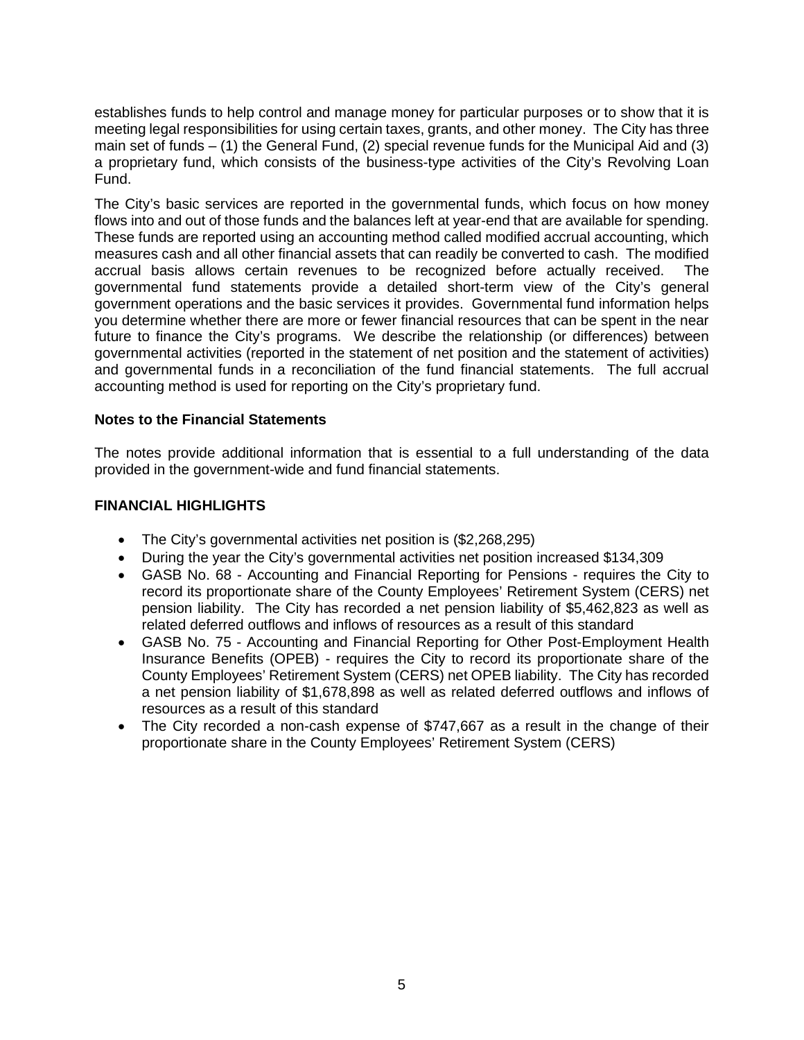establishes funds to help control and manage money for particular purposes or to show that it is meeting legal responsibilities for using certain taxes, grants, and other money. The City has three main set of funds – (1) the General Fund, (2) special revenue funds for the Municipal Aid and (3) a proprietary fund, which consists of the business-type activities of the City's Revolving Loan Fund.

The City's basic services are reported in the governmental funds, which focus on how money flows into and out of those funds and the balances left at year-end that are available for spending. These funds are reported using an accounting method called modified accrual accounting, which measures cash and all other financial assets that can readily be converted to cash. The modified accrual basis allows certain revenues to be recognized before actually received. The governmental fund statements provide a detailed short-term view of the City's general government operations and the basic services it provides. Governmental fund information helps you determine whether there are more or fewer financial resources that can be spent in the near future to finance the City's programs. We describe the relationship (or differences) between governmental activities (reported in the statement of net position and the statement of activities) and governmental funds in a reconciliation of the fund financial statements. The full accrual accounting method is used for reporting on the City's proprietary fund.

**Notes to the Financial Statements**

The notes provide additional information that is essential to a full understanding of the data provided in the government-wide and fund financial statements.

**FINANCIAL HIGHLIGHTS**

- The City's governmental activities net position is ($2,268,295)
- During the year the City's governmental activities net position increased $134,309
- GASB No. 68 - Accounting and Financial Reporting for Pensions - requires the City to record its proportionate share of the County Employees' Retirement System (CERS) net pension liability. The City has recorded a net pension liability of $5,462,823 as well as related deferred outflows and inflows of resources as a result of this standard
- GASB No. 75 - Accounting and Financial Reporting for Other Post-Employment Health Insurance Benefits (OPEB) - requires the City to record its proportionate share of the County Employees' Retirement System (CERS) net OPEB liability. The City has recorded a net pension liability of $1,678,898 as well as related deferred outflows and inflows of resources as a result of this standard
- The City recorded a non-cash expense of $747,667 as a result in the change of their proportionate share in the County Employees' Retirement System (CERS)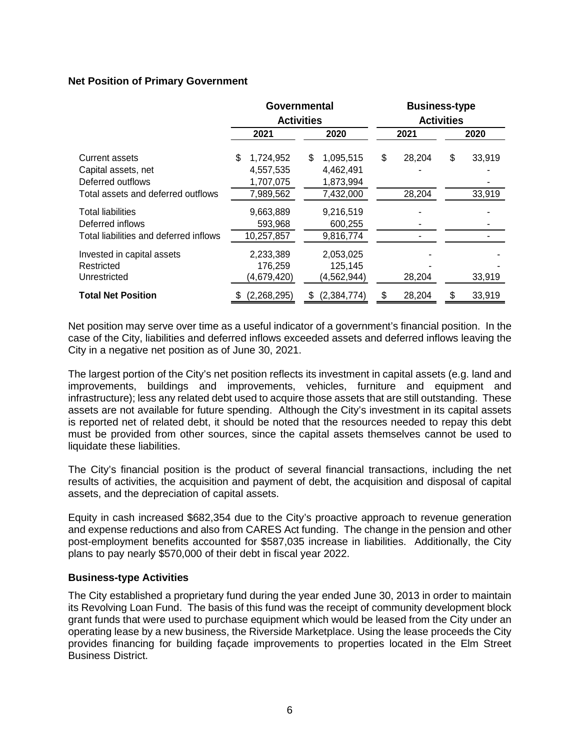### Net Position of Primary Government

| | Governmental Activities | | Business-type Activities | |
|---|---|---|---|---|
| | 2021 | 2020 | 2021 | 2020 |
| Current assets | $ 1,724,952 | $ 1,095,515 | $ 28,204 | $ 33,919 |
| Capital assets, net | 4,557,535 | 4,462,491 | - | - |
| Deferred outflows | 1,707,075 | 1,873,994 | | - |
| Total assets and deferred outflows | 7,989,562 | 7,432,000 | 28,204 | 33,919 |
| Total liabilities | 9,663,889 | 9,216,519 | - | - |
| Deferred inflows | 593,968 | 600,255 | - | - |
| Total liabilities and deferred inflows | 10,257,857 | 9,816,774 | - | - |
| Invested in capital assets | 2,233,389 | 2,053,025 | - | - |
| Restricted | 176,259 | 125,145 | - | - |
| Unrestricted | (4,679,420) | (4,562,944) | 28,204 | 33,919 |
| **Total Net Position** | $ (2,268,295) | $ (2,384,774) | $ 28,204 | $ 33,919 |

Net position may serve over time as a useful indicator of a government's financial position. In the case of the City, liabilities and deferred inflows exceeded assets and deferred inflows leaving the City in a negative net position as of June 30, 2021.

The largest portion of the City's net position reflects its investment in capital assets (e.g. land and improvements, buildings and improvements, vehicles, furniture and equipment and infrastructure); less any related debt used to acquire those assets that are still outstanding. These assets are not available for future spending. Although the City's investment in its capital assets is reported net of related debt, it should be noted that the resources needed to repay this debt must be provided from other sources, since the capital assets themselves cannot be used to liquidate these liabilities.

The City's financial position is the product of several financial transactions, including the net results of activities, the acquisition and payment of debt, the acquisition and disposal of capital assets, and the depreciation of capital assets.

Equity in cash increased $682,354 due to the City's proactive approach to revenue generation and expense reductions and also from CARES Act funding. The change in the pension and other post-employment benefits accounted for $587,035 increase in liabilities. Additionally, the City plans to pay nearly $570,000 of their debt in fiscal year 2022.

### Business-type Activities

The City established a proprietary fund during the year ended June 30, 2013 in order to maintain its Revolving Loan Fund. The basis of this fund was the receipt of community development block grant funds that were used to purchase equipment which would be leased from the City under an operating lease by a new business, the Riverside Marketplace. Using the lease proceeds the City provides financing for building façade improvements to properties located in the Elm Street Business District.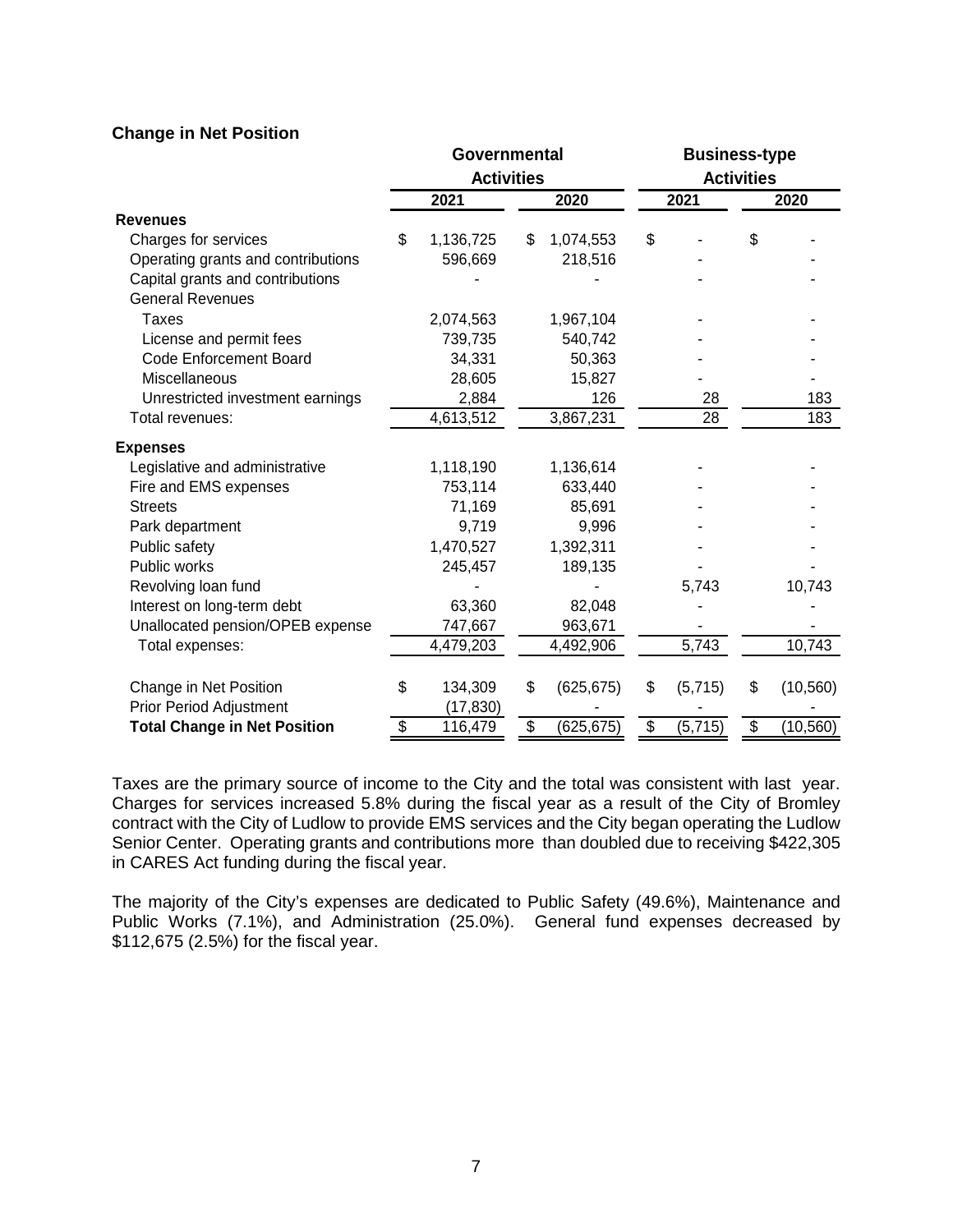**Change in Net Position**

| | Governmental Activities | | Business-type Activities | |
|---|---|---|---|---|
| | 2021 | 2020 | 2021 | 2020 |
| **Revenues** | | | | |
| Charges for services | $ 1,136,725 | $ 1,074,553 | $ - | $ - |
| Operating grants and contributions | 596,669 | 218,516 | - | - |
| Capital grants and contributions | - | - | - | - |
| General Revenues | | | | |
| Taxes | 2,074,563 | 1,967,104 | - | - |
| License and permit fees | 739,735 | 540,742 | - | - |
| Code Enforcement Board | 34,331 | 50,363 | - | - |
| Miscellaneous | 28,605 | 15,827 | - | - |
| Unrestricted investment earnings | 2,884 | 126 | 28 | 183 |
| Total revenues: | 4,613,512 | 3,867,231 | 28 | 183 |
| **Expenses** | | | | |
| Legislative and administrative | 1,118,190 | 1,136,614 | - | - |
| Fire and EMS expenses | 753,114 | 633,440 | - | - |
| Streets | 71,169 | 85,691 | - | - |
| Park department | 9,719 | 9,996 | - | - |
| Public safety | 1,470,527 | 1,392,311 | - | - |
| Public works | 245,457 | 189,135 | - | - |
| Revolving loan fund | - | - | 5,743 | 10,743 |
| Interest on long-term debt | 63,360 | 82,048 | - | - |
| Unallocated pension/OPEB expense | 747,667 | 963,671 | - | - |
| Total expenses: | 4,479,203 | 4,492,906 | 5,743 | 10,743 |
| Change in Net Position | $ 134,309 | $ (625,675) | $ (5,715) | $ (10,560) |
| Prior Period Adjustment | (17,830) | - | - | - |
| **Total Change in Net Position** | $ 116,479 | $ (625,675) | $ (5,715) | $ (10,560) |

Taxes are the primary source of income to the City and the total was consistent with last year. Charges for services increased 5.8% during the fiscal year as a result of the City of Bromley contract with the City of Ludlow to provide EMS services and the City began operating the Ludlow Senior Center. Operating grants and contributions more than doubled due to receiving $422,305 in CARES Act funding during the fiscal year.

The majority of the City's expenses are dedicated to Public Safety (49.6%), Maintenance and Public Works (7.1%), and Administration (25.0%). General fund expenses decreased by $112,675 (2.5%) for the fiscal year.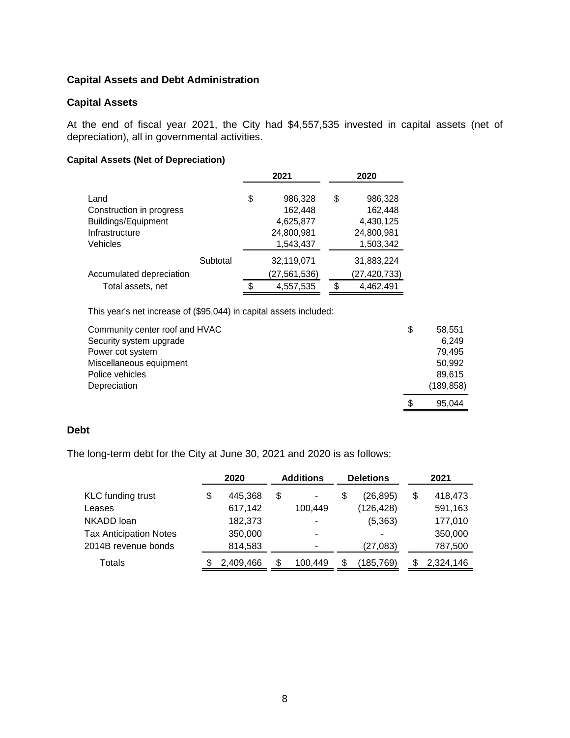## Capital Assets and Debt Administration

### Capital Assets

At the end of fiscal year 2021, the City had $4,557,535 invested in capital assets (net of depreciation), all in governmental activities.

**Capital Assets (Net of Depreciation)**

| | | 2021 | 2020 |
|---|---|---|---|
| Land | | $ 986,328 | $ 986,328 |
| Construction in progress | | 162,448 | 162,448 |
| Buildings/Equipment | | 4,625,877 | 4,430,125 |
| Infrastructure | | 24,800,981 | 24,800,981 |
| Vehicles | | 1,543,437 | 1,503,342 |
| | Subtotal | 32,119,071 | 31,883,224 |
| Accumulated depreciation | | (27,561,536) | (27,420,733) |
| Total assets, net | | $ 4,557,535 | $ 4,462,491 |

This year's net increase of ($95,044) in capital assets included:

| | |
|---|---|
| Community center roof and HVAC | $ 58,551 |
| Security system upgrade | 6,249 |
| Power cot system | 79,495 |
| Miscellaneous equipment | 50,992 |
| Police vehicles | 89,615 |
| Depreciation | (189,858) |
| | $ 95,044 |

### Debt

The long-term debt for the City at June 30, 2021 and 2020 is as follows:

| | 2020 | Additions | Deletions | 2021 |
|---|---|---|---|---|
| KLC funding trust | $ 445,368 | $ - | $ (26,895) | $ 418,473 |
| Leases | 617,142 | 100,449 | (126,428) | 591,163 |
| NKADD loan | 182,373 | - | (5,363) | 177,010 |
| Tax Anticipation Notes | 350,000 | - | - | 350,000 |
| 2014B revenue bonds | 814,583 | - | (27,083) | 787,500 |
| Totals | $ 2,409,466 | $ 100,449 | $ (185,769) | $ 2,324,146 |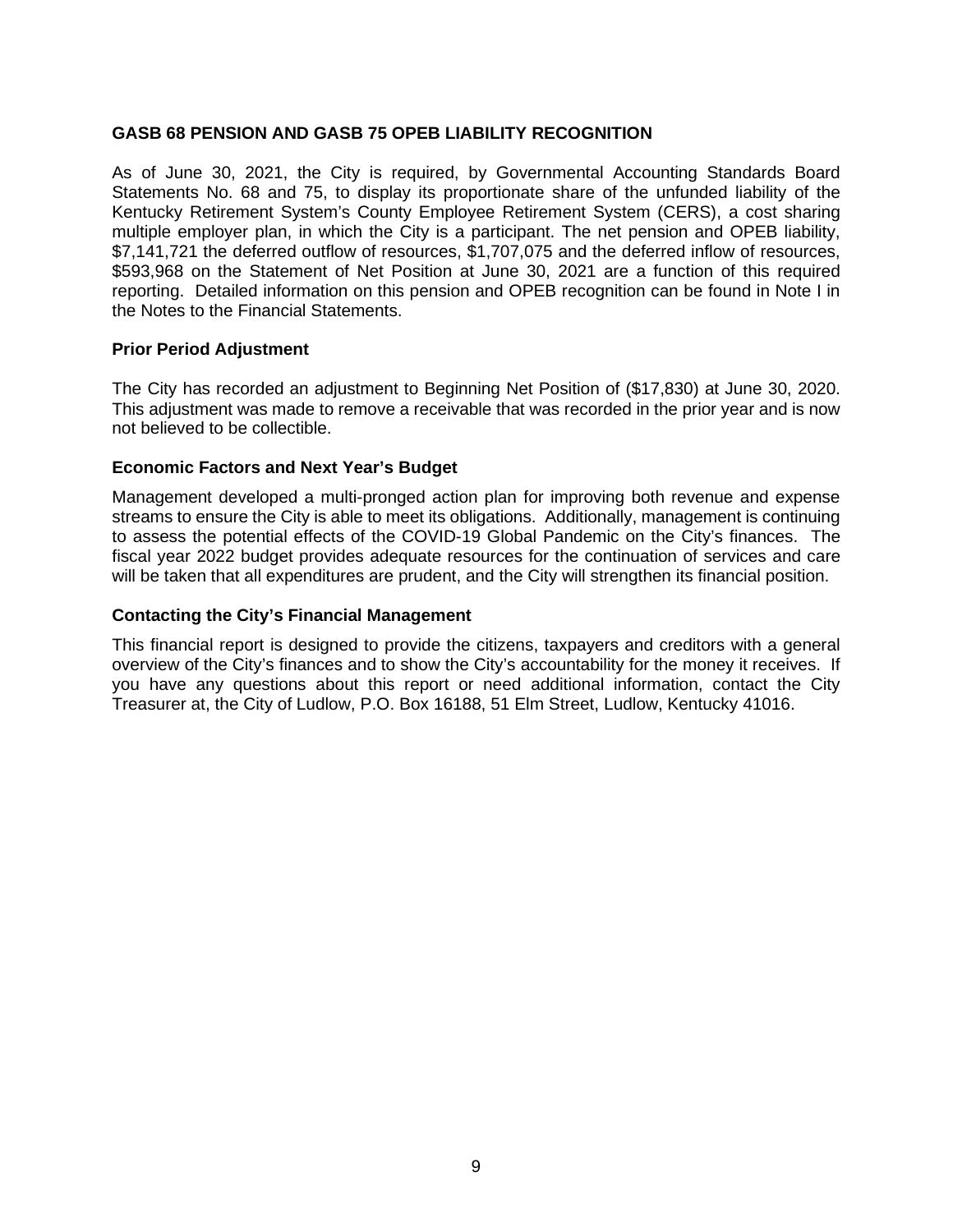## GASB 68 PENSION AND GASB 75 OPEB LIABILITY RECOGNITION

As of June 30, 2021, the City is required, by Governmental Accounting Standards Board Statements No. 68 and 75, to display its proportionate share of the unfunded liability of the Kentucky Retirement System's County Employee Retirement System (CERS), a cost sharing multiple employer plan, in which the City is a participant. The net pension and OPEB liability, $7,141,721 the deferred outflow of resources, $1,707,075 and the deferred inflow of resources, $593,968 on the Statement of Net Position at June 30, 2021 are a function of this required reporting. Detailed information on this pension and OPEB recognition can be found in Note I in the Notes to the Financial Statements.

### Prior Period Adjustment

The City has recorded an adjustment to Beginning Net Position of ($17,830) at June 30, 2020. This adjustment was made to remove a receivable that was recorded in the prior year and is now not believed to be collectible.

### Economic Factors and Next Year's Budget

Management developed a multi-pronged action plan for improving both revenue and expense streams to ensure the City is able to meet its obligations. Additionally, management is continuing to assess the potential effects of the COVID-19 Global Pandemic on the City's finances. The fiscal year 2022 budget provides adequate resources for the continuation of services and care will be taken that all expenditures are prudent, and the City will strengthen its financial position.

### Contacting the City's Financial Management

This financial report is designed to provide the citizens, taxpayers and creditors with a general overview of the City's finances and to show the City's accountability for the money it receives. If you have any questions about this report or need additional information, contact the City Treasurer at, the City of Ludlow, P.O. Box 16188, 51 Elm Street, Ludlow, Kentucky 41016.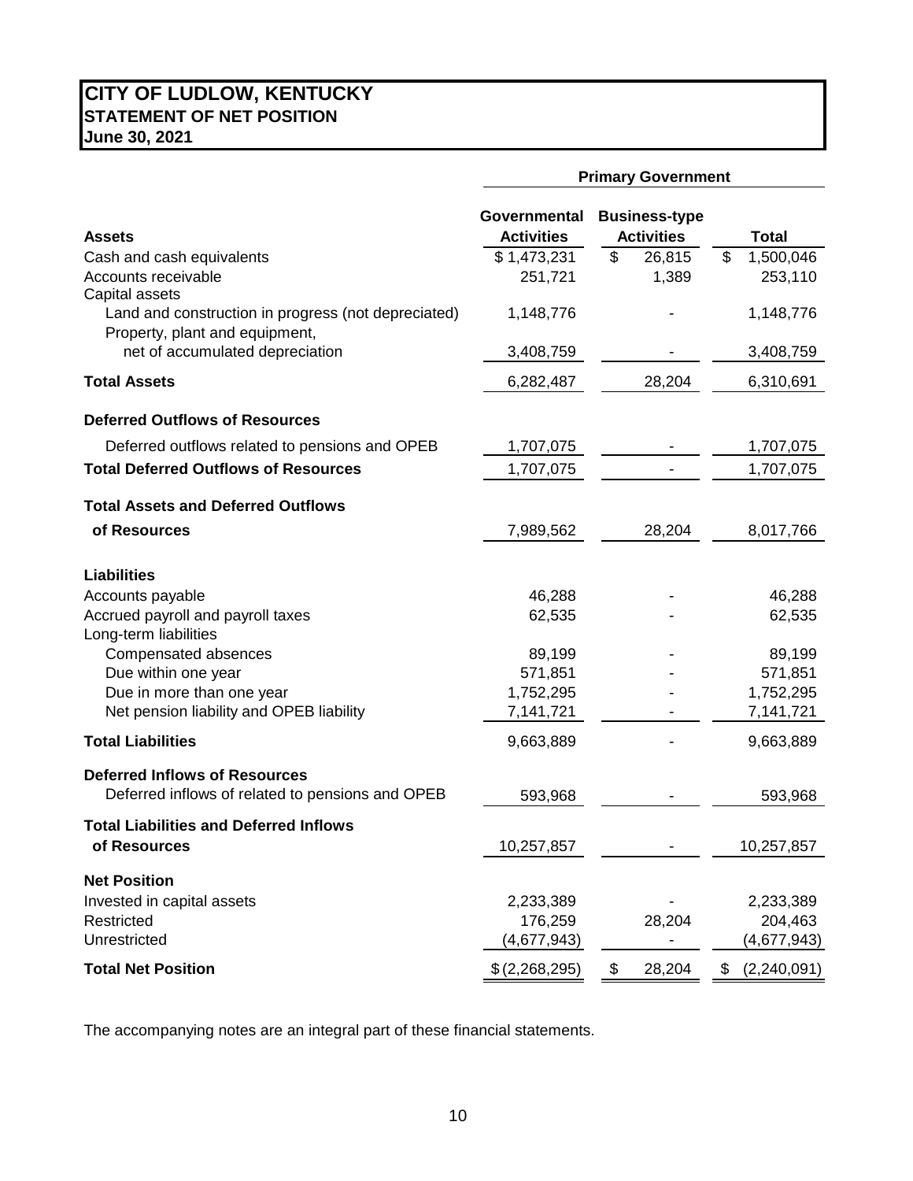# CITY OF LUDLOW, KENTUCKY
## STATEMENT OF NET POSITION
### June 30, 2021

| | Primary Government | | |
|---|---|---|---|
| **Assets** | **Governmental Activities** | **Business-type Activities** | **Total** |
| Cash and cash equivalents | $ 1,473,231 | $ 26,815 | $ 1,500,046 |
| Accounts receivable | 251,721 | 1,389 | 253,110 |
| Capital assets | | | |
| Land and construction in progress (not depreciated) | 1,148,776 | - | 1,148,776 |
| Property, plant and equipment, net of accumulated depreciation | 3,408,759 | - | 3,408,759 |
| **Total Assets** | 6,282,487 | 28,204 | 6,310,691 |
| **Deferred Outflows of Resources** | | | |
| Deferred outflows related to pensions and OPEB | 1,707,075 | - | 1,707,075 |
| **Total Deferred Outflows of Resources** | 1,707,075 | - | 1,707,075 |
| **Total Assets and Deferred Outflows of Resources** | 7,989,562 | 28,204 | 8,017,766 |
| **Liabilities** | | | |
| Accounts payable | 46,288 | - | 46,288 |
| Accrued payroll and payroll taxes | 62,535 | - | 62,535 |
| Long-term liabilities | | | |
| Compensated absences | 89,199 | - | 89,199 |
| Due within one year | 571,851 | - | 571,851 |
| Due in more than one year | 1,752,295 | - | 1,752,295 |
| Net pension liability and OPEB liability | 7,141,721 | - | 7,141,721 |
| **Total Liabilities** | 9,663,889 | - | 9,663,889 |
| **Deferred Inflows of Resources** | | | |
| Deferred inflows of related to pensions and OPEB | 593,968 | - | 593,968 |
| **Total Liabilities and Deferred Inflows of Resources** | 10,257,857 | - | 10,257,857 |
| **Net Position** | | | |
| Invested in capital assets | 2,233,389 | - | 2,233,389 |
| Restricted | 176,259 | 28,204 | 204,463 |
| Unrestricted | (4,677,943) | - | (4,677,943) |
| **Total Net Position** | $ (2,268,295) | $ 28,204 | $ (2,240,091) |

The accompanying notes are an integral part of these financial statements.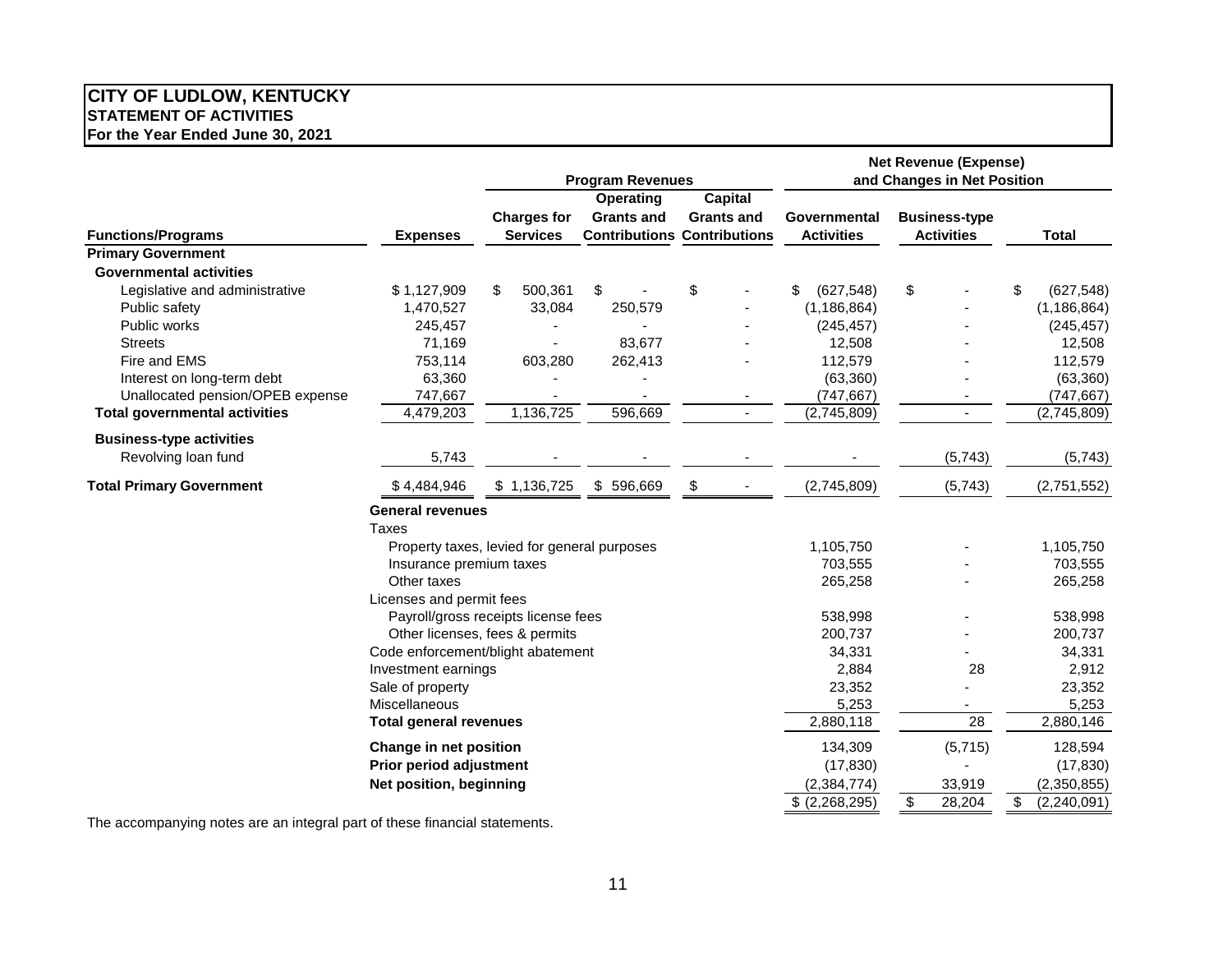# CITY OF LUDLOW, KENTUCKY
## STATEMENT OF ACTIVITIES
### For the Year Ended June 30, 2021

| | | Program Revenues | | | Net Revenue (Expense) and Changes in Net Position | | |
|---|---|---|---|---|---|---|---|
| **Functions/Programs** | **Expenses** | **Charges for Services** | **Operating Grants and Contributions** | **Capital Grants and Contributions** | **Governmental Activities** | **Business-type Activities** | **Total** |
| **Primary Government** | | | | | | | |
| **Governmental activities** | | | | | | | |
| Legislative and administrative | $ 1,127,909 | $ 500,361 | $ - | $ - | $ (627,548) | $ - | $ (627,548) |
| Public safety | 1,470,527 | 33,084 | 250,579 | - | (1,186,864) | - | (1,186,864) |
| Public works | 245,457 | - | - | - | (245,457) | - | (245,457) |
| Streets | 71,169 | - | 83,677 | - | 12,508 | - | 12,508 |
| Fire and EMS | 753,114 | 603,280 | 262,413 | - | 112,579 | - | 112,579 |
| Interest on long-term debt | 63,360 | - | - | | (63,360) | - | (63,360) |
| Unallocated pension/OPEB expense | 747,667 | - | - | - | (747,667) | - | (747,667) |
| **Total governmental activities** | 4,479,203 | 1,136,725 | 596,669 | - | (2,745,809) | - | (2,745,809) |
| **Business-type activities** | | | | | | | |
| Revolving loan fund | 5,743 | - | - | - | - | (5,743) | (5,743) |
| **Total Primary Government** | $ 4,484,946 | $ 1,136,725 | $ 596,669 | $ - | (2,745,809) | (5,743) | (2,751,552) |
| | **General revenues** | | | | | | |
| | Taxes | | | | | | |
| | Property taxes, levied for general purposes | | | | 1,105,750 | - | 1,105,750 |
| | Insurance premium taxes | | | | 703,555 | - | 703,555 |
| | Other taxes | | | | 265,258 | - | 265,258 |
| | Licenses and permit fees | | | | | | |
| | Payroll/gross receipts license fees | | | | 538,998 | - | 538,998 |
| | Other licenses, fees & permits | | | | 200,737 | - | 200,737 |
| | Code enforcement/blight abatement | | | | 34,331 | - | 34,331 |
| | Investment earnings | | | | 2,884 | 28 | 2,912 |
| | Sale of property | | | | 23,352 | - | 23,352 |
| | Miscellaneous | | | | 5,253 | - | 5,253 |
| | **Total general revenues** | | | | 2,880,118 | 28 | 2,880,146 |
| | **Change in net position** | | | | 134,309 | (5,715) | 128,594 |
| | **Prior period adjustment** | | | | (17,830) | - | (17,830) |
| | **Net position, beginning** | | | | (2,384,774) | 33,919 | (2,350,855) |
| | | | | | $ (2,268,295) | $ 28,204 | $ (2,240,091) |

The accompanying notes are an integral part of these financial statements.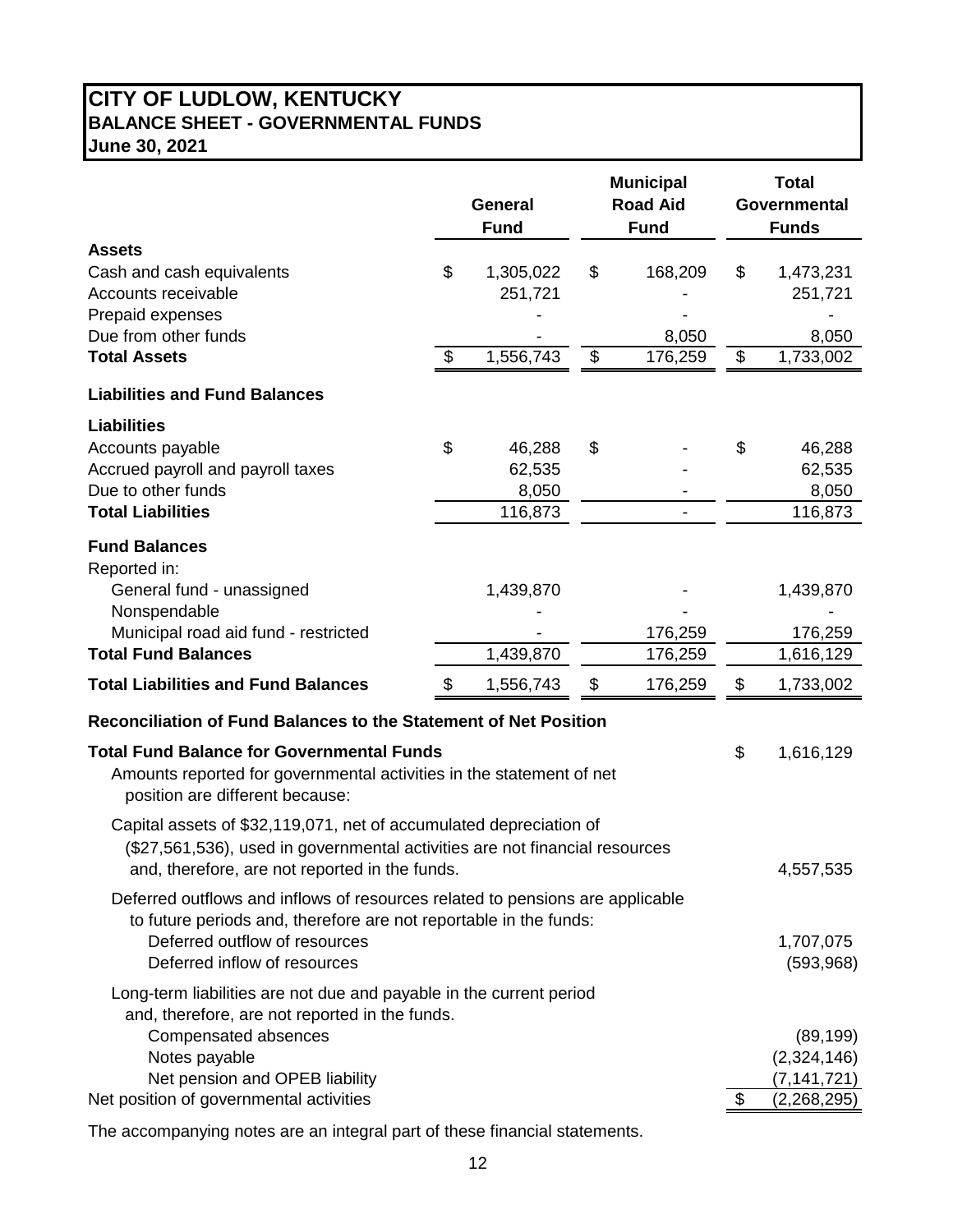# CITY OF LUDLOW, KENTUCKY
## BALANCE SHEET - GOVERNMENTAL FUNDS
### June 30, 2021

| | General Fund | Municipal Road Aid Fund | Total Governmental Funds |
|---|---|---|---|
| **Assets** | | | |
| Cash and cash equivalents | $ 1,305,022 | $ 168,209 | $ 1,473,231 |
| Accounts receivable | 251,721 | - | 251,721 |
| Prepaid expenses | - | - | - |
| Due from other funds | - | 8,050 | 8,050 |
| **Total Assets** | $ 1,556,743 | $ 176,259 | $ 1,733,002 |
| **Liabilities and Fund Balances** | | | |
| **Liabilities** | | | |
| Accounts payable | $ 46,288 | $ - | $ 46,288 |
| Accrued payroll and payroll taxes | 62,535 | - | 62,535 |
| Due to other funds | 8,050 | - | 8,050 |
| **Total Liabilities** | 116,873 | - | 116,873 |
| **Fund Balances** | | | |
| Reported in: | | | |
| General fund - unassigned | 1,439,870 | - | 1,439,870 |
| Nonspendable | - | - | - |
| Municipal road aid fund - restricted | - | 176,259 | 176,259 |
| **Total Fund Balances** | 1,439,870 | 176,259 | 1,616,129 |
| **Total Liabilities and Fund Balances** | $ 1,556,743 | $ 176,259 | $ 1,733,002 |

**Reconciliation of Fund Balances to the Statement of Net Position**

| | |
|---|---|
| **Total Fund Balance for Governmental Funds** | $ 1,616,129 |
| Amounts reported for governmental activities in the statement of net position are different because: | |
| Capital assets of $32,119,071, net of accumulated depreciation of ($27,561,536), used in governmental activities are not financial resources and, therefore, are not reported in the funds. | 4,557,535 |
| Deferred outflows and inflows of resources related to pensions are applicable to future periods and, therefore are not reportable in the funds: | |
| Deferred outflow of resources | 1,707,075 |
| Deferred inflow of resources | (593,968) |
| Long-term liabilities are not due and payable in the current period and, therefore, are not reported in the funds. | |
| Compensated absences | (89,199) |
| Notes payable | (2,324,146) |
| Net pension and OPEB liability | (7,141,721) |
| Net position of governmental activities | $ (2,268,295) |

The accompanying notes are an integral part of these financial statements.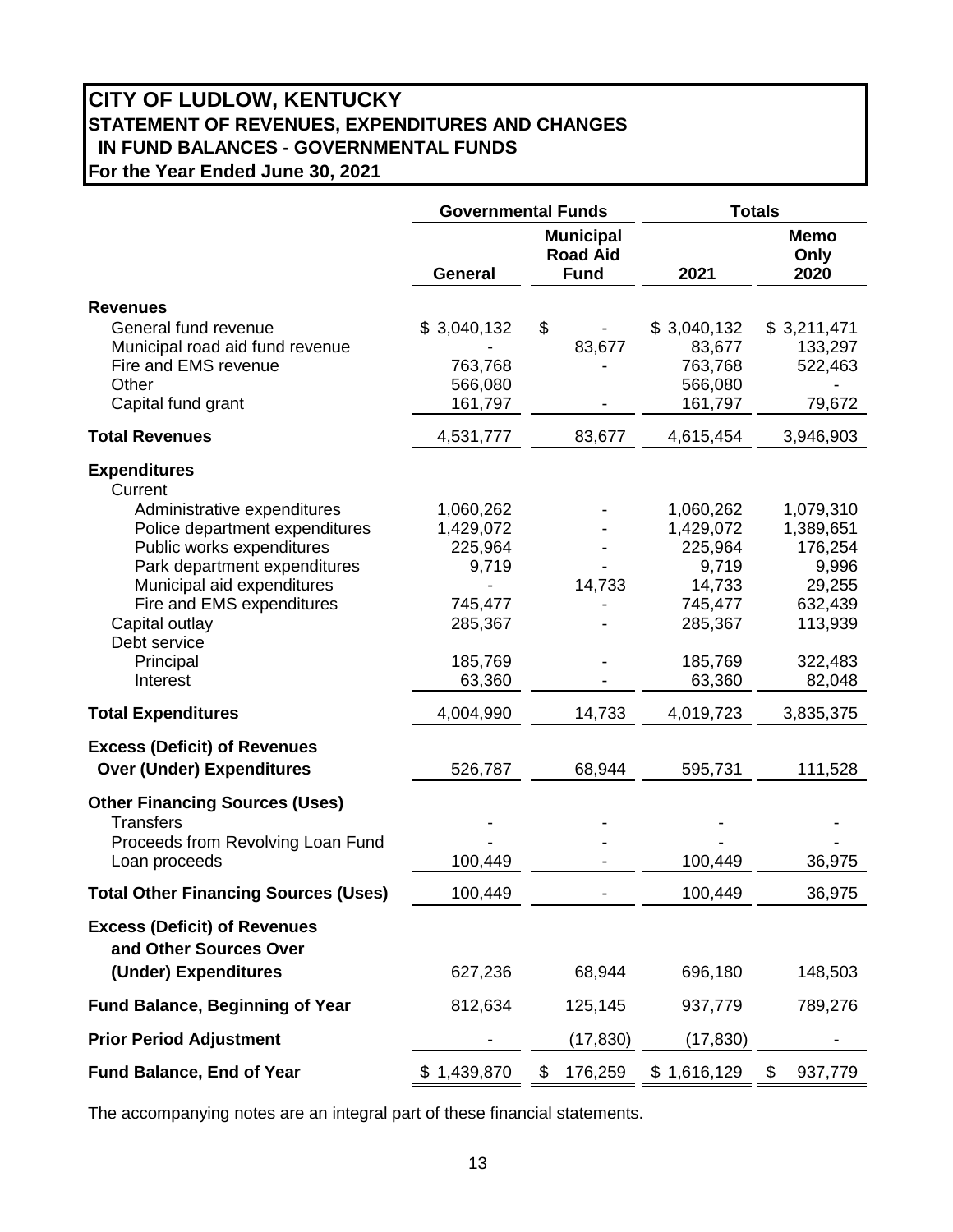# CITY OF LUDLOW, KENTUCKY
## STATEMENT OF REVENUES, EXPENDITURES AND CHANGES IN FUND BALANCES - GOVERNMENTAL FUNDS
### For the Year Ended June 30, 2021

| | Governmental Funds | | Totals | |
|---|---|---|---|---|
| | General | Municipal Road Aid Fund | 2021 | Memo Only 2020 |
| **Revenues** | | | | |
| General fund revenue | $ 3,040,132 | $ - | $ 3,040,132 | $ 3,211,471 |
| Municipal road aid fund revenue | - | 83,677 | 83,677 | 133,297 |
| Fire and EMS revenue | 763,768 | - | 763,768 | 522,463 |
| Other | 566,080 | | 566,080 | - |
| Capital fund grant | 161,797 | - | 161,797 | 79,672 |
| **Total Revenues** | 4,531,777 | 83,677 | 4,615,454 | 3,946,903 |
| **Expenditures** | | | | |
| Current | | | | |
| Administrative expenditures | 1,060,262 | - | 1,060,262 | 1,079,310 |
| Police department expenditures | 1,429,072 | - | 1,429,072 | 1,389,651 |
| Public works expenditures | 225,964 | - | 225,964 | 176,254 |
| Park department expenditures | 9,719 | - | 9,719 | 9,996 |
| Municipal aid expenditures | - | 14,733 | 14,733 | 29,255 |
| Fire and EMS expenditures | 745,477 | - | 745,477 | 632,439 |
| Capital outlay | 285,367 | - | 285,367 | 113,939 |
| Debt service | | | | |
| Principal | 185,769 | - | 185,769 | 322,483 |
| Interest | 63,360 | - | 63,360 | 82,048 |
| **Total Expenditures** | 4,004,990 | 14,733 | 4,019,723 | 3,835,375 |
| **Excess (Deficit) of Revenues Over (Under) Expenditures** | 526,787 | 68,944 | 595,731 | 111,528 |
| **Other Financing Sources (Uses)** | | | | |
| Transfers | - | - | - | - |
| Proceeds from Revolving Loan Fund | - | - | - | - |
| Loan proceeds | 100,449 | - | 100,449 | 36,975 |
| **Total Other Financing Sources (Uses)** | 100,449 | - | 100,449 | 36,975 |
| **Excess (Deficit) of Revenues and Other Sources Over (Under) Expenditures** | 627,236 | 68,944 | 696,180 | 148,503 |
| **Fund Balance, Beginning of Year** | 812,634 | 125,145 | 937,779 | 789,276 |
| **Prior Period Adjustment** | - | (17,830) | (17,830) | - |
| **Fund Balance, End of Year** | $ 1,439,870 | $ 176,259 | $ 1,616,129 | $ 937,779 |

The accompanying notes are an integral part of these financial statements.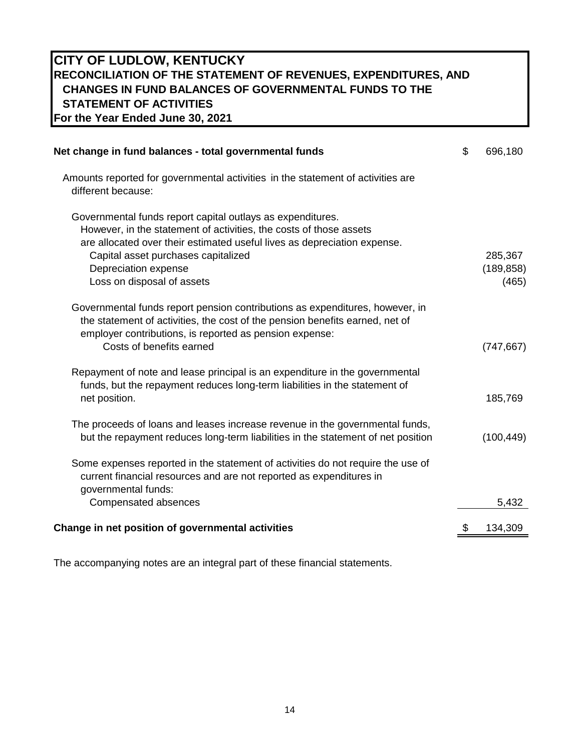# CITY OF LUDLOW, KENTUCKY

## RECONCILIATION OF THE STATEMENT OF REVENUES, EXPENDITURES, AND CHANGES IN FUND BALANCES OF GOVERNMENTAL FUNDS TO THE STATEMENT OF ACTIVITIES

**For the Year Ended June 30, 2021**

| | |
|---|---|
| **Net change in fund balances - total governmental funds** | $ 696,180 |
| Amounts reported for governmental activities in the statement of activities are different because: | |
| Governmental funds report capital outlays as expenditures. However, in the statement of activities, the costs of those assets are allocated over their estimated useful lives as depreciation expense. | |
| Capital asset purchases capitalized | 285,367 |
| Depreciation expense | (189,858) |
| Loss on disposal of assets | (465) |
| Governmental funds report pension contributions as expenditures, however, in the statement of activities, the cost of the pension benefits earned, net of employer contributions, is reported as pension expense: | |
| Costs of benefits earned | (747,667) |
| Repayment of note and lease principal is an expenditure in the governmental funds, but the repayment reduces long-term liabilities in the statement of net position. | 185,769 |
| The proceeds of loans and leases increase revenue in the governmental funds, but the repayment reduces long-term liabilities in the statement of net position | (100,449) |
| Some expenses reported in the statement of activities do not require the use of current financial resources and are not reported as expenditures in governmental funds: | |
| Compensated absences | 5,432 |
| **Change in net position of governmental activities** | $ 134,309 |

The accompanying notes are an integral part of these financial statements.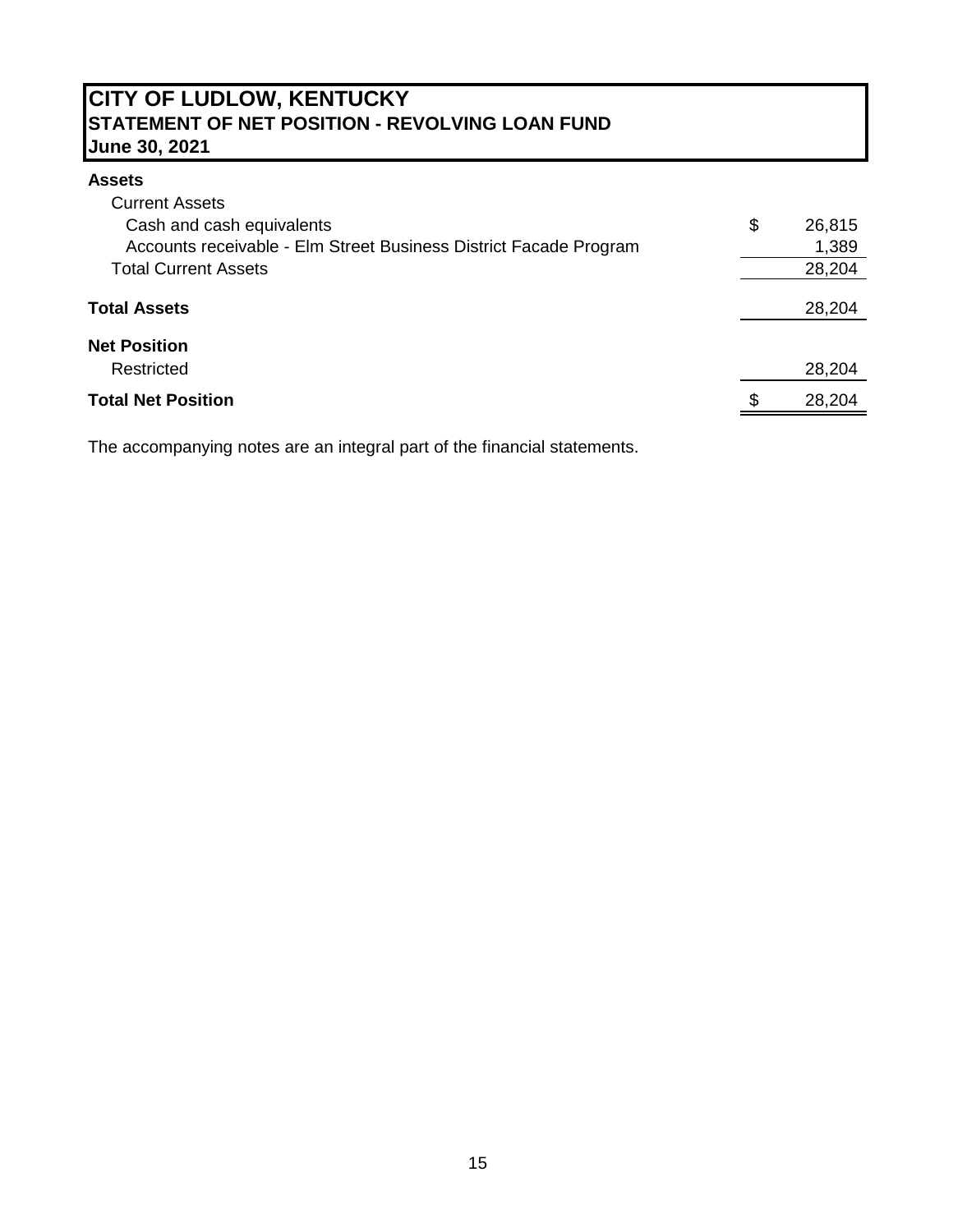# CITY OF LUDLOW, KENTUCKY
## STATEMENT OF NET POSITION - REVOLVING LOAN FUND
### June 30, 2021

| | | |
|---|---|---|
| **Assets** | | |
| Current Assets | | |
| Cash and cash equivalents | $ | 26,815 |
| Accounts receivable - Elm Street Business District Facade Program | | 1,389 |
| Total Current Assets | | 28,204 |
| **Total Assets** | | 28,204 |
| **Net Position** | | |
| Restricted | | 28,204 |
| **Total Net Position** | $ | 28,204 |

The accompanying notes are an integral part of the financial statements.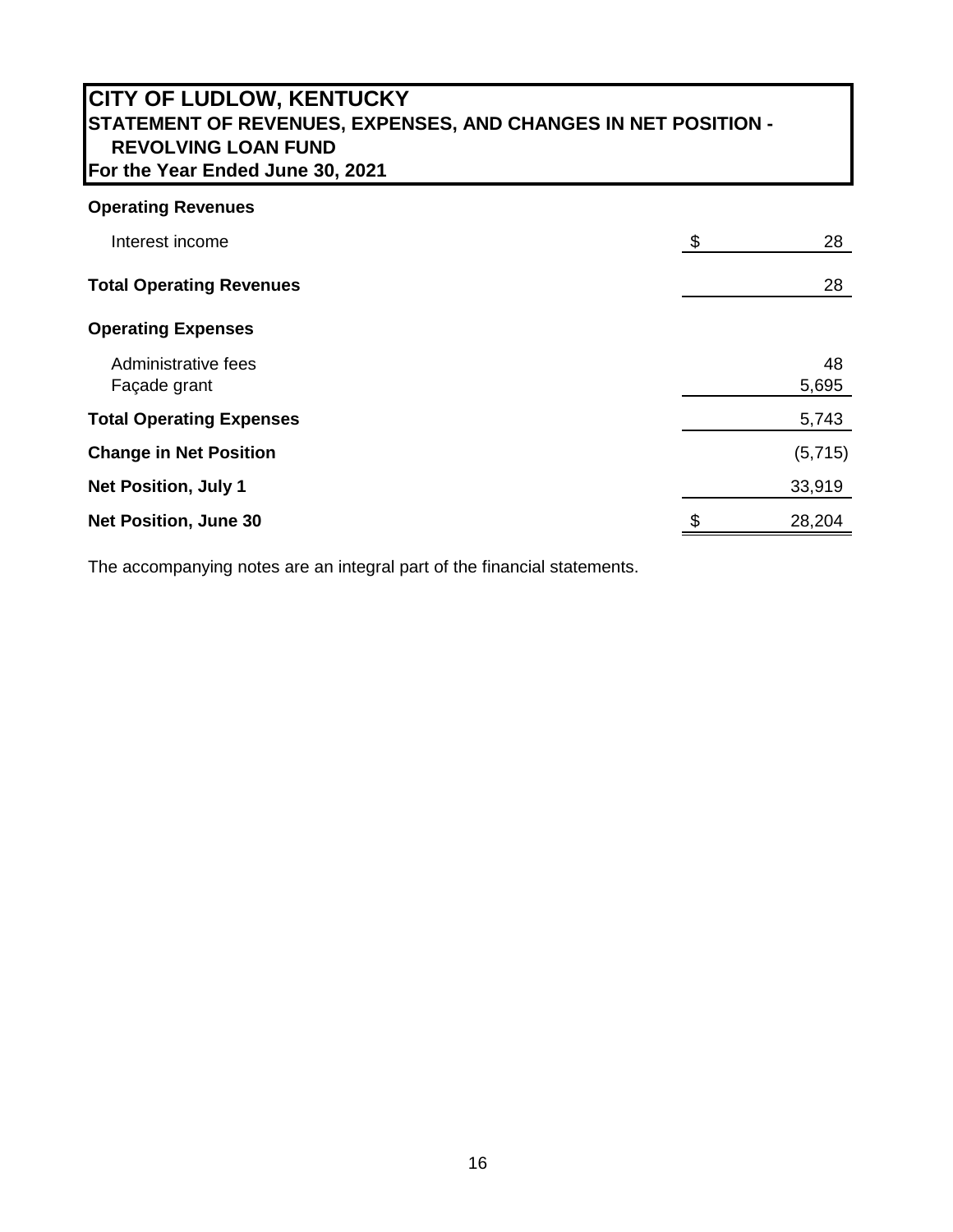# CITY OF LUDLOW, KENTUCKY

## STATEMENT OF REVENUES, EXPENSES, AND CHANGES IN NET POSITION - REVOLVING LOAN FUND

### For the Year Ended June 30, 2021

| | | |
|---|---|---|
| **Operating Revenues** | | |
| Interest income | $ | 28 |
| **Total Operating Revenues** | | 28 |
| **Operating Expenses** | | |
| Administrative fees | | 48 |
| Façade grant | | 5,695 |
| **Total Operating Expenses** | | 5,743 |
| **Change in Net Position** | | (5,715) |
| **Net Position, July 1** | | 33,919 |
| **Net Position, June 30** | $ | 28,204 |

The accompanying notes are an integral part of the financial statements.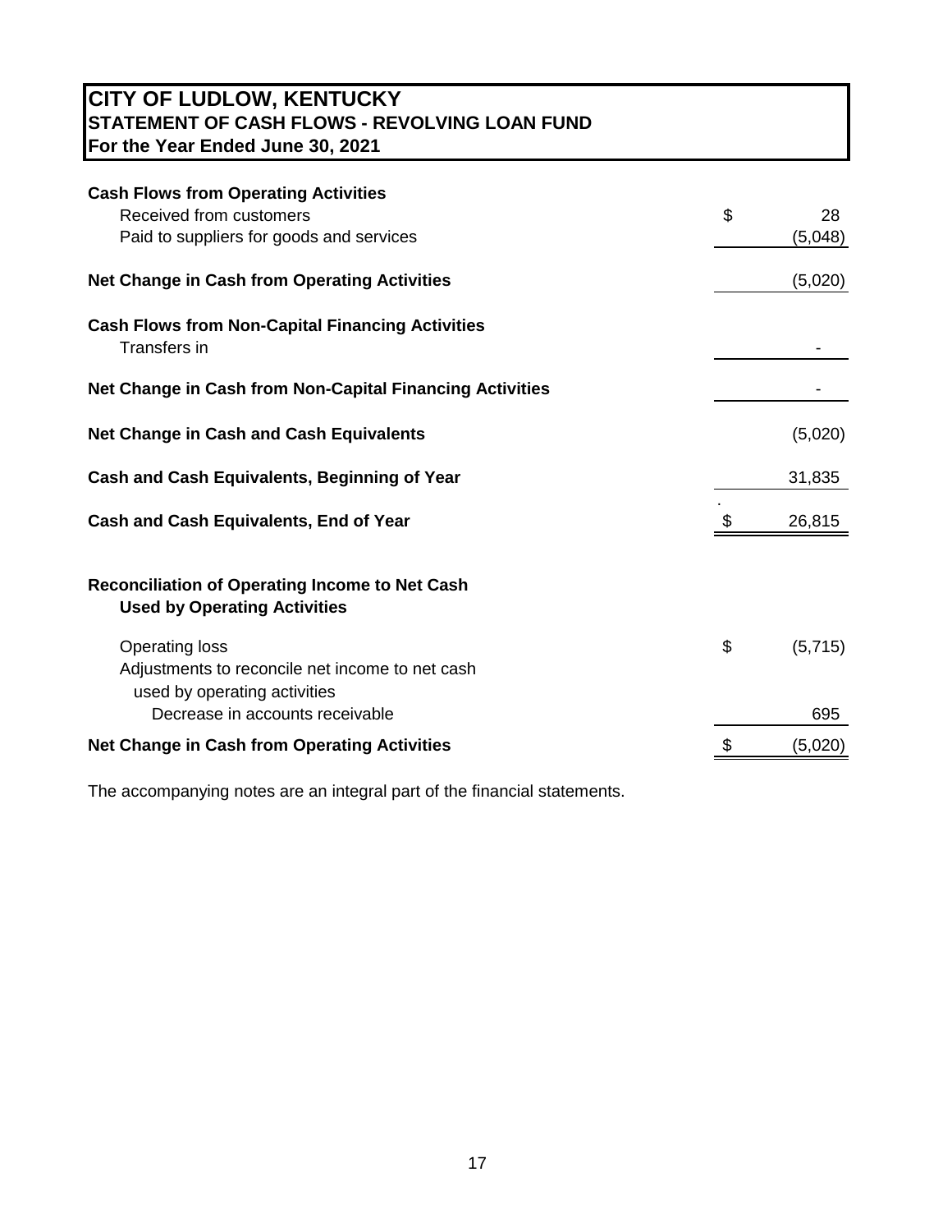# CITY OF LUDLOW, KENTUCKY
## STATEMENT OF CASH FLOWS - REVOLVING LOAN FUND
### For the Year Ended June 30, 2021

| | |
|---|---|
| **Cash Flows from Operating Activities** | |
| Received from customers | $ 28 |
| Paid to suppliers for goods and services | (5,048) |
| **Net Change in Cash from Operating Activities** | (5,020) |
| **Cash Flows from Non-Capital Financing Activities** | |
| Transfers in | - |
| **Net Change in Cash from Non-Capital Financing Activities** | - |
| **Net Change in Cash and Cash Equivalents** | (5,020) |
| **Cash and Cash Equivalents, Beginning of Year** | 31,835 |
| **Cash and Cash Equivalents, End of Year** | $ 26,815 |

| | |
|---|---|
| **Reconciliation of Operating Income to Net Cash Used by Operating Activities** | |
| Operating loss | $ (5,715) |
| Adjustments to reconcile net income to net cash used by operating activities | |
| Decrease in accounts receivable | 695 |
| **Net Change in Cash from Operating Activities** | $ (5,020) |

The accompanying notes are an integral part of the financial statements.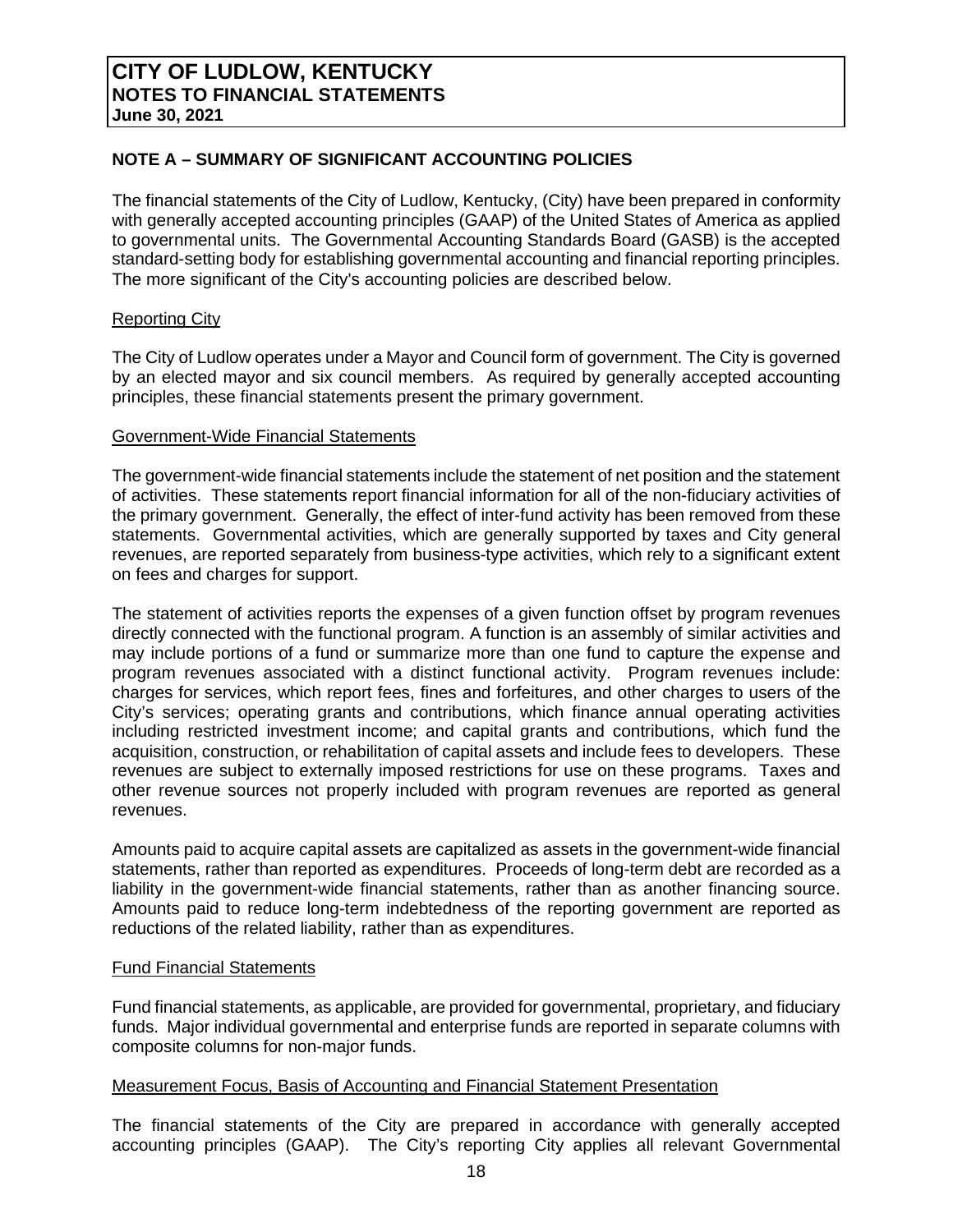## NOTE A – SUMMARY OF SIGNIFICANT ACCOUNTING POLICIES

The financial statements of the City of Ludlow, Kentucky, (City) have been prepared in conformity with generally accepted accounting principles (GAAP) of the United States of America as applied to governmental units. The Governmental Accounting Standards Board (GASB) is the accepted standard-setting body for establishing governmental accounting and financial reporting principles. The more significant of the City's accounting policies are described below.

### Reporting City

The City of Ludlow operates under a Mayor and Council form of government. The City is governed by an elected mayor and six council members. As required by generally accepted accounting principles, these financial statements present the primary government.

### Government-Wide Financial Statements

The government-wide financial statements include the statement of net position and the statement of activities. These statements report financial information for all of the non-fiduciary activities of the primary government. Generally, the effect of inter-fund activity has been removed from these statements. Governmental activities, which are generally supported by taxes and City general revenues, are reported separately from business-type activities, which rely to a significant extent on fees and charges for support.

The statement of activities reports the expenses of a given function offset by program revenues directly connected with the functional program. A function is an assembly of similar activities and may include portions of a fund or summarize more than one fund to capture the expense and program revenues associated with a distinct functional activity. Program revenues include: charges for services, which report fees, fines and forfeitures, and other charges to users of the City's services; operating grants and contributions, which finance annual operating activities including restricted investment income; and capital grants and contributions, which fund the acquisition, construction, or rehabilitation of capital assets and include fees to developers. These revenues are subject to externally imposed restrictions for use on these programs. Taxes and other revenue sources not properly included with program revenues are reported as general revenues.

Amounts paid to acquire capital assets are capitalized as assets in the government-wide financial statements, rather than reported as expenditures. Proceeds of long-term debt are recorded as a liability in the government-wide financial statements, rather than as another financing source. Amounts paid to reduce long-term indebtedness of the reporting government are reported as reductions of the related liability, rather than as expenditures.

### Fund Financial Statements

Fund financial statements, as applicable, are provided for governmental, proprietary, and fiduciary funds. Major individual governmental and enterprise funds are reported in separate columns with composite columns for non-major funds.

### Measurement Focus, Basis of Accounting and Financial Statement Presentation

The financial statements of the City are prepared in accordance with generally accepted accounting principles (GAAP). The City's reporting City applies all relevant Governmental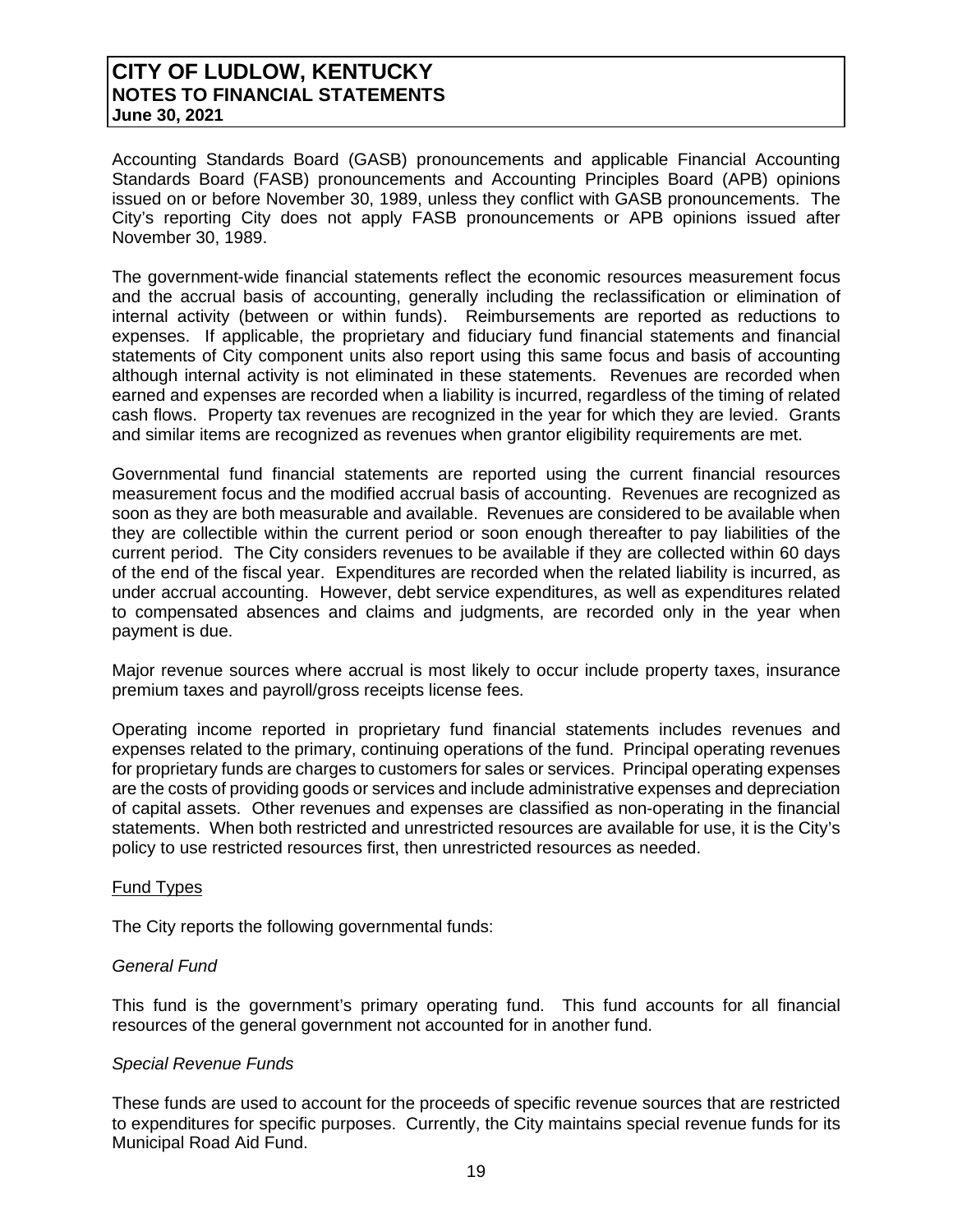Accounting Standards Board (GASB) pronouncements and applicable Financial Accounting Standards Board (FASB) pronouncements and Accounting Principles Board (APB) opinions issued on or before November 30, 1989, unless they conflict with GASB pronouncements. The City's reporting City does not apply FASB pronouncements or APB opinions issued after November 30, 1989.

The government-wide financial statements reflect the economic resources measurement focus and the accrual basis of accounting, generally including the reclassification or elimination of internal activity (between or within funds). Reimbursements are reported as reductions to expenses. If applicable, the proprietary and fiduciary fund financial statements and financial statements of City component units also report using this same focus and basis of accounting although internal activity is not eliminated in these statements. Revenues are recorded when earned and expenses are recorded when a liability is incurred, regardless of the timing of related cash flows. Property tax revenues are recognized in the year for which they are levied. Grants and similar items are recognized as revenues when grantor eligibility requirements are met.

Governmental fund financial statements are reported using the current financial resources measurement focus and the modified accrual basis of accounting. Revenues are recognized as soon as they are both measurable and available. Revenues are considered to be available when they are collectible within the current period or soon enough thereafter to pay liabilities of the current period. The City considers revenues to be available if they are collected within 60 days of the end of the fiscal year. Expenditures are recorded when the related liability is incurred, as under accrual accounting. However, debt service expenditures, as well as expenditures related to compensated absences and claims and judgments, are recorded only in the year when payment is due.

Major revenue sources where accrual is most likely to occur include property taxes, insurance premium taxes and payroll/gross receipts license fees.

Operating income reported in proprietary fund financial statements includes revenues and expenses related to the primary, continuing operations of the fund. Principal operating revenues for proprietary funds are charges to customers for sales or services. Principal operating expenses are the costs of providing goods or services and include administrative expenses and depreciation of capital assets. Other revenues and expenses are classified as non-operating in the financial statements. When both restricted and unrestricted resources are available for use, it is the City's policy to use restricted resources first, then unrestricted resources as needed.

Fund Types

The City reports the following governmental funds:

*General Fund*

This fund is the government's primary operating fund. This fund accounts for all financial resources of the general government not accounted for in another fund.

*Special Revenue Funds*

These funds are used to account for the proceeds of specific revenue sources that are restricted to expenditures for specific purposes. Currently, the City maintains special revenue funds for its Municipal Road Aid Fund.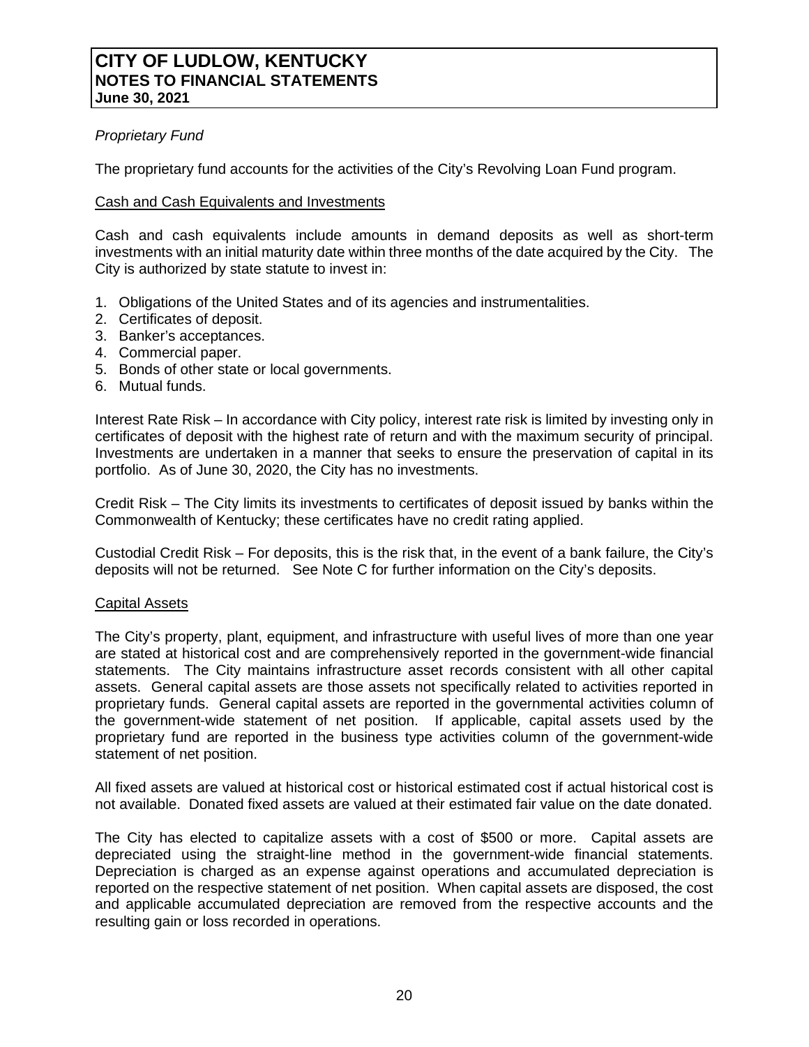*Proprietary Fund*

The proprietary fund accounts for the activities of the City's Revolving Loan Fund program.

Cash and Cash Equivalents and Investments

Cash and cash equivalents include amounts in demand deposits as well as short-term investments with an initial maturity date within three months of the date acquired by the City. The City is authorized by state statute to invest in:

1. Obligations of the United States and of its agencies and instrumentalities.
2. Certificates of deposit.
3. Banker's acceptances.
4. Commercial paper.
5. Bonds of other state or local governments.
6. Mutual funds.

Interest Rate Risk – In accordance with City policy, interest rate risk is limited by investing only in certificates of deposit with the highest rate of return and with the maximum security of principal. Investments are undertaken in a manner that seeks to ensure the preservation of capital in its portfolio. As of June 30, 2020, the City has no investments.

Credit Risk – The City limits its investments to certificates of deposit issued by banks within the Commonwealth of Kentucky; these certificates have no credit rating applied.

Custodial Credit Risk – For deposits, this is the risk that, in the event of a bank failure, the City's deposits will not be returned. See Note C for further information on the City's deposits.

Capital Assets

The City's property, plant, equipment, and infrastructure with useful lives of more than one year are stated at historical cost and are comprehensively reported in the government-wide financial statements. The City maintains infrastructure asset records consistent with all other capital assets. General capital assets are those assets not specifically related to activities reported in proprietary funds. General capital assets are reported in the governmental activities column of the government-wide statement of net position. If applicable, capital assets used by the proprietary fund are reported in the business type activities column of the government-wide statement of net position.

All fixed assets are valued at historical cost or historical estimated cost if actual historical cost is not available. Donated fixed assets are valued at their estimated fair value on the date donated.

The City has elected to capitalize assets with a cost of $500 or more. Capital assets are depreciated using the straight-line method in the government-wide financial statements. Depreciation is charged as an expense against operations and accumulated depreciation is reported on the respective statement of net position. When capital assets are disposed, the cost and applicable accumulated depreciation are removed from the respective accounts and the resulting gain or loss recorded in operations.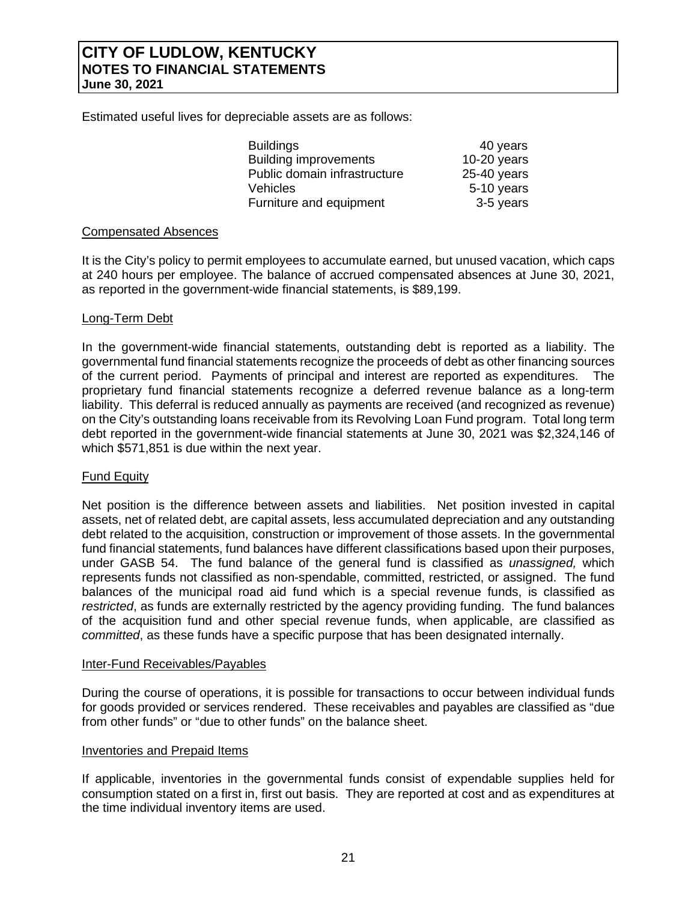Estimated useful lives for depreciable assets are as follows:

| | |
|---|---|
| Buildings | 40 years |
| Building improvements | 10-20 years |
| Public domain infrastructure | 25-40 years |
| Vehicles | 5-10 years |
| Furniture and equipment | 3-5 years |

Compensated Absences

It is the City's policy to permit employees to accumulate earned, but unused vacation, which caps at 240 hours per employee. The balance of accrued compensated absences at June 30, 2021, as reported in the government-wide financial statements, is $89,199.

Long-Term Debt

In the government-wide financial statements, outstanding debt is reported as a liability. The governmental fund financial statements recognize the proceeds of debt as other financing sources of the current period. Payments of principal and interest are reported as expenditures. The proprietary fund financial statements recognize a deferred revenue balance as a long-term liability. This deferral is reduced annually as payments are received (and recognized as revenue) on the City's outstanding loans receivable from its Revolving Loan Fund program. Total long term debt reported in the government-wide financial statements at June 30, 2021 was $2,324,146 of which $571,851 is due within the next year.

Fund Equity

Net position is the difference between assets and liabilities. Net position invested in capital assets, net of related debt, are capital assets, less accumulated depreciation and any outstanding debt related to the acquisition, construction or improvement of those assets. In the governmental fund financial statements, fund balances have different classifications based upon their purposes, under GASB 54. The fund balance of the general fund is classified as *unassigned,* which represents funds not classified as non-spendable, committed, restricted, or assigned. The fund balances of the municipal road aid fund which is a special revenue funds, is classified as *restricted*, as funds are externally restricted by the agency providing funding. The fund balances of the acquisition fund and other special revenue funds, when applicable, are classified as *committed*, as these funds have a specific purpose that has been designated internally.

Inter-Fund Receivables/Payables

During the course of operations, it is possible for transactions to occur between individual funds for goods provided or services rendered. These receivables and payables are classified as "due from other funds" or "due to other funds" on the balance sheet.

Inventories and Prepaid Items

If applicable, inventories in the governmental funds consist of expendable supplies held for consumption stated on a first in, first out basis. They are reported at cost and as expenditures at the time individual inventory items are used.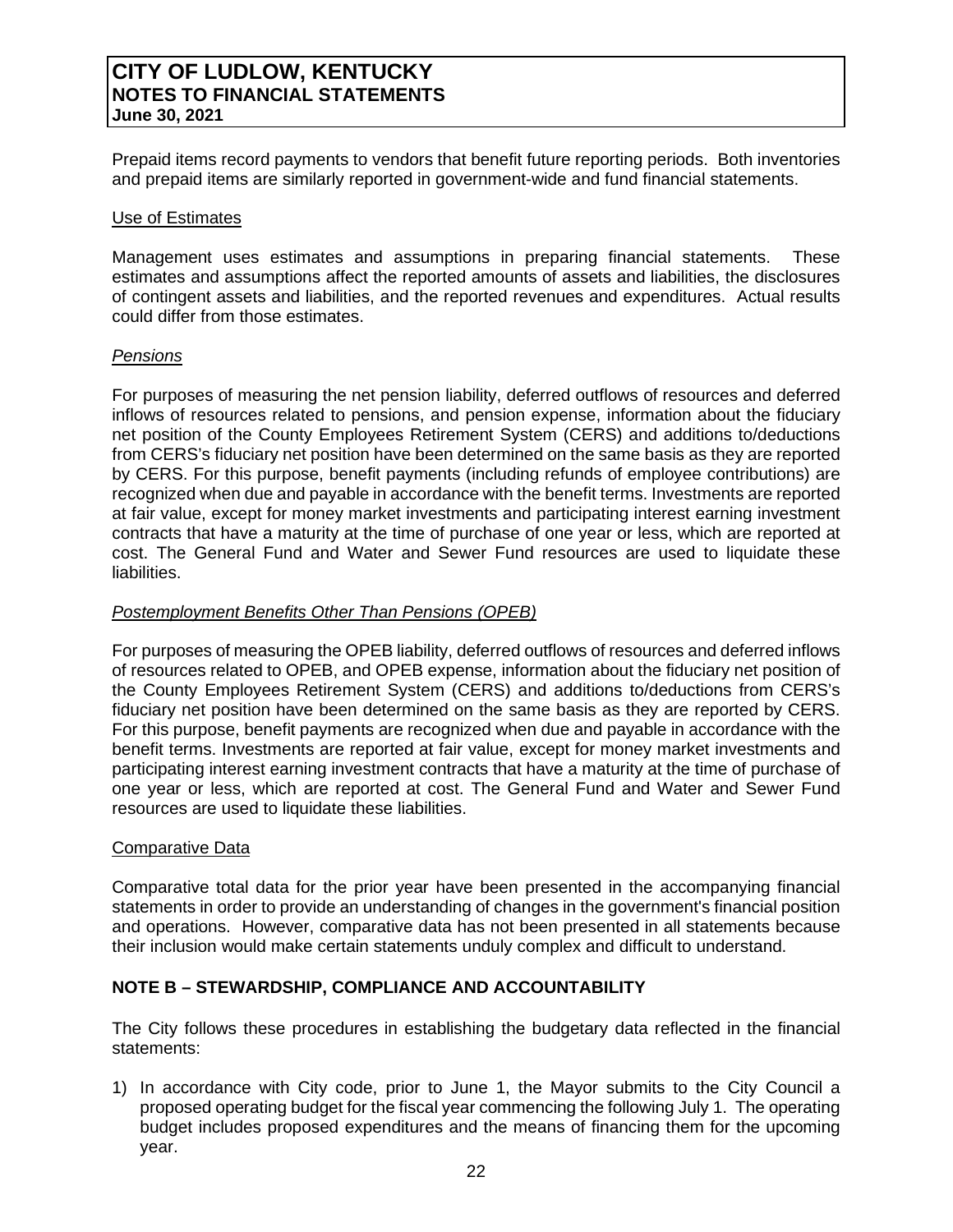Prepaid items record payments to vendors that benefit future reporting periods. Both inventories and prepaid items are similarly reported in government-wide and fund financial statements.

Use of Estimates

Management uses estimates and assumptions in preparing financial statements. These estimates and assumptions affect the reported amounts of assets and liabilities, the disclosures of contingent assets and liabilities, and the reported revenues and expenditures. Actual results could differ from those estimates.

*Pensions*

For purposes of measuring the net pension liability, deferred outflows of resources and deferred inflows of resources related to pensions, and pension expense, information about the fiduciary net position of the County Employees Retirement System (CERS) and additions to/deductions from CERS's fiduciary net position have been determined on the same basis as they are reported by CERS. For this purpose, benefit payments (including refunds of employee contributions) are recognized when due and payable in accordance with the benefit terms. Investments are reported at fair value, except for money market investments and participating interest earning investment contracts that have a maturity at the time of purchase of one year or less, which are reported at cost. The General Fund and Water and Sewer Fund resources are used to liquidate these liabilities.

*Postemployment Benefits Other Than Pensions (OPEB)*

For purposes of measuring the OPEB liability, deferred outflows of resources and deferred inflows of resources related to OPEB, and OPEB expense, information about the fiduciary net position of the County Employees Retirement System (CERS) and additions to/deductions from CERS's fiduciary net position have been determined on the same basis as they are reported by CERS. For this purpose, benefit payments are recognized when due and payable in accordance with the benefit terms. Investments are reported at fair value, except for money market investments and participating interest earning investment contracts that have a maturity at the time of purchase of one year or less, which are reported at cost. The General Fund and Water and Sewer Fund resources are used to liquidate these liabilities.

Comparative Data

Comparative total data for the prior year have been presented in the accompanying financial statements in order to provide an understanding of changes in the government's financial position and operations. However, comparative data has not been presented in all statements because their inclusion would make certain statements unduly complex and difficult to understand.

## NOTE B – STEWARDSHIP, COMPLIANCE AND ACCOUNTABILITY

The City follows these procedures in establishing the budgetary data reflected in the financial statements:

1) In accordance with City code, prior to June 1, the Mayor submits to the City Council a proposed operating budget for the fiscal year commencing the following July 1. The operating budget includes proposed expenditures and the means of financing them for the upcoming year.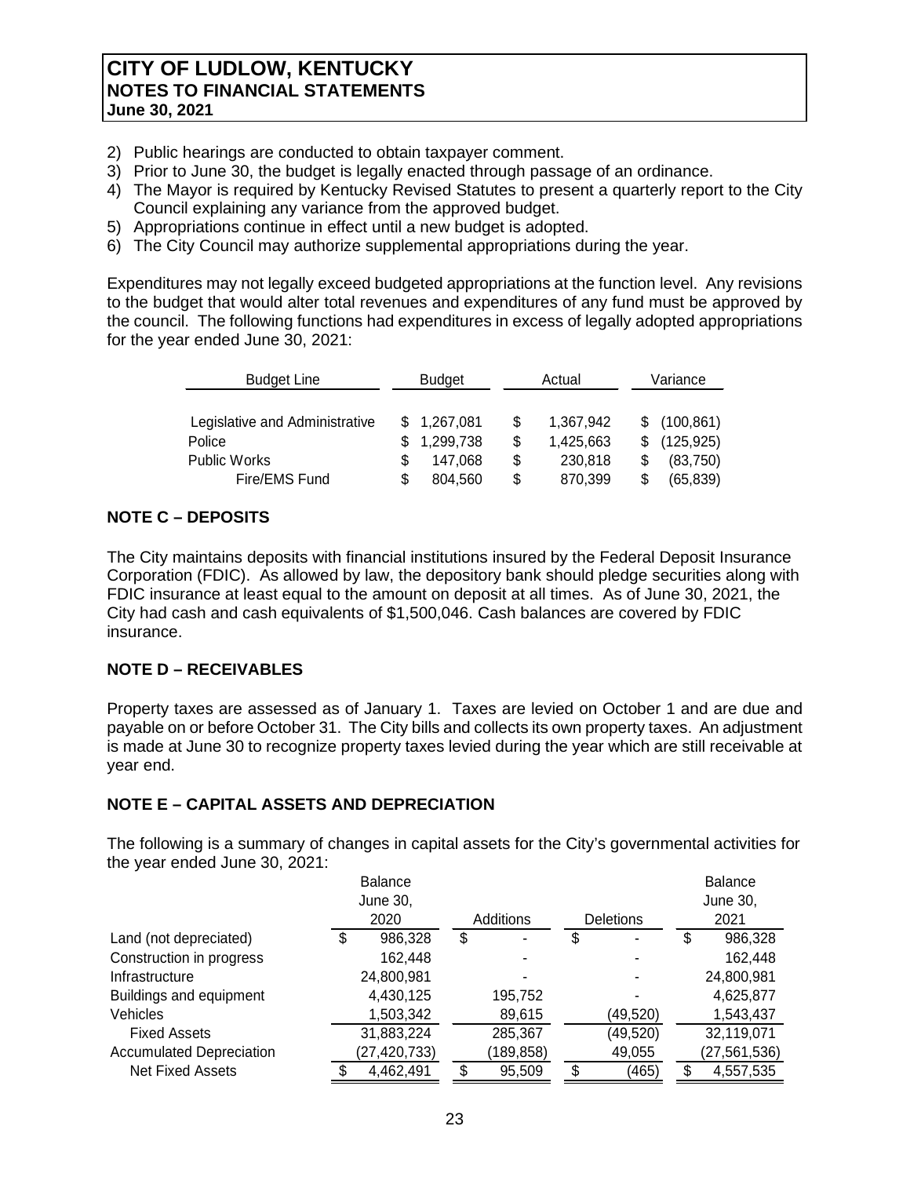2) Public hearings are conducted to obtain taxpayer comment.
3) Prior to June 30, the budget is legally enacted through passage of an ordinance.
4) The Mayor is required by Kentucky Revised Statutes to present a quarterly report to the City Council explaining any variance from the approved budget.
5) Appropriations continue in effect until a new budget is adopted.
6) The City Council may authorize supplemental appropriations during the year.

Expenditures may not legally exceed budgeted appropriations at the function level. Any revisions to the budget that would alter total revenues and expenditures of any fund must be approved by the council. The following functions had expenditures in excess of legally adopted appropriations for the year ended June 30, 2021:

| Budget Line | Budget | Actual | Variance |
|---|---|---|---|
| Legislative and Administrative | $ 1,267,081 | $ 1,367,942 | $ (100,861) |
| Police | $ 1,299,738 | $ 1,425,663 | $ (125,925) |
| Public Works | $ 147,068 | $ 230,818 | $ (83,750) |
| Fire/EMS Fund | $ 804,560 | $ 870,399 | $ (65,839) |

## NOTE C – DEPOSITS

The City maintains deposits with financial institutions insured by the Federal Deposit Insurance Corporation (FDIC). As allowed by law, the depository bank should pledge securities along with FDIC insurance at least equal to the amount on deposit at all times. As of June 30, 2021, the City had cash and cash equivalents of $1,500,046. Cash balances are covered by FDIC insurance.

## NOTE D – RECEIVABLES

Property taxes are assessed as of January 1. Taxes are levied on October 1 and are due and payable on or before October 31. The City bills and collects its own property taxes. An adjustment is made at June 30 to recognize property taxes levied during the year which are still receivable at year end.

## NOTE E – CAPITAL ASSETS AND DEPRECIATION

The following is a summary of changes in capital assets for the City's governmental activities for the year ended June 30, 2021:

| | Balance June 30, 2020 | Additions | Deletions | Balance June 30, 2021 |
|---|---|---|---|---|
| Land (not depreciated) | $ 986,328 | $ - | $ - | $ 986,328 |
| Construction in progress | 162,448 | - | - | 162,448 |
| Infrastructure | 24,800,981 | - | - | 24,800,981 |
| Buildings and equipment | 4,430,125 | 195,752 | - | 4,625,877 |
| Vehicles | 1,503,342 | 89,615 | (49,520) | 1,543,437 |
| Fixed Assets | 31,883,224 | 285,367 | (49,520) | 32,119,071 |
| Accumulated Depreciation | (27,420,733) | (189,858) | 49,055 | (27,561,536) |
| Net Fixed Assets | $ 4,462,491 | $ 95,509 | $ (465) | $ 4,557,535 |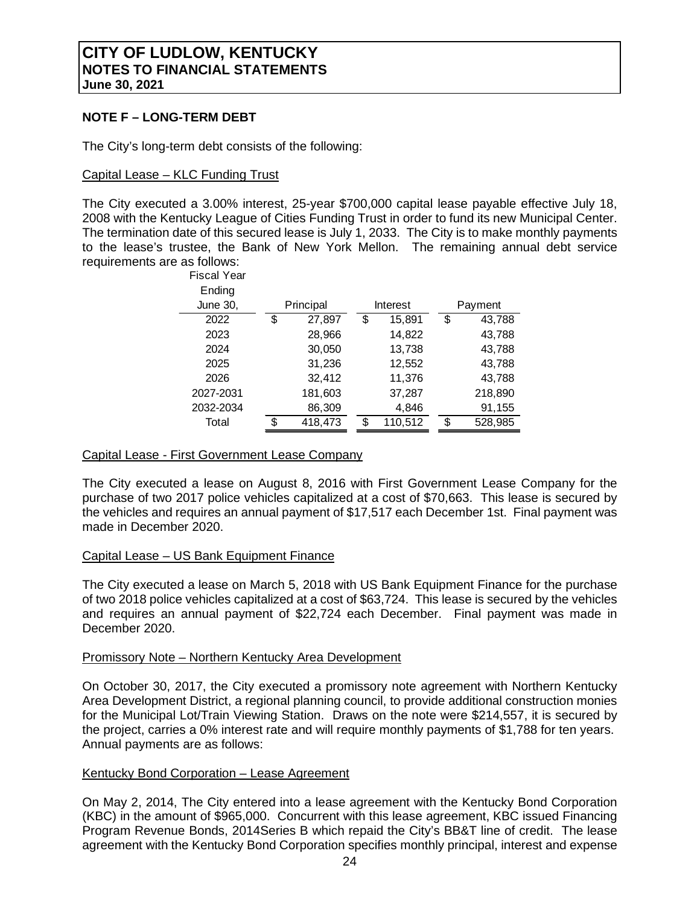# CITY OF LUDLOW, KENTUCKY
## NOTES TO FINANCIAL STATEMENTS
**June 30, 2021**

**NOTE F – LONG-TERM DEBT**

The City's long-term debt consists of the following:

Capital Lease – KLC Funding Trust

The City executed a 3.00% interest, 25-year $700,000 capital lease payable effective July 18, 2008 with the Kentucky League of Cities Funding Trust in order to fund its new Municipal Center. The termination date of this secured lease is July 1, 2033. The City is to make monthly payments to the lease's trustee, the Bank of New York Mellon. The remaining annual debt service requirements are as follows:

| Fiscal Year Ending June 30, | Principal | Interest | Payment |
|---|---|---|---|
| 2022 | $ 27,897 | $ 15,891 | $ 43,788 |
| 2023 | 28,966 | 14,822 | 43,788 |
| 2024 | 30,050 | 13,738 | 43,788 |
| 2025 | 31,236 | 12,552 | 43,788 |
| 2026 | 32,412 | 11,376 | 43,788 |
| 2027-2031 | 181,603 | 37,287 | 218,890 |
| 2032-2034 | 86,309 | 4,846 | 91,155 |
| Total | $ 418,473 | $ 110,512 | $ 528,985 |

Capital Lease - First Government Lease Company

The City executed a lease on August 8, 2016 with First Government Lease Company for the purchase of two 2017 police vehicles capitalized at a cost of $70,663. This lease is secured by the vehicles and requires an annual payment of $17,517 each December 1st. Final payment was made in December 2020.

Capital Lease – US Bank Equipment Finance

The City executed a lease on March 5, 2018 with US Bank Equipment Finance for the purchase of two 2018 police vehicles capitalized at a cost of $63,724. This lease is secured by the vehicles and requires an annual payment of $22,724 each December. Final payment was made in December 2020.

Promissory Note – Northern Kentucky Area Development

On October 30, 2017, the City executed a promissory note agreement with Northern Kentucky Area Development District, a regional planning council, to provide additional construction monies for the Municipal Lot/Train Viewing Station. Draws on the note were $214,557, it is secured by the project, carries a 0% interest rate and will require monthly payments of $1,788 for ten years. Annual payments are as follows:

Kentucky Bond Corporation – Lease Agreement

On May 2, 2014, The City entered into a lease agreement with the Kentucky Bond Corporation (KBC) in the amount of $965,000. Concurrent with this lease agreement, KBC issued Financing Program Revenue Bonds, 2014Series B which repaid the City's BB&T line of credit. The lease agreement with the Kentucky Bond Corporation specifies monthly principal, interest and expense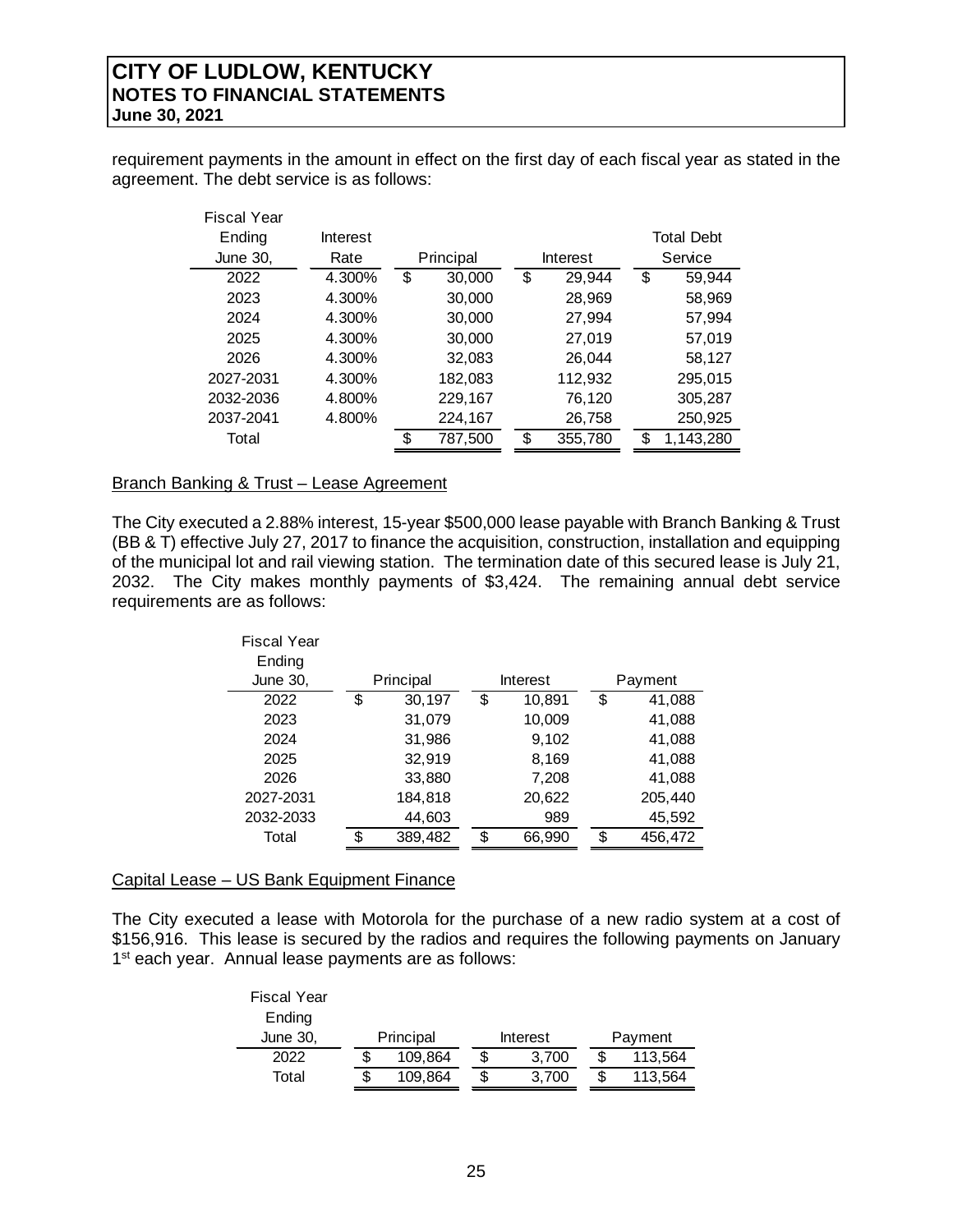requirement payments in the amount in effect on the first day of each fiscal year as stated in the agreement. The debt service is as follows:

| Fiscal Year Ending June 30, | Interest Rate | Principal | Interest | Total Debt Service |
|---|---|---|---|---|
| 2022 | 4.300% | $ 30,000 | $ 29,944 | $ 59,944 |
| 2023 | 4.300% | 30,000 | 28,969 | 58,969 |
| 2024 | 4.300% | 30,000 | 27,994 | 57,994 |
| 2025 | 4.300% | 30,000 | 27,019 | 57,019 |
| 2026 | 4.300% | 32,083 | 26,044 | 58,127 |
| 2027-2031 | 4.300% | 182,083 | 112,932 | 295,015 |
| 2032-2036 | 4.800% | 229,167 | 76,120 | 305,287 |
| 2037-2041 | 4.800% | 224,167 | 26,758 | 250,925 |
| Total | | $ 787,500 | $ 355,780 | $ 1,143,280 |

Branch Banking & Trust – Lease Agreement

The City executed a 2.88% interest, 15-year $500,000 lease payable with Branch Banking & Trust (BB & T) effective July 27, 2017 to finance the acquisition, construction, installation and equipping of the municipal lot and rail viewing station. The termination date of this secured lease is July 21, 2032. The City makes monthly payments of $3,424. The remaining annual debt service requirements are as follows:

| Fiscal Year Ending June 30, | Principal | Interest | Payment |
|---|---|---|---|
| 2022 | $ 30,197 | $ 10,891 | $ 41,088 |
| 2023 | 31,079 | 10,009 | 41,088 |
| 2024 | 31,986 | 9,102 | 41,088 |
| 2025 | 32,919 | 8,169 | 41,088 |
| 2026 | 33,880 | 7,208 | 41,088 |
| 2027-2031 | 184,818 | 20,622 | 205,440 |
| 2032-2033 | 44,603 | 989 | 45,592 |
| Total | $ 389,482 | $ 66,990 | $ 456,472 |

Capital Lease – US Bank Equipment Finance

The City executed a lease with Motorola for the purchase of a new radio system at a cost of $156,916. This lease is secured by the radios and requires the following payments on January 1st each year. Annual lease payments are as follows:

| Fiscal Year Ending June 30, | Principal | Interest | Payment |
|---|---|---|---|
| 2022 | $ 109,864 | $ 3,700 | $ 113,564 |
| Total | $ 109,864 | $ 3,700 | $ 113,564 |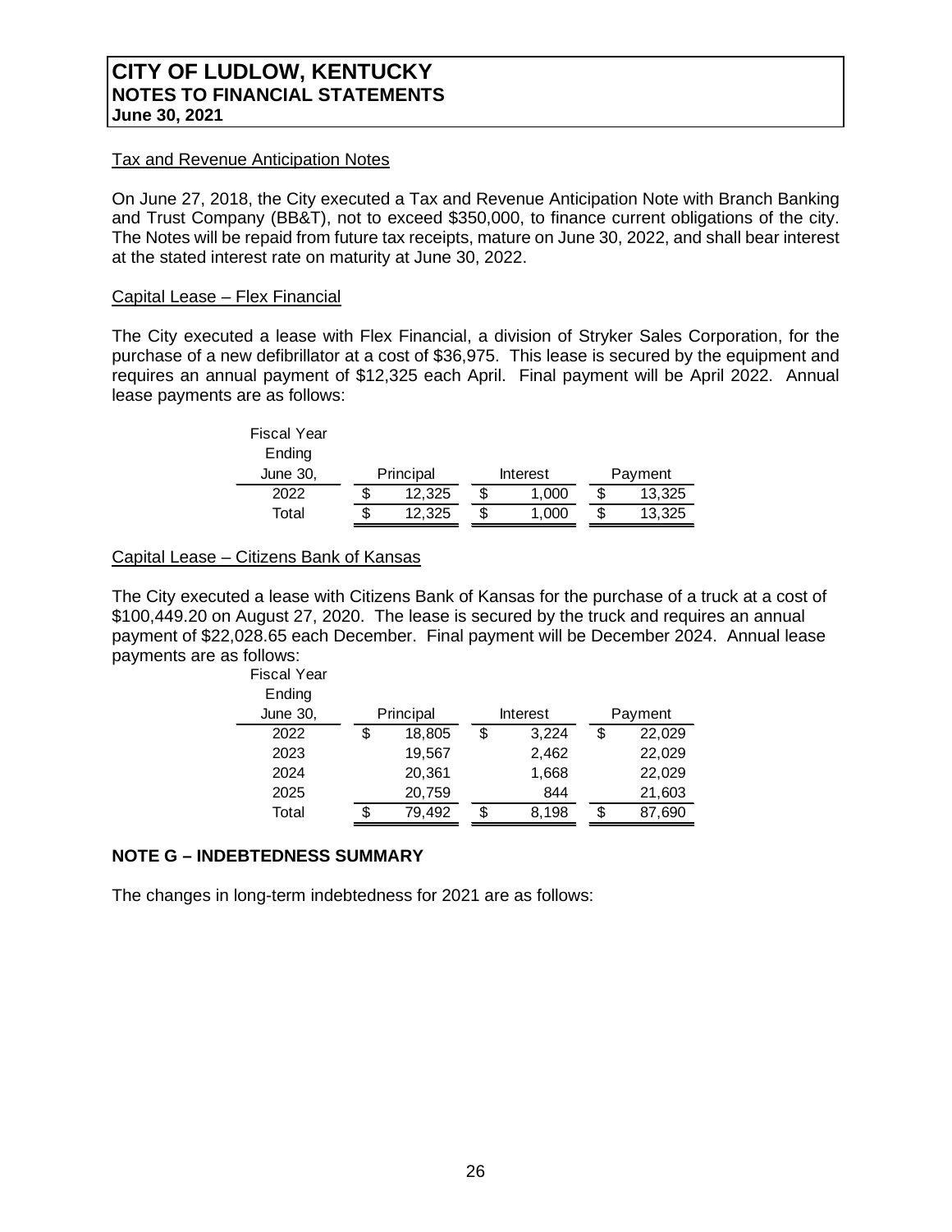## Tax and Revenue Anticipation Notes

On June 27, 2018, the City executed a Tax and Revenue Anticipation Note with Branch Banking and Trust Company (BB&T), not to exceed $350,000, to finance current obligations of the city. The Notes will be repaid from future tax receipts, mature on June 30, 2022, and shall bear interest at the stated interest rate on maturity at June 30, 2022.

## Capital Lease – Flex Financial

The City executed a lease with Flex Financial, a division of Stryker Sales Corporation, for the purchase of a new defibrillator at a cost of $36,975. This lease is secured by the equipment and requires an annual payment of $12,325 each April. Final payment will be April 2022. Annual lease payments are as follows:

| Fiscal Year Ending June 30, | Principal | Interest | Payment |
|---|---|---|---|
| 2022 | $ 12,325 | $ 1,000 | $ 13,325 |
| Total | $ 12,325 | $ 1,000 | $ 13,325 |

## Capital Lease – Citizens Bank of Kansas

The City executed a lease with Citizens Bank of Kansas for the purchase of a truck at a cost of $100,449.20 on August 27, 2020. The lease is secured by the truck and requires an annual payment of $22,028.65 each December. Final payment will be December 2024. Annual lease payments are as follows:

| Fiscal Year Ending June 30, | Principal | Interest | Payment |
|---|---|---|---|
| 2022 | $ 18,805 | $ 3,224 | $ 22,029 |
| 2023 | 19,567 | 2,462 | 22,029 |
| 2024 | 20,361 | 1,668 | 22,029 |
| 2025 | 20,759 | 844 | 21,603 |
| Total | $ 79,492 | $ 8,198 | $ 87,690 |

## NOTE G – INDEBTEDNESS SUMMARY

The changes in long-term indebtedness for 2021 are as follows: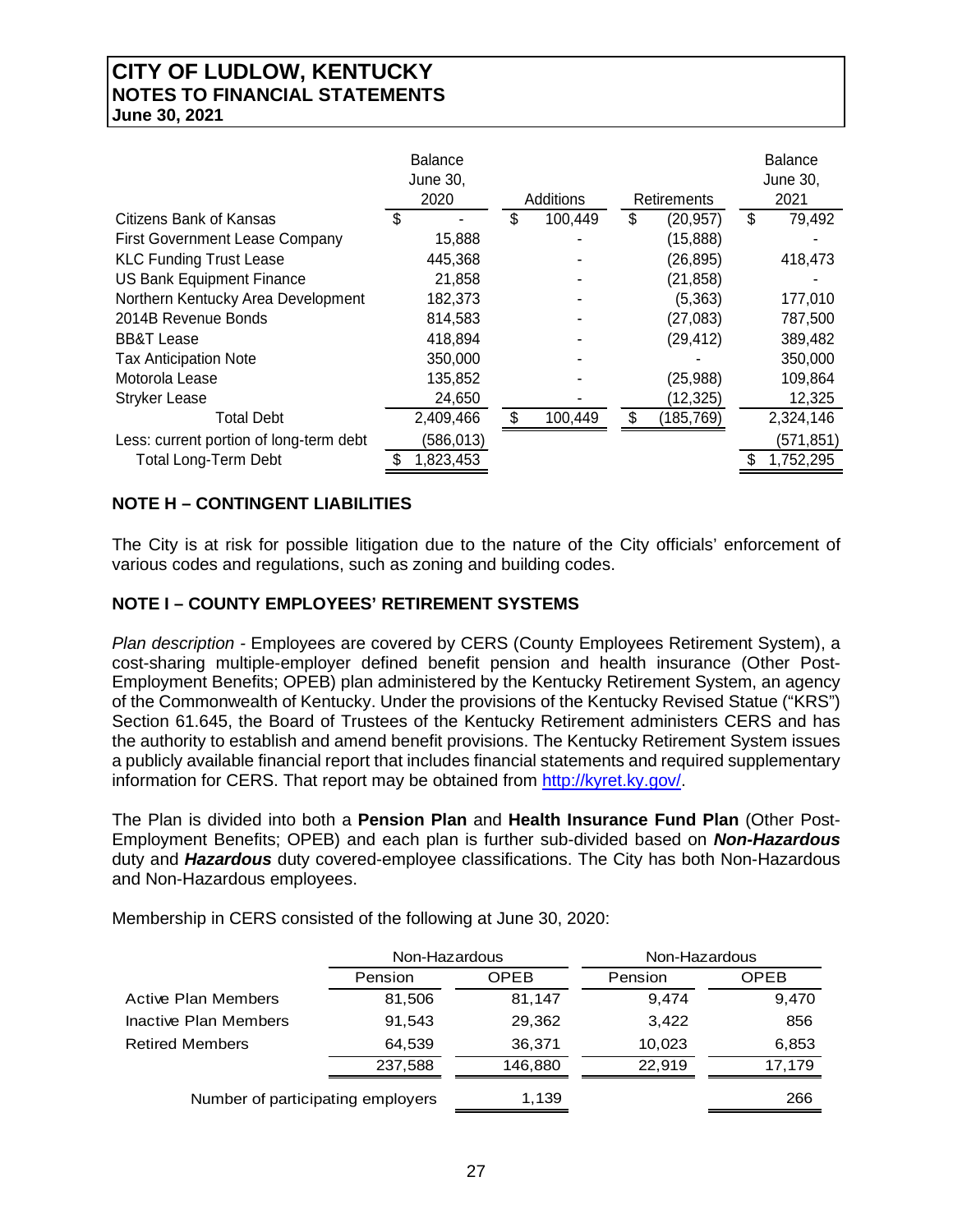# CITY OF LUDLOW, KENTUCKY
## NOTES TO FINANCIAL STATEMENTS
**June 30, 2021**

| | Balance June 30, 2020 | Additions | Retirements | Balance June 30, 2021 |
|---|---|---|---|---|
| Citizens Bank of Kansas | $ - | $ 100,449 | $ (20,957) | $ 79,492 |
| First Government Lease Company | 15,888 | - | (15,888) | - |
| KLC Funding Trust Lease | 445,368 | - | (26,895) | 418,473 |
| US Bank Equipment Finance | 21,858 | - | (21,858) | - |
| Northern Kentucky Area Development | 182,373 | - | (5,363) | 177,010 |
| 2014B Revenue Bonds | 814,583 | - | (27,083) | 787,500 |
| BB&T Lease | 418,894 | - | (29,412) | 389,482 |
| Tax Anticipation Note | 350,000 | - | - | 350,000 |
| Motorola Lease | 135,852 | - | (25,988) | 109,864 |
| Stryker Lease | 24,650 | - | (12,325) | 12,325 |
| Total Debt | 2,409,466 | $ 100,449 | $ (185,769) | 2,324,146 |
| Less: current portion of long-term debt | (586,013) | | | (571,851) |
| Total Long-Term Debt | $ 1,823,453 | | | $ 1,752,295 |

## NOTE H – CONTINGENT LIABILITIES

The City is at risk for possible litigation due to the nature of the City officials' enforcement of various codes and regulations, such as zoning and building codes.

## NOTE I – COUNTY EMPLOYEES' RETIREMENT SYSTEMS

*Plan description* - Employees are covered by CERS (County Employees Retirement System), a cost-sharing multiple-employer defined benefit pension and health insurance (Other Post-Employment Benefits; OPEB) plan administered by the Kentucky Retirement System, an agency of the Commonwealth of Kentucky. Under the provisions of the Kentucky Revised Statue ("KRS") Section 61.645, the Board of Trustees of the Kentucky Retirement administers CERS and has the authority to establish and amend benefit provisions. The Kentucky Retirement System issues a publicly available financial report that includes financial statements and required supplementary information for CERS. That report may be obtained from http://kyret.ky.gov/.

The Plan is divided into both a **Pension Plan** and **Health Insurance Fund Plan** (Other Post-Employment Benefits; OPEB) and each plan is further sub-divided based on ***Non-Hazardous*** duty and ***Hazardous*** duty covered-employee classifications. The City has both Non-Hazardous and Non-Hazardous employees.

Membership in CERS consisted of the following at June 30, 2020:

| | Non-Hazardous | | Non-Hazardous | |
|---|---|---|---|---|
| | Pension | OPEB | Pension | OPEB |
| Active Plan Members | 81,506 | 81,147 | 9,474 | 9,470 |
| Inactive Plan Members | 91,543 | 29,362 | 3,422 | 856 |
| Retired Members | 64,539 | 36,371 | 10,023 | 6,853 |
| | 237,588 | 146,880 | 22,919 | 17,179 |
| Number of participating employers | | 1,139 | | 266 |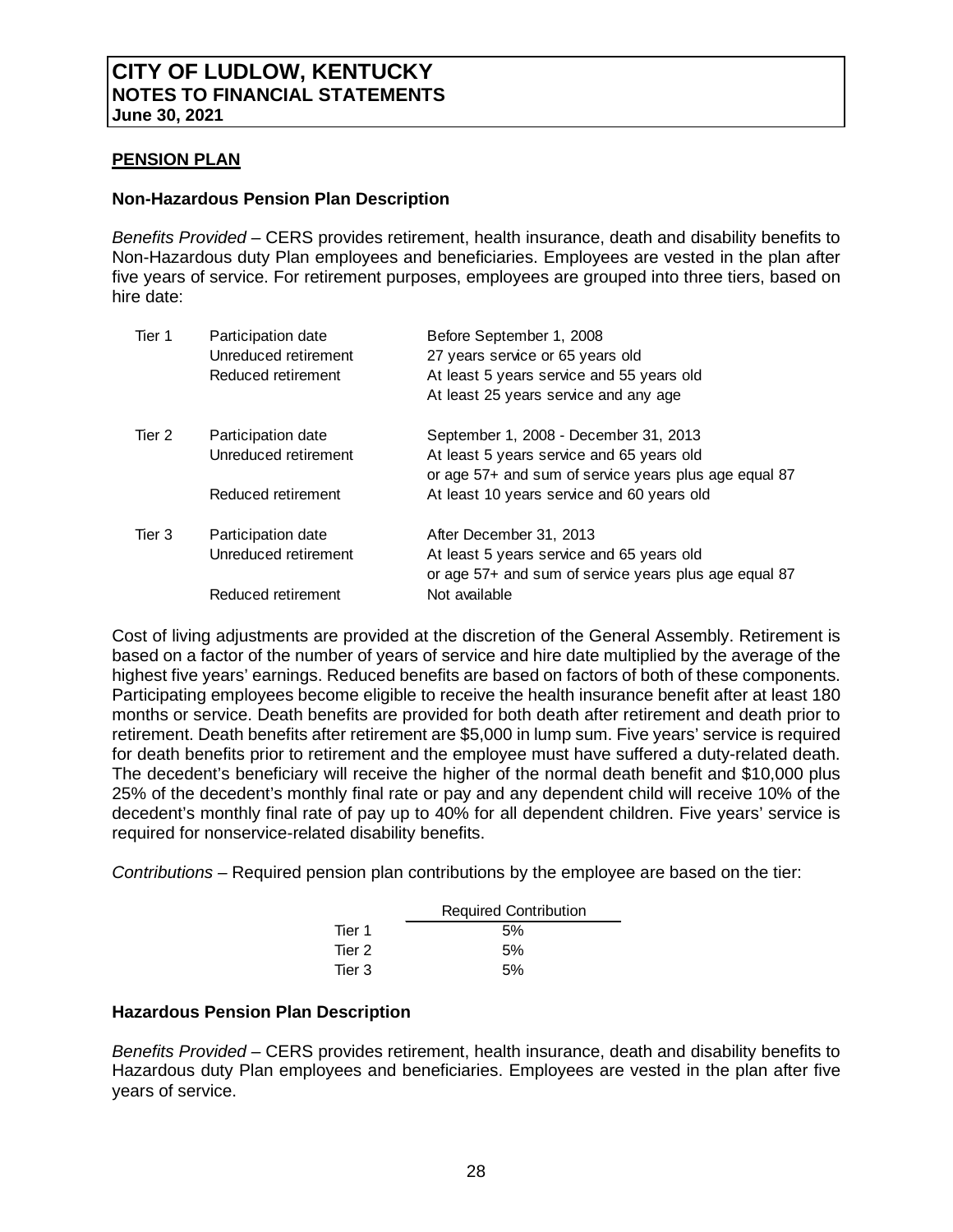# CITY OF LUDLOW, KENTUCKY
## NOTES TO FINANCIAL STATEMENTS
**June 30, 2021**

**PENSION PLAN**

**Non-Hazardous Pension Plan Description**

*Benefits Provided* – CERS provides retirement, health insurance, death and disability benefits to Non-Hazardous duty Plan employees and beneficiaries. Employees are vested in the plan after five years of service. For retirement purposes, employees are grouped into three tiers, based on hire date:

| | | |
|---|---|---|
| Tier 1 | Participation date | Before September 1, 2008 |
| | Unreduced retirement | 27 years service or 65 years old |
| | Reduced retirement | At least 5 years service and 55 years old |
| | | At least 25 years service and any age |
| Tier 2 | Participation date | September 1, 2008 - December 31, 2013 |
| | Unreduced retirement | At least 5 years service and 65 years old |
| | | or age 57+ and sum of service years plus age equal 87 |
| | Reduced retirement | At least 10 years service and 60 years old |
| Tier 3 | Participation date | After December 31, 2013 |
| | Unreduced retirement | At least 5 years service and 65 years old |
| | | or age 57+ and sum of service years plus age equal 87 |
| | Reduced retirement | Not available |

Cost of living adjustments are provided at the discretion of the General Assembly. Retirement is based on a factor of the number of years of service and hire date multiplied by the average of the highest five years' earnings. Reduced benefits are based on factors of both of these components. Participating employees become eligible to receive the health insurance benefit after at least 180 months or service. Death benefits are provided for both death after retirement and death prior to retirement. Death benefits after retirement are $5,000 in lump sum. Five years' service is required for death benefits prior to retirement and the employee must have suffered a duty-related death. The decedent's beneficiary will receive the higher of the normal death benefit and $10,000 plus 25% of the decedent's monthly final rate or pay and any dependent child will receive 10% of the decedent's monthly final rate of pay up to 40% for all dependent children. Five years' service is required for nonservice-related disability benefits.

*Contributions* – Required pension plan contributions by the employee are based on the tier:

| | Required Contribution |
|---|---|
| Tier 1 | 5% |
| Tier 2 | 5% |
| Tier 3 | 5% |

**Hazardous Pension Plan Description**

*Benefits Provided* – CERS provides retirement, health insurance, death and disability benefits to Hazardous duty Plan employees and beneficiaries. Employees are vested in the plan after five years of service.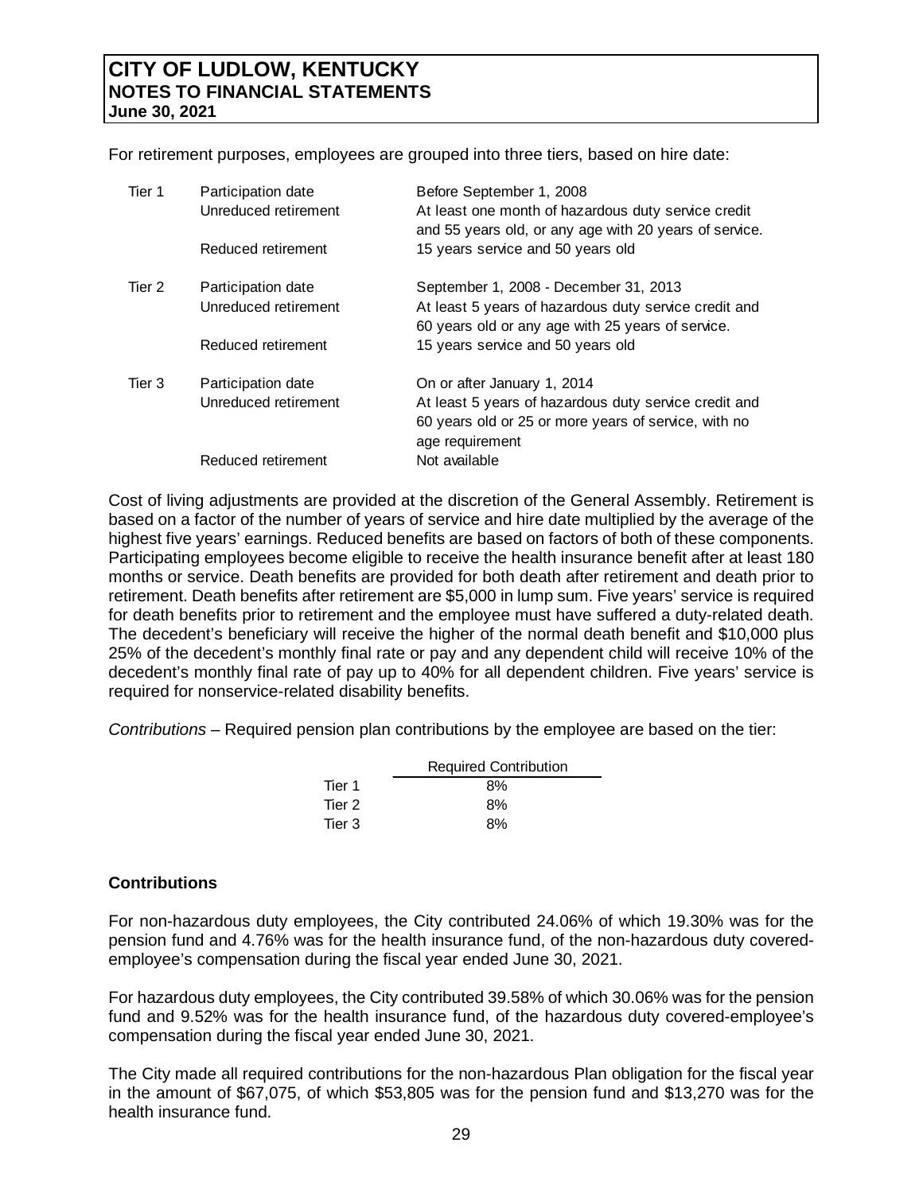For retirement purposes, employees are grouped into three tiers, based on hire date:

| | | |
|---|---|---|
| Tier 1 | Participation date | Before September 1, 2008 |
| | Unreduced retirement | At least one month of hazardous duty service credit and 55 years old, or any age with 20 years of service. |
| | Reduced retirement | 15 years service and 50 years old |
| Tier 2 | Participation date | September 1, 2008 - December 31, 2013 |
| | Unreduced retirement | At least 5 years of hazardous duty service credit and 60 years old or any age with 25 years of service. |
| | Reduced retirement | 15 years service and 50 years old |
| Tier 3 | Participation date | On or after January 1, 2014 |
| | Unreduced retirement | At least 5 years of hazardous duty service credit and 60 years old or 25 or more years of service, with no age requirement |
| | Reduced retirement | Not available |

Cost of living adjustments are provided at the discretion of the General Assembly. Retirement is based on a factor of the number of years of service and hire date multiplied by the average of the highest five years' earnings. Reduced benefits are based on factors of both of these components. Participating employees become eligible to receive the health insurance benefit after at least 180 months or service. Death benefits are provided for both death after retirement and death prior to retirement. Death benefits after retirement are $5,000 in lump sum. Five years' service is required for death benefits prior to retirement and the employee must have suffered a duty-related death. The decedent's beneficiary will receive the higher of the normal death benefit and $10,000 plus 25% of the decedent's monthly final rate or pay and any dependent child will receive 10% of the decedent's monthly final rate of pay up to 40% for all dependent children. Five years' service is required for nonservice-related disability benefits.

*Contributions* – Required pension plan contributions by the employee are based on the tier:

| | Required Contribution |
|---|---|
| Tier 1 | 8% |
| Tier 2 | 8% |
| Tier 3 | 8% |

**Contributions**

For non-hazardous duty employees, the City contributed 24.06% of which 19.30% was for the pension fund and 4.76% was for the health insurance fund, of the non-hazardous duty covered-employee's compensation during the fiscal year ended June 30, 2021.

For hazardous duty employees, the City contributed 39.58% of which 30.06% was for the pension fund and 9.52% was for the health insurance fund, of the hazardous duty covered-employee's compensation during the fiscal year ended June 30, 2021.

The City made all required contributions for the non-hazardous Plan obligation for the fiscal year in the amount of $67,075, of which $53,805 was for the pension fund and $13,270 was for the health insurance fund.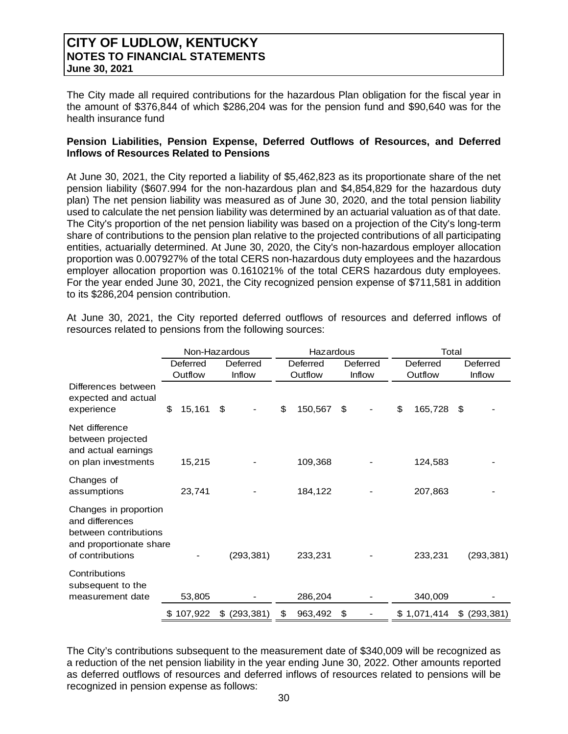# CITY OF LUDLOW, KENTUCKY
## NOTES TO FINANCIAL STATEMENTS
**June 30, 2021**

The City made all required contributions for the hazardous Plan obligation for the fiscal year in the amount of $376,844 of which $286,204 was for the pension fund and $90,640 was for the health insurance fund

**Pension Liabilities, Pension Expense, Deferred Outflows of Resources, and Deferred Inflows of Resources Related to Pensions**

At June 30, 2021, the City reported a liability of $5,462,823 as its proportionate share of the net pension liability ($607.994 for the non-hazardous plan and $4,854,829 for the hazardous duty plan) The net pension liability was measured as of June 30, 2020, and the total pension liability used to calculate the net pension liability was determined by an actuarial valuation as of that date. The City's proportion of the net pension liability was based on a projection of the City's long-term share of contributions to the pension plan relative to the projected contributions of all participating entities, actuarially determined. At June 30, 2020, the City's non-hazardous employer allocation proportion was 0.007927% of the total CERS non-hazardous duty employees and the hazardous employer allocation proportion was 0.161021% of the total CERS hazardous duty employees. For the year ended June 30, 2021, the City recognized pension expense of $711,581 in addition to its $286,204 pension contribution.

At June 30, 2021, the City reported deferred outflows of resources and deferred inflows of resources related to pensions from the following sources:

| | Non-Hazardous | | Hazardous | | Total | |
|---|---|---|---|---|---|---|
| | Deferred Outflow | Deferred Inflow | Deferred Outflow | Deferred Inflow | Deferred Outflow | Deferred Inflow |
| Differences between expected and actual experience | $ 15,161 | $ - | $ 150,567 | $ - | $ 165,728 | $ - |
| Net difference between projected and actual earnings on plan investments | 15,215 | - | 109,368 | - | 124,583 | - |
| Changes of assumptions | 23,741 | - | 184,122 | - | 207,863 | - |
| Changes in proportion and differences between contributions and proportionate share of contributions | - | (293,381) | 233,231 | - | 233,231 | (293,381) |
| Contributions subsequent to the measurement date | 53,805 | - | 286,204 | - | 340,009 | - |
| | $ 107,922 | $ (293,381) | $ 963,492 | $ - | $ 1,071,414 | $ (293,381) |

The City's contributions subsequent to the measurement date of $340,009 will be recognized as a reduction of the net pension liability in the year ending June 30, 2022. Other amounts reported as deferred outflows of resources and deferred inflows of resources related to pensions will be recognized in pension expense as follows: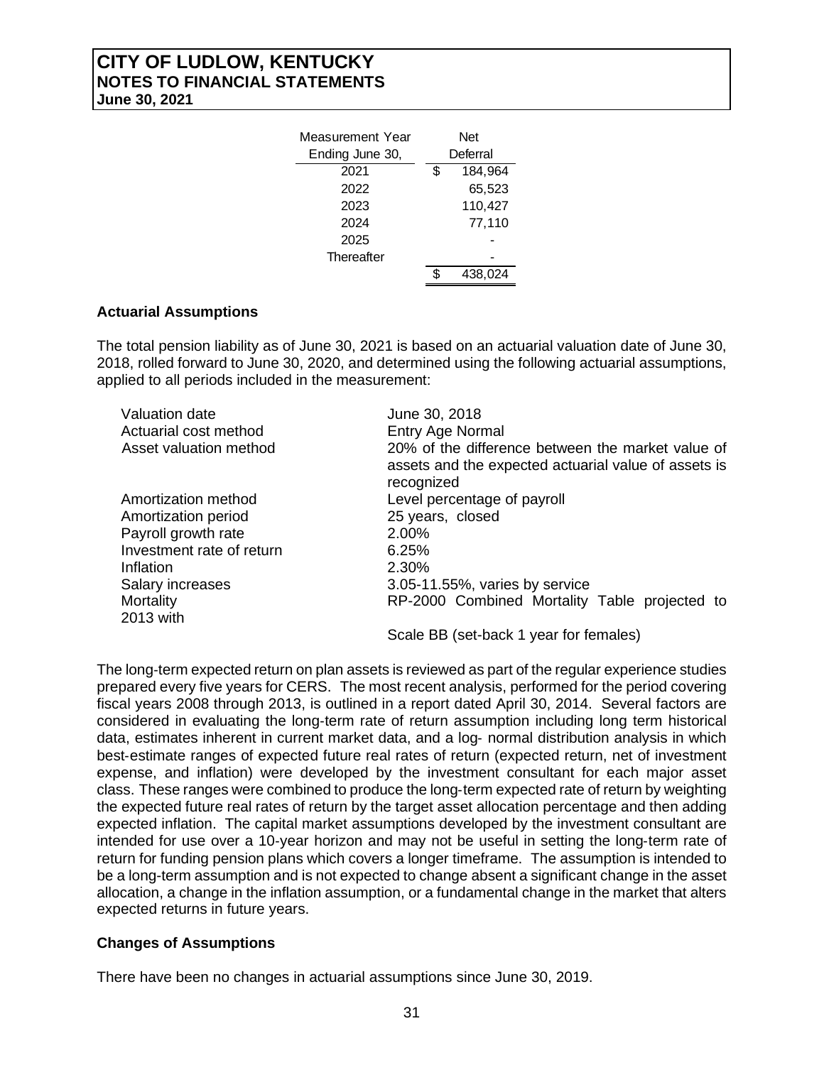| Measurement Year Ending June 30, | Net Deferral |
|---|---|
| 2021 | $ 184,964 |
| 2022 | 65,523 |
| 2023 | 110,427 |
| 2024 | 77,110 |
| 2025 | - |
| Thereafter | - |
| | $ 438,024 |

**Actuarial Assumptions**

The total pension liability as of June 30, 2021 is based on an actuarial valuation date of June 30, 2018, rolled forward to June 30, 2020, and determined using the following actuarial assumptions, applied to all periods included in the measurement:

| | |
|---|---|
| Valuation date | June 30, 2018 |
| Actuarial cost method | Entry Age Normal |
| Asset valuation method | 20% of the difference between the market value of assets and the expected actuarial value of assets is recognized |
| Amortization method | Level percentage of payroll |
| Amortization period | 25 years, closed |
| Payroll growth rate | 2.00% |
| Investment rate of return | 6.25% |
| Inflation | 2.30% |
| Salary increases | 3.05-11.55%, varies by service |
| Mortality | RP-2000 Combined Mortality Table projected to 2013 with Scale BB (set-back 1 year for females) |

The long-term expected return on plan assets is reviewed as part of the regular experience studies prepared every five years for CERS. The most recent analysis, performed for the period covering fiscal years 2008 through 2013, is outlined in a report dated April 30, 2014. Several factors are considered in evaluating the long-term rate of return assumption including long term historical data, estimates inherent in current market data, and a log- normal distribution analysis in which best-estimate ranges of expected future real rates of return (expected return, net of investment expense, and inflation) were developed by the investment consultant for each major asset class. These ranges were combined to produce the long-term expected rate of return by weighting the expected future real rates of return by the target asset allocation percentage and then adding expected inflation. The capital market assumptions developed by the investment consultant are intended for use over a 10-year horizon and may not be useful in setting the long-term rate of return for funding pension plans which covers a longer timeframe. The assumption is intended to be a long-term assumption and is not expected to change absent a significant change in the asset allocation, a change in the inflation assumption, or a fundamental change in the market that alters expected returns in future years.

**Changes of Assumptions**

There have been no changes in actuarial assumptions since June 30, 2019.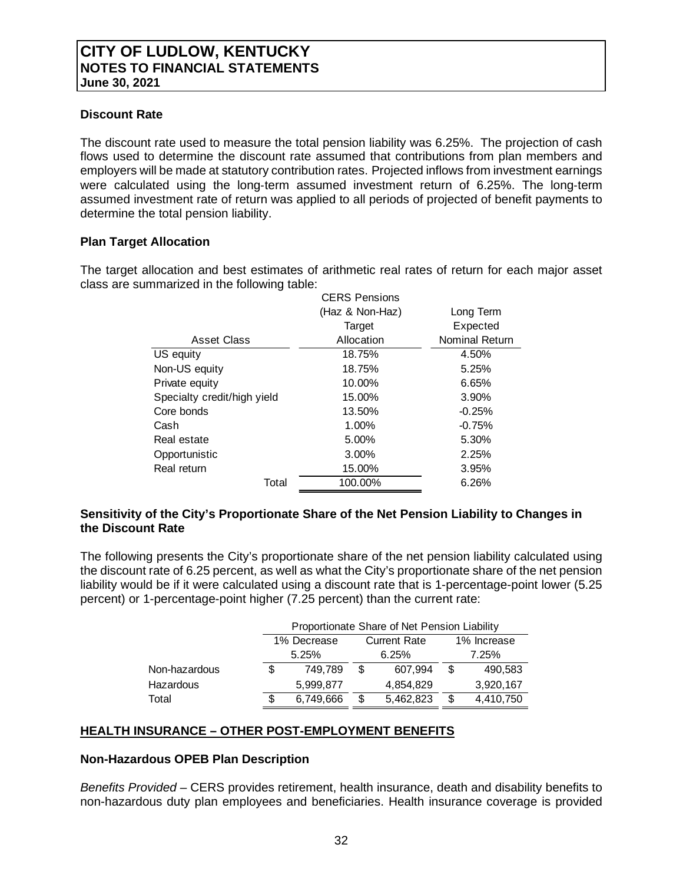## CITY OF LUDLOW, KENTUCKY
### NOTES TO FINANCIAL STATEMENTS
**June 30, 2021**

**Discount Rate**

The discount rate used to measure the total pension liability was 6.25%. The projection of cash flows used to determine the discount rate assumed that contributions from plan members and employers will be made at statutory contribution rates. Projected inflows from investment earnings were calculated using the long-term assumed investment return of 6.25%. The long-term assumed investment rate of return was applied to all periods of projected of benefit payments to determine the total pension liability.

**Plan Target Allocation**

The target allocation and best estimates of arithmetic real rates of return for each major asset class are summarized in the following table:

| Asset Class | CERS Pensions (Haz & Non-Haz) Target Allocation | Long Term Expected Nominal Return |
|---|---|---|
| US equity | 18.75% | 4.50% |
| Non-US equity | 18.75% | 5.25% |
| Private equity | 10.00% | 6.65% |
| Specialty credit/high yield | 15.00% | 3.90% |
| Core bonds | 13.50% | -0.25% |
| Cash | 1.00% | -0.75% |
| Real estate | 5.00% | 5.30% |
| Opportunistic | 3.00% | 2.25% |
| Real return | 15.00% | 3.95% |
| Total | 100.00% | 6.26% |

**Sensitivity of the City's Proportionate Share of the Net Pension Liability to Changes in the Discount Rate**

The following presents the City's proportionate share of the net pension liability calculated using the discount rate of 6.25 percent, as well as what the City's proportionate share of the net pension liability would be if it were calculated using a discount rate that is 1-percentage-point lower (5.25 percent) or 1-percentage-point higher (7.25 percent) than the current rate:

| | Proportionate Share of Net Pension Liability | | |
|---|---|---|---|
| | 1% Decrease 5.25% | Current Rate 6.25% | 1% Increase 7.25% |
| Non-hazardous | $ 749,789 | $ 607,994 | $ 490,583 |
| Hazardous | 5,999,877 | 4,854,829 | 3,920,167 |
| Total | $ 6,749,666 | $ 5,462,823 | $ 4,410,750 |

**HEALTH INSURANCE – OTHER POST-EMPLOYMENT BENEFITS**

**Non-Hazardous OPEB Plan Description**

*Benefits Provided* – CERS provides retirement, health insurance, death and disability benefits to non-hazardous duty plan employees and beneficiaries. Health insurance coverage is provided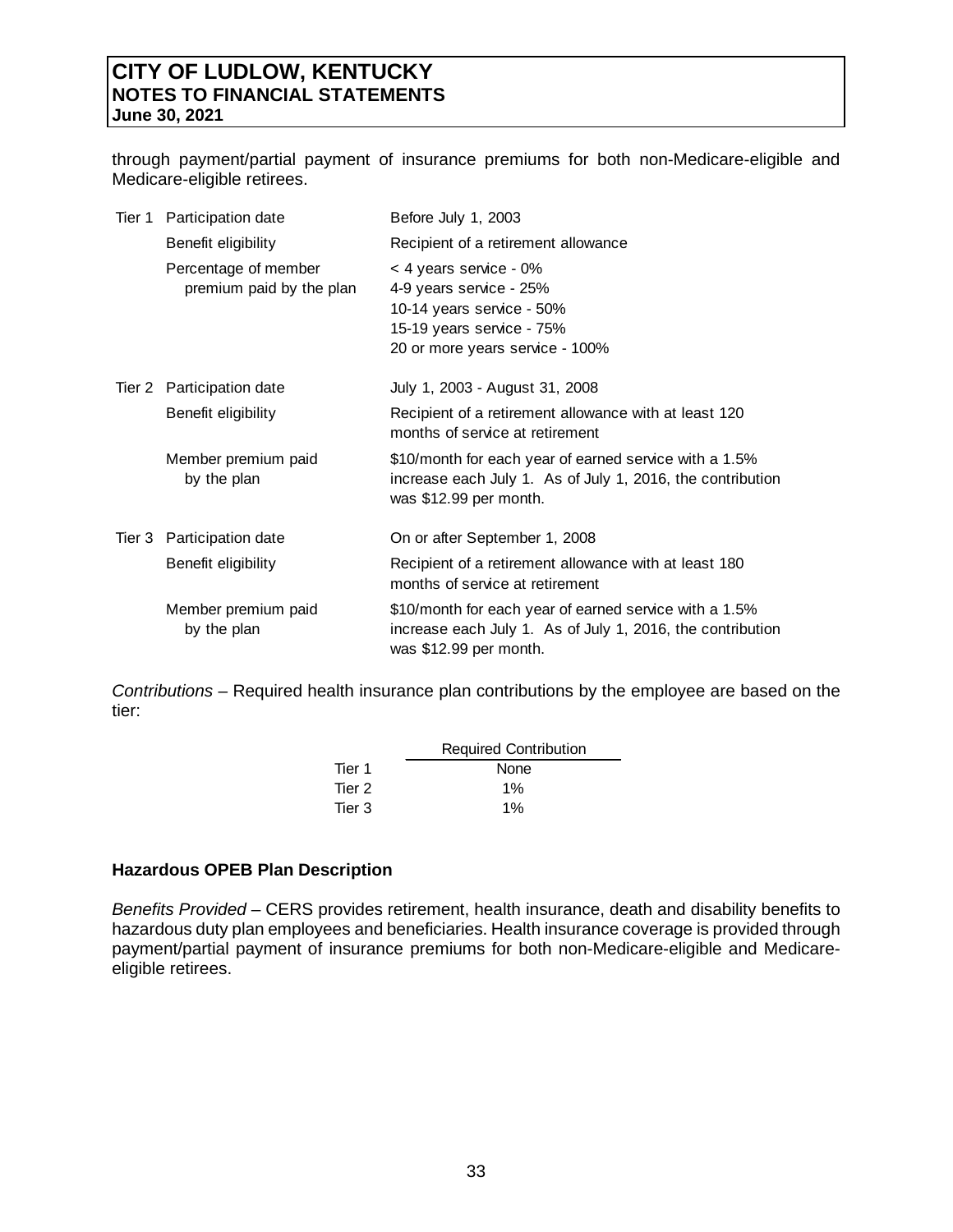through payment/partial payment of insurance premiums for both non-Medicare-eligible and Medicare-eligible retirees.

| | | |
|---|---|---|
| Tier 1 | Participation date | Before July 1, 2003 |
| | Benefit eligibility | Recipient of a retirement allowance |
| | Percentage of member premium paid by the plan | < 4 years service - 0%<br>4-9 years service - 25%<br>10-14 years service - 50%<br>15-19 years service - 75%<br>20 or more years service - 100% |
| Tier 2 | Participation date | July 1, 2003 - August 31, 2008 |
| | Benefit eligibility | Recipient of a retirement allowance with at least 120 months of service at retirement |
| | Member premium paid by the plan | $10/month for each year of earned service with a 1.5% increase each July 1. As of July 1, 2016, the contribution was $12.99 per month. |
| Tier 3 | Participation date | On or after September 1, 2008 |
| | Benefit eligibility | Recipient of a retirement allowance with at least 180 months of service at retirement |
| | Member premium paid by the plan | $10/month for each year of earned service with a 1.5% increase each July 1. As of July 1, 2016, the contribution was $12.99 per month. |

*Contributions* – Required health insurance plan contributions by the employee are based on the tier:

| | Required Contribution |
|---|---|
| Tier 1 | None |
| Tier 2 | 1% |
| Tier 3 | 1% |

**Hazardous OPEB Plan Description**

*Benefits Provided* – CERS provides retirement, health insurance, death and disability benefits to hazardous duty plan employees and beneficiaries. Health insurance coverage is provided through payment/partial payment of insurance premiums for both non-Medicare-eligible and Medicare-eligible retirees.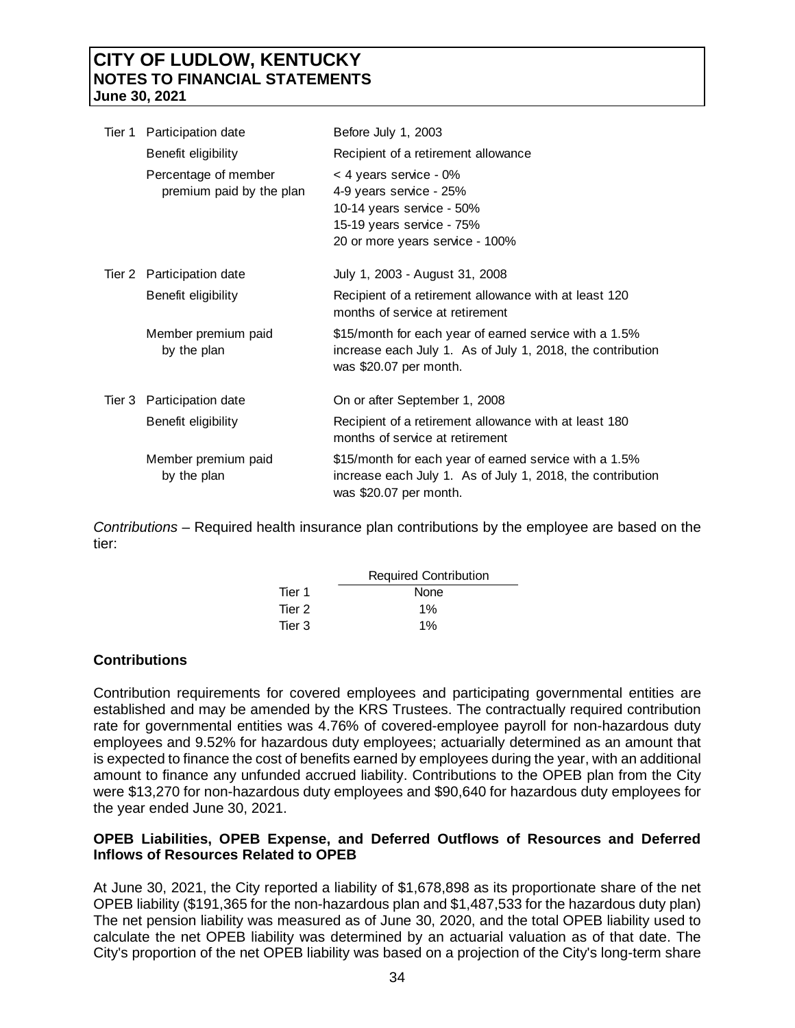| | | |
|---|---|---|
| Tier 1 | Participation date | Before July 1, 2003 |
| | Benefit eligibility | Recipient of a retirement allowance |
| | Percentage of member premium paid by the plan | < 4 years service - 0%<br>4-9 years service - 25%<br>10-14 years service - 50%<br>15-19 years service - 75%<br>20 or more years service - 100% |
| Tier 2 | Participation date | July 1, 2003 - August 31, 2008 |
| | Benefit eligibility | Recipient of a retirement allowance with at least 120 months of service at retirement |
| | Member premium paid by the plan | $15/month for each year of earned service with a 1.5% increase each July 1. As of July 1, 2018, the contribution was $20.07 per month. |
| Tier 3 | Participation date | On or after September 1, 2008 |
| | Benefit eligibility | Recipient of a retirement allowance with at least 180 months of service at retirement |
| | Member premium paid by the plan | $15/month for each year of earned service with a 1.5% increase each July 1. As of July 1, 2018, the contribution was $20.07 per month. |

*Contributions* – Required health insurance plan contributions by the employee are based on the tier:

| | Required Contribution |
|---|---|
| Tier 1 | None |
| Tier 2 | 1% |
| Tier 3 | 1% |

**Contributions**

Contribution requirements for covered employees and participating governmental entities are established and may be amended by the KRS Trustees. The contractually required contribution rate for governmental entities was 4.76% of covered-employee payroll for non-hazardous duty employees and 9.52% for hazardous duty employees; actuarially determined as an amount that is expected to finance the cost of benefits earned by employees during the year, with an additional amount to finance any unfunded accrued liability. Contributions to the OPEB plan from the City were $13,270 for non-hazardous duty employees and $90,640 for hazardous duty employees for the year ended June 30, 2021.

**OPEB Liabilities, OPEB Expense, and Deferred Outflows of Resources and Deferred Inflows of Resources Related to OPEB**

At June 30, 2021, the City reported a liability of $1,678,898 as its proportionate share of the net OPEB liability ($191,365 for the non-hazardous plan and $1,487,533 for the hazardous duty plan) The net pension liability was measured as of June 30, 2020, and the total OPEB liability used to calculate the net OPEB liability was determined by an actuarial valuation as of that date. The City's proportion of the net OPEB liability was based on a projection of the City's long-term share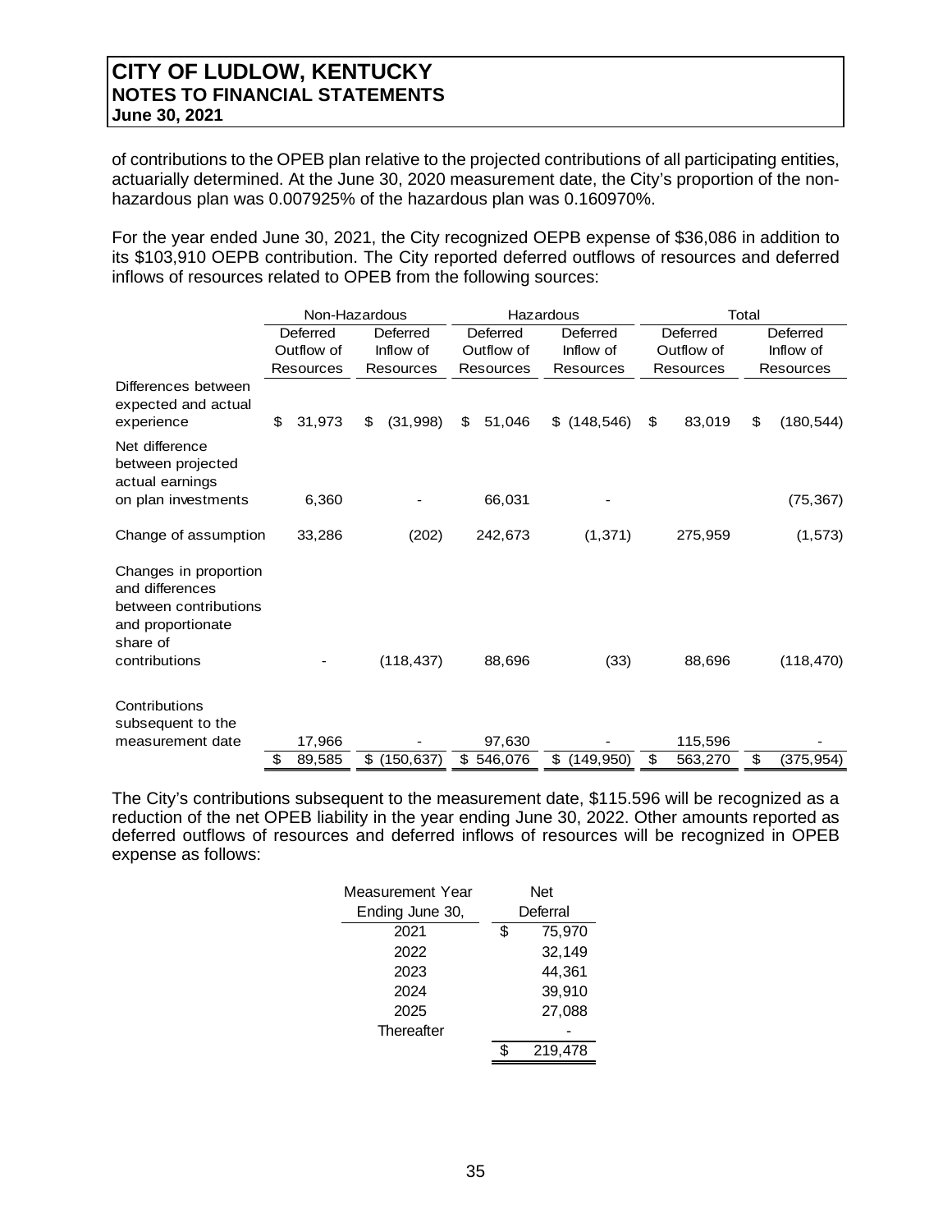# CITY OF LUDLOW, KENTUCKY
## NOTES TO FINANCIAL STATEMENTS
**June 30, 2021**

of contributions to the OPEB plan relative to the projected contributions of all participating entities, actuarially determined. At the June 30, 2020 measurement date, the City's proportion of the non-hazardous plan was 0.007925% of the hazardous plan was 0.160970%.

For the year ended June 30, 2021, the City recognized OEPB expense of $36,086 in addition to its $103,910 OEPB contribution. The City reported deferred outflows of resources and deferred inflows of resources related to OPEB from the following sources:

| | Non-Hazardous | | Hazardous | | Total | |
|---|---|---|---|---|---|---|
| | Deferred Outflow of Resources | Deferred Inflow of Resources | Deferred Outflow of Resources | Deferred Inflow of Resources | Deferred Outflow of Resources | Deferred Inflow of Resources |
| Differences between expected and actual experience | $ 31,973 | $ (31,998) | $ 51,046 | $ (148,546) | $ 83,019 | $ (180,544) |
| Net difference between projected actual earnings on plan investments | 6,360 | - | 66,031 | - | | (75,367) |
| Change of assumption | 33,286 | (202) | 242,673 | (1,371) | 275,959 | (1,573) |
| Changes in proportion and differences between contributions and proportionate share of contributions | - | (118,437) | 88,696 | (33) | 88,696 | (118,470) |
| Contributions subsequent to the measurement date | 17,966 | - | 97,630 | - | 115,596 | - |
| | $ 89,585 | $ (150,637) | $ 546,076 | $ (149,950) | $ 563,270 | $ (375,954) |

The City's contributions subsequent to the measurement date, $115.596 will be recognized as a reduction of the net OPEB liability in the year ending June 30, 2022. Other amounts reported as deferred outflows of resources and deferred inflows of resources will be recognized in OPEB expense as follows:

| Measurement Year Ending June 30, | Net Deferral |
|---|---|
| 2021 | $ 75,970 |
| 2022 | 32,149 |
| 2023 | 44,361 |
| 2024 | 39,910 |
| 2025 | 27,088 |
| Thereafter | - |
| | $ 219,478 |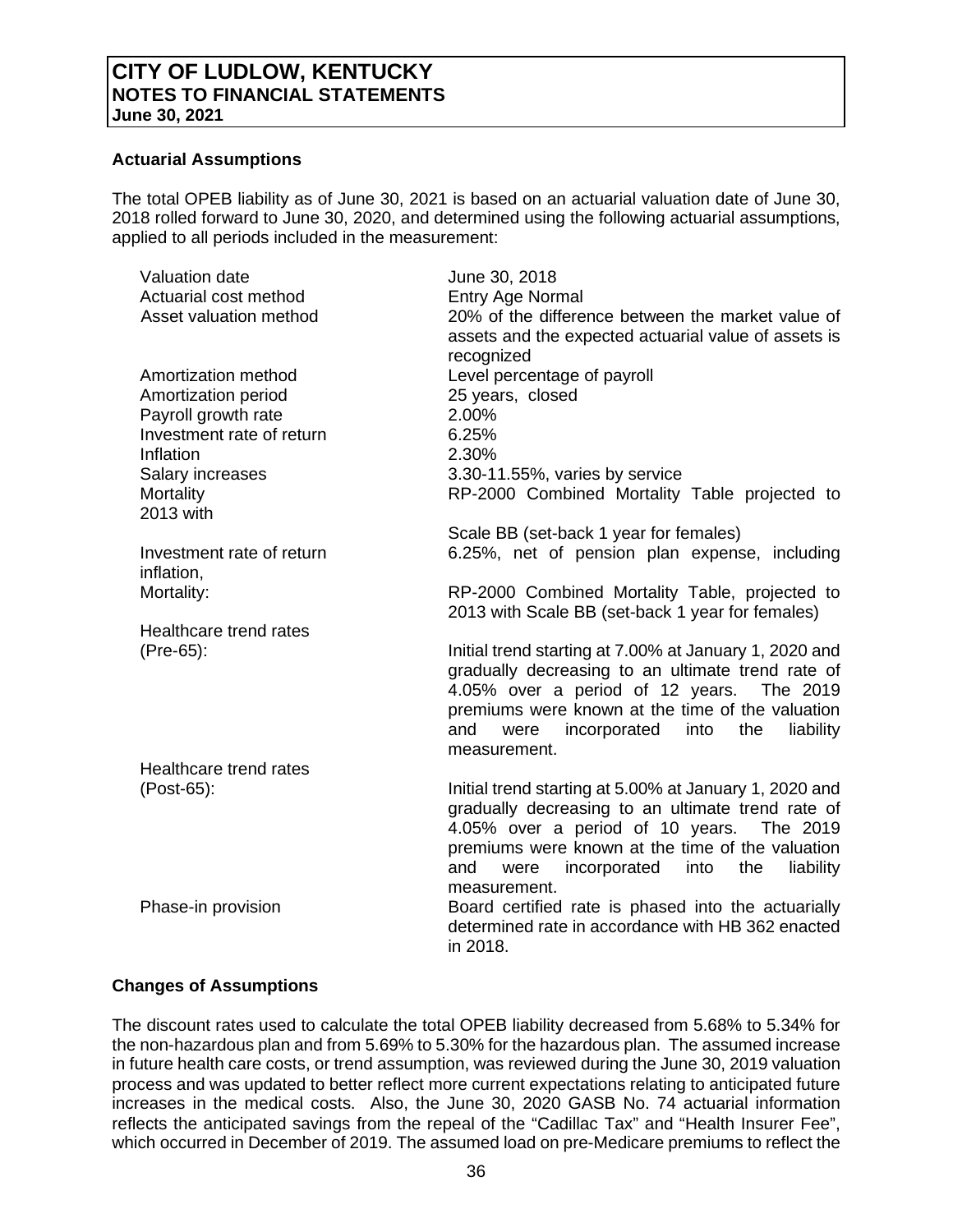**CITY OF LUDLOW, KENTUCKY**
**NOTES TO FINANCIAL STATEMENTS**
**June 30, 2021**

### Actuarial Assumptions

The total OPEB liability as of June 30, 2021 is based on an actuarial valuation date of June 30, 2018 rolled forward to June 30, 2020, and determined using the following actuarial assumptions, applied to all periods included in the measurement:

| | |
|---|---|
| Valuation date | June 30, 2018 |
| Actuarial cost method | Entry Age Normal |
| Asset valuation method | 20% of the difference between the market value of assets and the expected actuarial value of assets is recognized |
| Amortization method | Level percentage of payroll |
| Amortization period | 25 years, closed |
| Payroll growth rate | 2.00% |
| Investment rate of return | 6.25% |
| Inflation | 2.30% |
| Salary increases | 3.30-11.55%, varies by service |
| Mortality | RP-2000 Combined Mortality Table projected to 2013 with Scale BB (set-back 1 year for females) |
| Investment rate of return | 6.25%, net of pension plan expense, including inflation, |
| Mortality: | RP-2000 Combined Mortality Table, projected to 2013 with Scale BB (set-back 1 year for females) |
| Healthcare trend rates (Pre-65): | Initial trend starting at 7.00% at January 1, 2020 and gradually decreasing to an ultimate trend rate of 4.05% over a period of 12 years. The 2019 premiums were known at the time of the valuation and were incorporated into the liability measurement. |
| Healthcare trend rates (Post-65): | Initial trend starting at 5.00% at January 1, 2020 and gradually decreasing to an ultimate trend rate of 4.05% over a period of 10 years. The 2019 premiums were known at the time of the valuation and were incorporated into the liability measurement. |
| Phase-in provision | Board certified rate is phased into the actuarially determined rate in accordance with HB 362 enacted in 2018. |

### Changes of Assumptions

The discount rates used to calculate the total OPEB liability decreased from 5.68% to 5.34% for the non-hazardous plan and from 5.69% to 5.30% for the hazardous plan. The assumed increase in future health care costs, or trend assumption, was reviewed during the June 30, 2019 valuation process and was updated to better reflect more current expectations relating to anticipated future increases in the medical costs. Also, the June 30, 2020 GASB No. 74 actuarial information reflects the anticipated savings from the repeal of the "Cadillac Tax" and "Health Insurer Fee", which occurred in December of 2019. The assumed load on pre-Medicare premiums to reflect the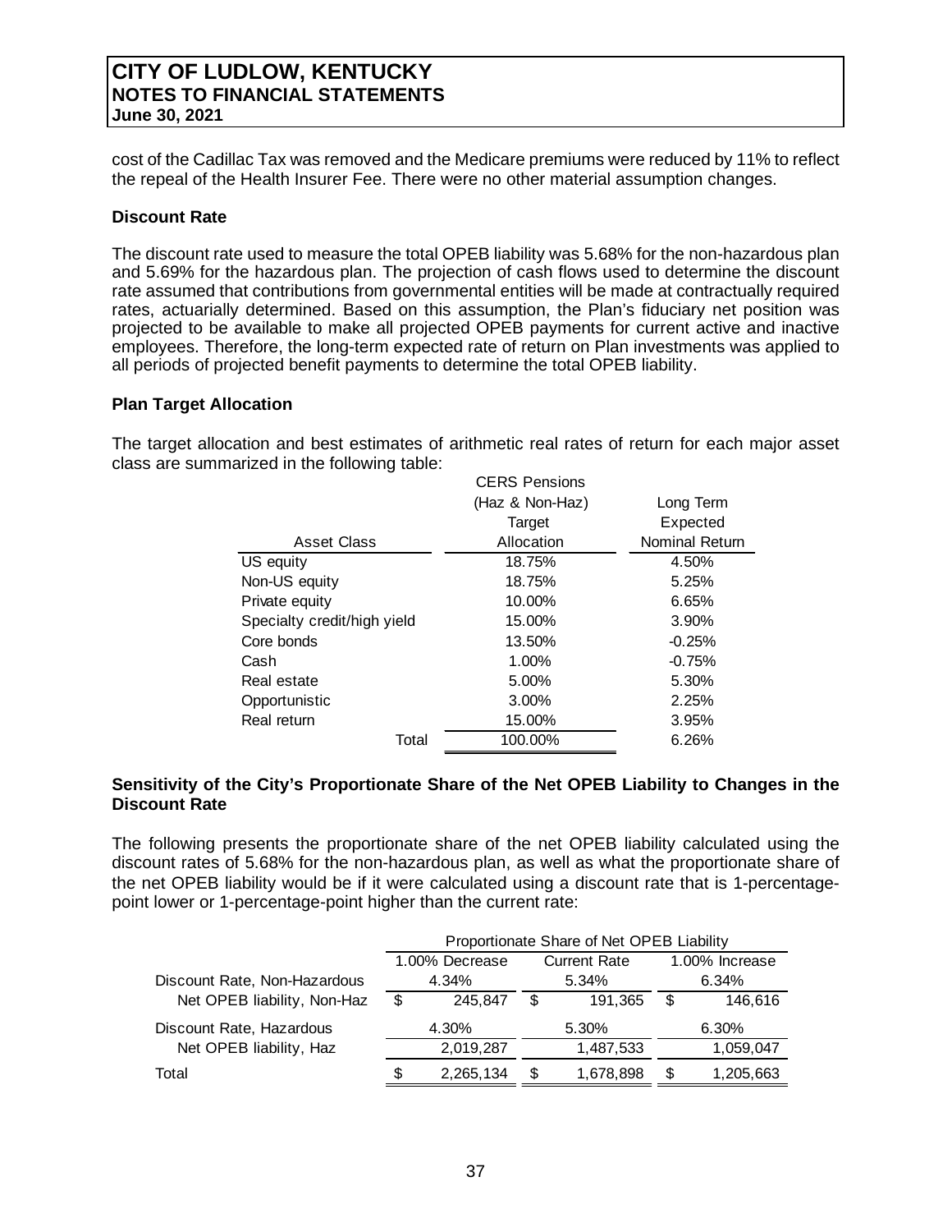cost of the Cadillac Tax was removed and the Medicare premiums were reduced by 11% to reflect the repeal of the Health Insurer Fee. There were no other material assumption changes.

**Discount Rate**

The discount rate used to measure the total OPEB liability was 5.68% for the non-hazardous plan and 5.69% for the hazardous plan. The projection of cash flows used to determine the discount rate assumed that contributions from governmental entities will be made at contractually required rates, actuarially determined. Based on this assumption, the Plan's fiduciary net position was projected to be available to make all projected OPEB payments for current active and inactive employees. Therefore, the long-term expected rate of return on Plan investments was applied to all periods of projected benefit payments to determine the total OPEB liability.

**Plan Target Allocation**

The target allocation and best estimates of arithmetic real rates of return for each major asset class are summarized in the following table:

| Asset Class | CERS Pensions (Haz & Non-Haz) Target Allocation | Long Term Expected Nominal Return |
|---|---|---|
| US equity | 18.75% | 4.50% |
| Non-US equity | 18.75% | 5.25% |
| Private equity | 10.00% | 6.65% |
| Specialty credit/high yield | 15.00% | 3.90% |
| Core bonds | 13.50% | -0.25% |
| Cash | 1.00% | -0.75% |
| Real estate | 5.00% | 5.30% |
| Opportunistic | 3.00% | 2.25% |
| Real return | 15.00% | 3.95% |
| Total | 100.00% | 6.26% |

**Sensitivity of the City's Proportionate Share of the Net OPEB Liability to Changes in the Discount Rate**

The following presents the proportionate share of the net OPEB liability calculated using the discount rates of 5.68% for the non-hazardous plan, as well as what the proportionate share of the net OPEB liability would be if it were calculated using a discount rate that is 1-percentage-point lower or 1-percentage-point higher than the current rate:

| | Proportionate Share of Net OPEB Liability | | |
|---|---|---|---|
| | 1.00% Decrease | Current Rate | 1.00% Increase |
| Discount Rate, Non-Hazardous | 4.34% | 5.34% | 6.34% |
| Net OPEB liability, Non-Haz | $ 245,847 | $ 191,365 | $ 146,616 |
| Discount Rate, Hazardous | 4.30% | 5.30% | 6.30% |
| Net OPEB liability, Haz | 2,019,287 | 1,487,533 | 1,059,047 |
| Total | $ 2,265,134 | $ 1,678,898 | $ 1,205,663 |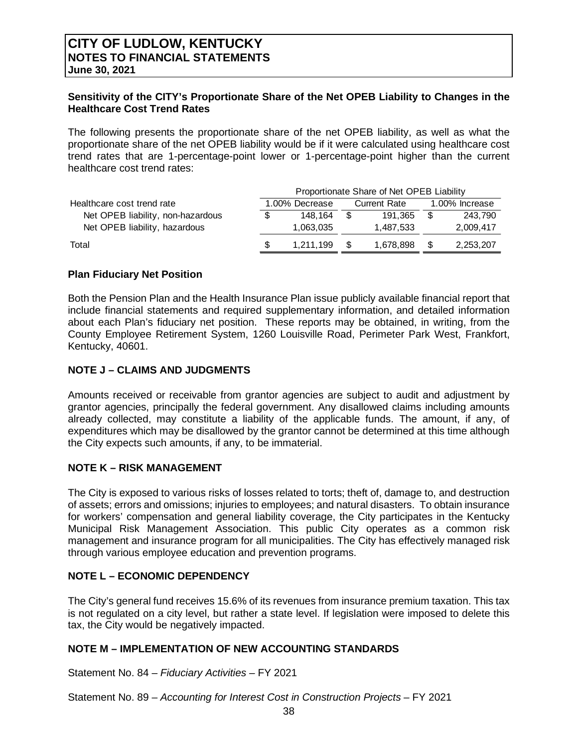**Sensitivity of the CITY's Proportionate Share of the Net OPEB Liability to Changes in the Healthcare Cost Trend Rates**

The following presents the proportionate share of the net OPEB liability, as well as what the proportionate share of the net OPEB liability would be if it were calculated using healthcare cost trend rates that are 1-percentage-point lower or 1-percentage-point higher than the current healthcare cost trend rates:

| | Proportionate Share of Net OPEB Liability | | |
|---|---|---|---|
| Healthcare cost trend rate | 1.00% Decrease | Current Rate | 1.00% Increase |
| Net OPEB liability, non-hazardous | $ 148,164 | $ 191,365 | $ 243,790 |
| Net OPEB liability, hazardous | 1,063,035 | 1,487,533 | 2,009,417 |
| Total | $ 1,211,199 | $ 1,678,898 | $ 2,253,207 |

**Plan Fiduciary Net Position**

Both the Pension Plan and the Health Insurance Plan issue publicly available financial report that include financial statements and required supplementary information, and detailed information about each Plan's fiduciary net position. These reports may be obtained, in writing, from the County Employee Retirement System, 1260 Louisville Road, Perimeter Park West, Frankfort, Kentucky, 40601.

## NOTE J – CLAIMS AND JUDGMENTS

Amounts received or receivable from grantor agencies are subject to audit and adjustment by grantor agencies, principally the federal government. Any disallowed claims including amounts already collected, may constitute a liability of the applicable funds. The amount, if any, of expenditures which may be disallowed by the grantor cannot be determined at this time although the City expects such amounts, if any, to be immaterial.

## NOTE K – RISK MANAGEMENT

The City is exposed to various risks of losses related to torts; theft of, damage to, and destruction of assets; errors and omissions; injuries to employees; and natural disasters. To obtain insurance for workers' compensation and general liability coverage, the City participates in the Kentucky Municipal Risk Management Association. This public City operates as a common risk management and insurance program for all municipalities. The City has effectively managed risk through various employee education and prevention programs.

## NOTE L – ECONOMIC DEPENDENCY

The City's general fund receives 15.6% of its revenues from insurance premium taxation. This tax is not regulated on a city level, but rather a state level. If legislation were imposed to delete this tax, the City would be negatively impacted.

## NOTE M – IMPLEMENTATION OF NEW ACCOUNTING STANDARDS

Statement No. 84 – *Fiduciary Activities* – FY 2021

Statement No. 89 – *Accounting for Interest Cost in Construction Projects* – FY 2021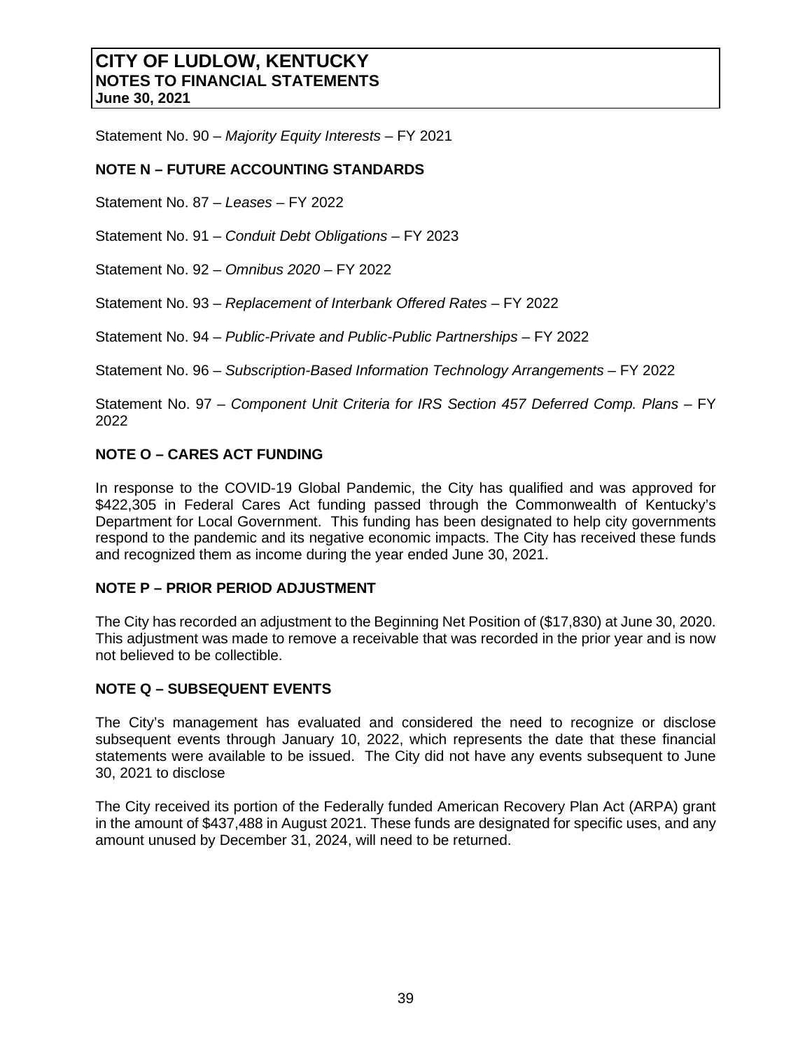Statement No. 90 – *Majority Equity Interests* – FY 2021

## NOTE N – FUTURE ACCOUNTING STANDARDS

Statement No. 87 – *Leases* – FY 2022

Statement No. 91 – *Conduit Debt Obligations* – FY 2023

Statement No. 92 – *Omnibus 2020* – FY 2022

Statement No. 93 – *Replacement of Interbank Offered Rates* – FY 2022

Statement No. 94 – *Public-Private and Public-Public Partnerships* – FY 2022

Statement No. 96 – *Subscription-Based Information Technology Arrangements* – FY 2022

Statement No. 97 – *Component Unit Criteria for IRS Section 457 Deferred Comp. Plans* – FY 2022

## NOTE O – CARES ACT FUNDING

In response to the COVID-19 Global Pandemic, the City has qualified and was approved for $422,305 in Federal Cares Act funding passed through the Commonwealth of Kentucky's Department for Local Government. This funding has been designated to help city governments respond to the pandemic and its negative economic impacts. The City has received these funds and recognized them as income during the year ended June 30, 2021.

## NOTE P – PRIOR PERIOD ADJUSTMENT

The City has recorded an adjustment to the Beginning Net Position of ($17,830) at June 30, 2020. This adjustment was made to remove a receivable that was recorded in the prior year and is now not believed to be collectible.

## NOTE Q – SUBSEQUENT EVENTS

The City's management has evaluated and considered the need to recognize or disclose subsequent events through January 10, 2022, which represents the date that these financial statements were available to be issued. The City did not have any events subsequent to June 30, 2021 to disclose

The City received its portion of the Federally funded American Recovery Plan Act (ARPA) grant in the amount of $437,488 in August 2021. These funds are designated for specific uses, and any amount unused by December 31, 2024, will need to be returned.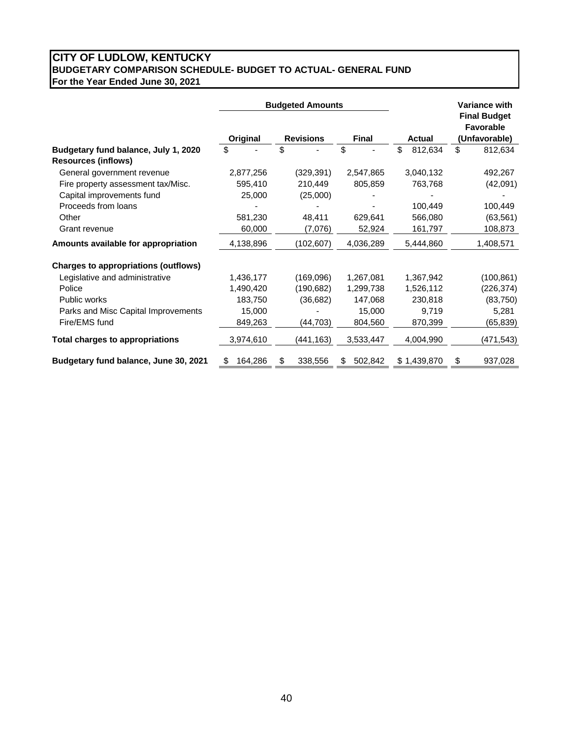# CITY OF LUDLOW, KENTUCKY
## BUDGETARY COMPARISON SCHEDULE- BUDGET TO ACTUAL- GENERAL FUND
**For the Year Ended June 30, 2021**

| | Budgeted Amounts | | | | Variance with Final Budget Favorable |
|---|---|---|---|---|---|
| | Original | Revisions | Final | Actual | (Unfavorable) |
| **Budgetary fund balance, July 1, 2020** | $ - | $ - | $ - | $ 812,634 | $ 812,634 |
| **Resources (inflows)** | | | | | |
| General government revenue | 2,877,256 | (329,391) | 2,547,865 | 3,040,132 | 492,267 |
| Fire property assessment tax/Misc. | 595,410 | 210,449 | 805,859 | 763,768 | (42,091) |
| Capital improvements fund | 25,000 | (25,000) | - | - | - |
| Proceeds from loans | - | - | - | 100,449 | 100,449 |
| Other | 581,230 | 48,411 | 629,641 | 566,080 | (63,561) |
| Grant revenue | 60,000 | (7,076) | 52,924 | 161,797 | 108,873 |
| **Amounts available for appropriation** | 4,138,896 | (102,607) | 4,036,289 | 5,444,860 | 1,408,571 |
| **Charges to appropriations (outflows)** | | | | | |
| Legislative and administrative | 1,436,177 | (169,096) | 1,267,081 | 1,367,942 | (100,861) |
| Police | 1,490,420 | (190,682) | 1,299,738 | 1,526,112 | (226,374) |
| Public works | 183,750 | (36,682) | 147,068 | 230,818 | (83,750) |
| Parks and Misc Capital Improvements | 15,000 | - | 15,000 | 9,719 | 5,281 |
| Fire/EMS fund | 849,263 | (44,703) | 804,560 | 870,399 | (65,839) |
| **Total charges to appropriations** | 3,974,610 | (441,163) | 3,533,447 | 4,004,990 | (471,543) |
| **Budgetary fund balance, June 30, 2021** | $ 164,286 | $ 338,556 | $ 502,842 | $ 1,439,870 | $ 937,028 |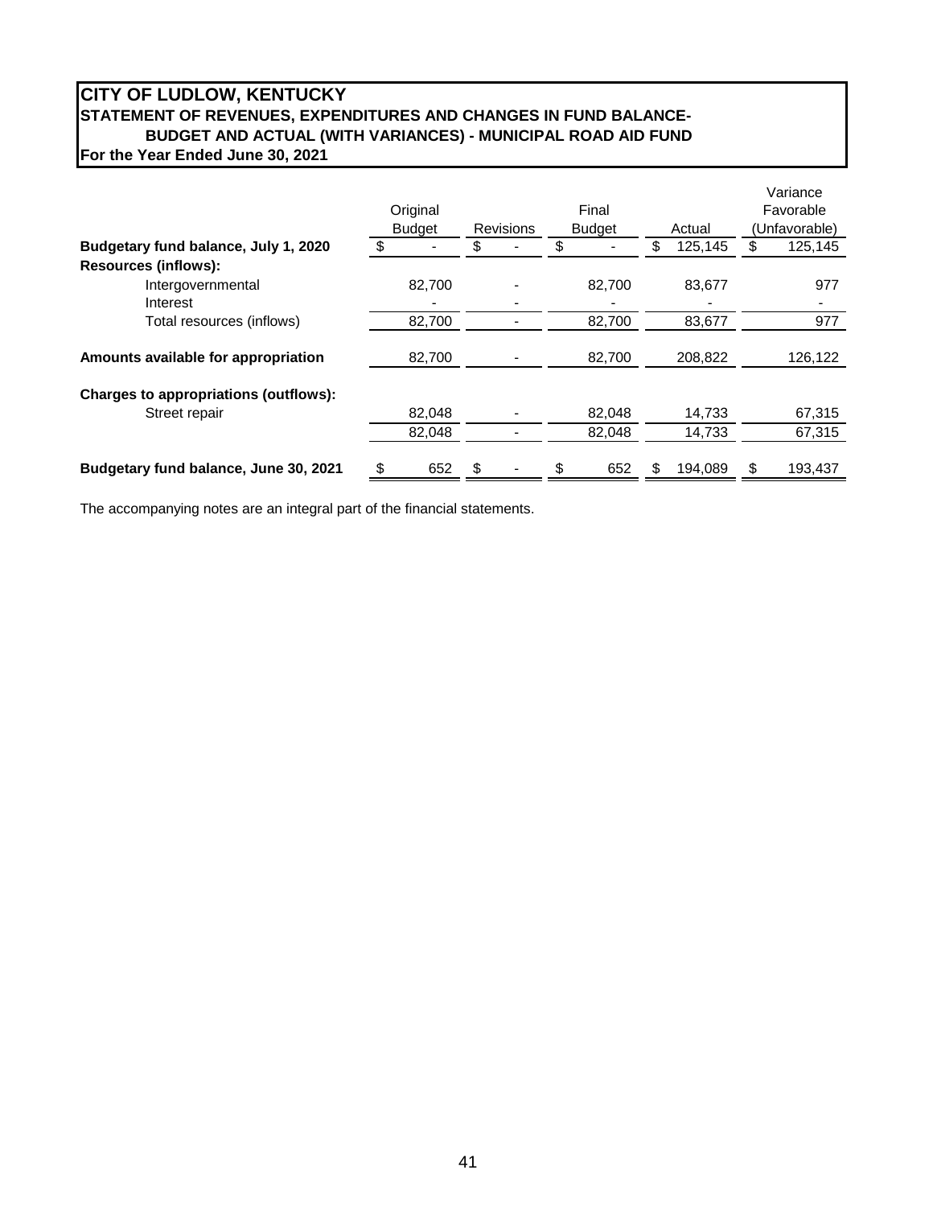# CITY OF LUDLOW, KENTUCKY
## STATEMENT OF REVENUES, EXPENDITURES AND CHANGES IN FUND BALANCE- BUDGET AND ACTUAL (WITH VARIANCES) - MUNICIPAL ROAD AID FUND
**For the Year Ended June 30, 2021**

| | Original Budget | Revisions | Final Budget | Actual | Variance Favorable (Unfavorable) |
|---|---|---|---|---|---|
| **Budgetary fund balance, July 1, 2020** | $ - | $ - | $ - | $ 125,145 | $ 125,145 |
| **Resources (inflows):** | | | | | |
| Intergovernmental | 82,700 | - | 82,700 | 83,677 | 977 |
| Interest | - | - | - | - | - |
| Total resources (inflows) | 82,700 | - | 82,700 | 83,677 | 977 |
| **Amounts available for appropriation** | 82,700 | - | 82,700 | 208,822 | 126,122 |
| **Charges to appropriations (outflows):** | | | | | |
| Street repair | 82,048 | - | 82,048 | 14,733 | 67,315 |
| | 82,048 | - | 82,048 | 14,733 | 67,315 |
| **Budgetary fund balance, June 30, 2021** | $ 652 | $ - | $ 652 | $ 194,089 | $ 193,437 |

The accompanying notes are an integral part of the financial statements.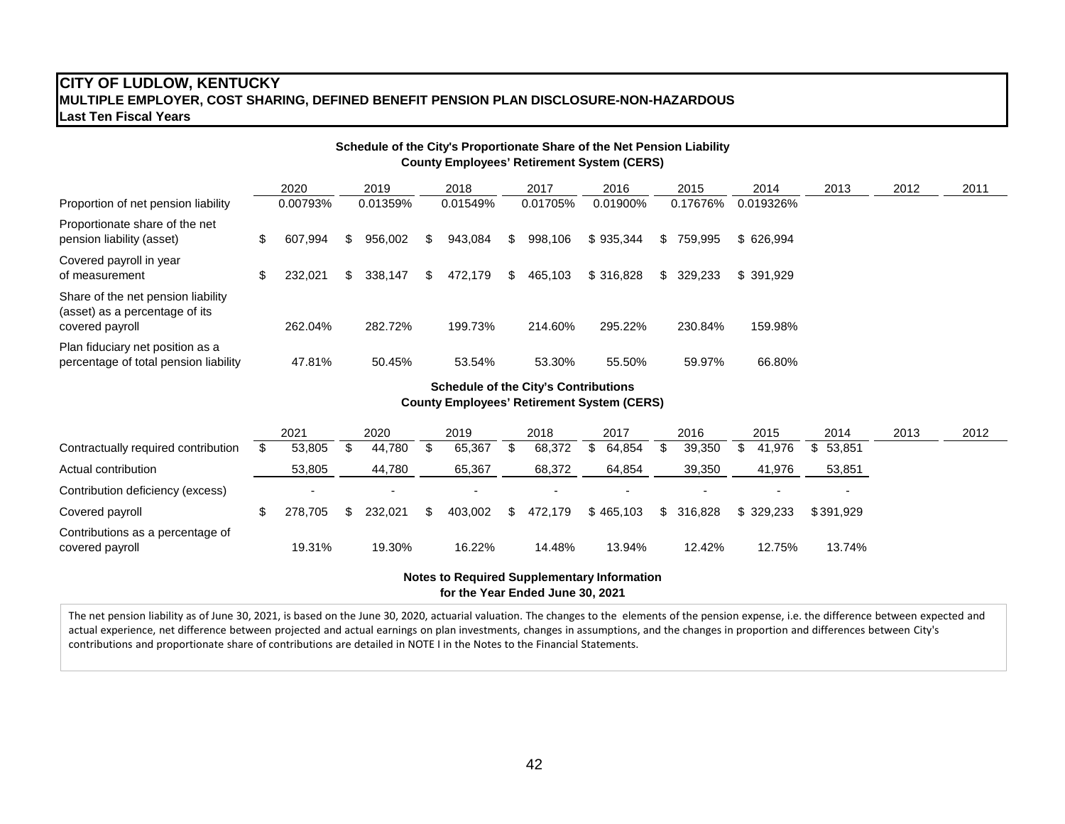# CITY OF LUDLOW, KENTUCKY

**MULTIPLE EMPLOYER, COST SHARING, DEFINED BENEFIT PENSION PLAN DISCLOSURE-NON-HAZARDOUS**

**Last Ten Fiscal Years**

**Schedule of the City's Proportionate Share of the Net Pension Liability**
**County Employees' Retirement System (CERS)**

| | 2020 | 2019 | 2018 | 2017 | 2016 | 2015 | 2014 | 2013 | 2012 | 2011 |
|---|---|---|---|---|---|---|---|---|---|---|
| Proportion of net pension liability | 0.00793% | 0.01359% | 0.01549% | 0.01705% | 0.01900% | 0.17676% | 0.019326% | | | |
| Proportionate share of the net pension liability (asset) | $ 607,994 | $ 956,002 | $ 943,084 | $ 998,106 | $ 935,344 | $ 759,995 | $ 626,994 | | | |
| Covered payroll in year of measurement | $ 232,021 | $ 338,147 | $ 472,179 | $ 465,103 | $ 316,828 | $ 329,233 | $ 391,929 | | | |
| Share of the net pension liability (asset) as a percentage of its covered payroll | 262.04% | 282.72% | 199.73% | 214.60% | 295.22% | 230.84% | 159.98% | | | |
| Plan fiduciary net position as a percentage of total pension liability | 47.81% | 50.45% | 53.54% | 53.30% | 55.50% | 59.97% | 66.80% | | | |

**Schedule of the City's Contributions**
**County Employees' Retirement System (CERS)**

| | 2021 | 2020 | 2019 | 2018 | 2017 | 2016 | 2015 | 2014 | 2013 | 2012 |
|---|---|---|---|---|---|---|---|---|---|---|
| Contractually required contribution | $ 53,805 | $ 44,780 | $ 65,367 | $ 68,372 | $ 64,854 | $ 39,350 | $ 41,976 | $ 53,851 | | |
| Actual contribution | 53,805 | 44,780 | 65,367 | 68,372 | 64,854 | 39,350 | 41,976 | 53,851 | | |
| Contribution deficiency (excess) | - | - | - | - | - | - | - | - | | |
| Covered payroll | $ 278,705 | $ 232,021 | $ 403,002 | $ 472,179 | $ 465,103 | $ 316,828 | $ 329,233 | $ 391,929 | | |
| Contributions as a percentage of covered payroll | 19.31% | 19.30% | 16.22% | 14.48% | 13.94% | 12.42% | 12.75% | 13.74% | | |

**Notes to Required Supplementary Information**
**for the Year Ended June 30, 2021**

The net pension liability as of June 30, 2021, is based on the June 30, 2020, actuarial valuation. The changes to the elements of the pension expense, i.e. the difference between expected and actual experience, net difference between projected and actual earnings on plan investments, changes in assumptions, and the changes in proportion and differences between City's contributions and proportionate share of contributions are detailed in NOTE I in the Notes to the Financial Statements.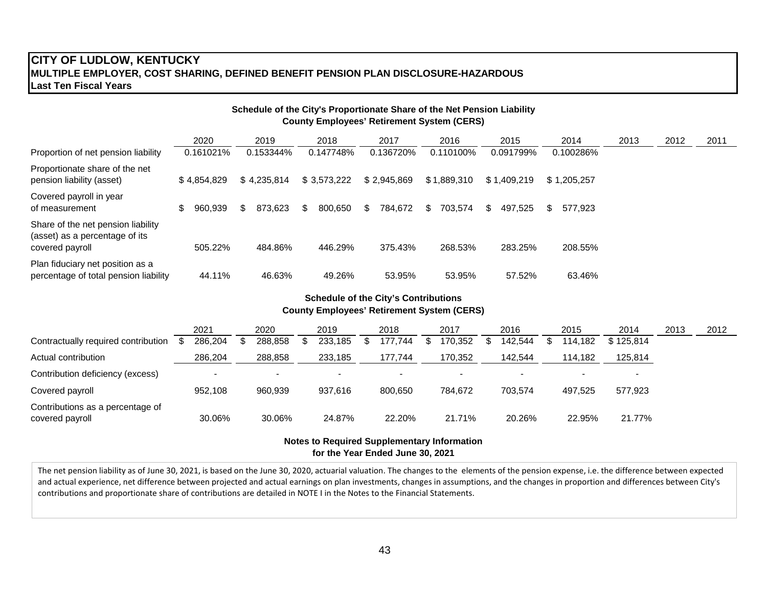# CITY OF LUDLOW, KENTUCKY
## MULTIPLE EMPLOYER, COST SHARING, DEFINED BENEFIT PENSION PLAN DISCLOSURE-HAZARDOUS
### Last Ten Fiscal Years

**Schedule of the City's Proportionate Share of the Net Pension Liability**
**County Employees' Retirement System (CERS)**

| | 2020 | 2019 | 2018 | 2017 | 2016 | 2015 | 2014 | 2013 | 2012 | 2011 |
|---|---|---|---|---|---|---|---|---|---|---|
| Proportion of net pension liability | 0.161021% | 0.153344% | 0.147748% | 0.136720% | 0.110100% | 0.091799% | 0.100286% | | | |
| Proportionate share of the net pension liability (asset) | $ 4,854,829 | $ 4,235,814 | $ 3,573,222 | $ 2,945,869 | $ 1,889,310 | $ 1,409,219 | $ 1,205,257 | | | |
| Covered payroll in year of measurement | $ 960,939 | $ 873,623 | $ 800,650 | $ 784,672 | $ 703,574 | $ 497,525 | $ 577,923 | | | |
| Share of the net pension liability (asset) as a percentage of its covered payroll | 505.22% | 484.86% | 446.29% | 375.43% | 268.53% | 283.25% | 208.55% | | | |
| Plan fiduciary net position as a percentage of total pension liability | 44.11% | 46.63% | 49.26% | 53.95% | 53.95% | 57.52% | 63.46% | | | |

**Schedule of the City's Contributions**
**County Employees' Retirement System (CERS)**

| | 2021 | 2020 | 2019 | 2018 | 2017 | 2016 | 2015 | 2014 | 2013 | 2012 |
|---|---|---|---|---|---|---|---|---|---|---|
| Contractually required contribution | $ 286,204 | $ 288,858 | $ 233,185 | $ 177,744 | $ 170,352 | $ 142,544 | $ 114,182 | $ 125,814 | | |
| Actual contribution | 286,204 | 288,858 | 233,185 | 177,744 | 170,352 | 142,544 | 114,182 | 125,814 | | |
| Contribution deficiency (excess) | - | - | - | - | - | - | - | - | | |
| Covered payroll | 952,108 | 960,939 | 937,616 | 800,650 | 784,672 | 703,574 | 497,525 | 577,923 | | |
| Contributions as a percentage of covered payroll | 30.06% | 30.06% | 24.87% | 22.20% | 21.71% | 20.26% | 22.95% | 21.77% | | |

**Notes to Required Supplementary Information**
**for the Year Ended June 30, 2021**

The net pension liability as of June 30, 2021, is based on the June 30, 2020, actuarial valuation. The changes to the elements of the pension expense, i.e. the difference between expected and actual experience, net difference between projected and actual earnings on plan investments, changes in assumptions, and the changes in proportion and differences between City's contributions and proportionate share of contributions are detailed in NOTE I in the Notes to the Financial Statements.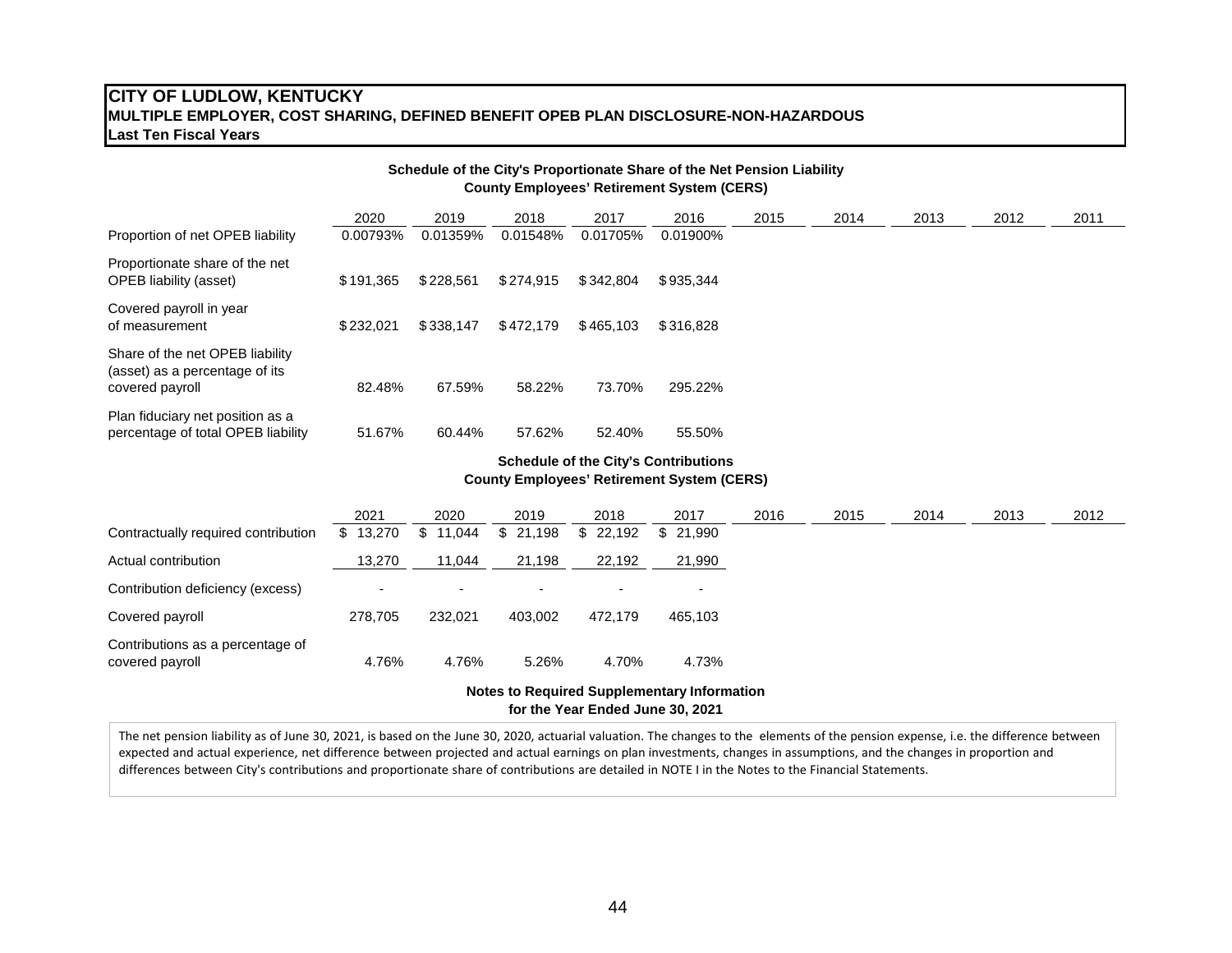# CITY OF LUDLOW, KENTUCKY
## MULTIPLE EMPLOYER, COST SHARING, DEFINED BENEFIT OPEB PLAN DISCLOSURE-NON-HAZARDOUS
### Last Ten Fiscal Years

**Schedule of the City's Proportionate Share of the Net Pension Liability**
**County Employees' Retirement System (CERS)**

| | 2020 | 2019 | 2018 | 2017 | 2016 | 2015 | 2014 | 2013 | 2012 | 2011 |
|---|---|---|---|---|---|---|---|---|---|---|
| Proportion of net OPEB liability | 0.00793% | 0.01359% | 0.01548% | 0.01705% | 0.01900% | | | | | |
| Proportionate share of the net OPEB liability (asset) | $191,365 | $228,561 | $274,915 | $342,804 | $935,344 | | | | | |
| Covered payroll in year of measurement | $232,021 | $338,147 | $472,179 | $465,103 | $316,828 | | | | | |
| Share of the net OPEB liability (asset) as a percentage of its covered payroll | 82.48% | 67.59% | 58.22% | 73.70% | 295.22% | | | | | |
| Plan fiduciary net position as a percentage of total OPEB liability | 51.67% | 60.44% | 57.62% | 52.40% | 55.50% | | | | | |

**Schedule of the City's Contributions**
**County Employees' Retirement System (CERS)**

| | 2021 | 2020 | 2019 | 2018 | 2017 | 2016 | 2015 | 2014 | 2013 | 2012 |
|---|---|---|---|---|---|---|---|---|---|---|
| Contractually required contribution | $ 13,270 | $ 11,044 | $ 21,198 | $ 22,192 | $ 21,990 | | | | | |
| Actual contribution | 13,270 | 11,044 | 21,198 | 22,192 | 21,990 | | | | | |
| Contribution deficiency (excess) | - | - | - | - | - | | | | | |
| Covered payroll | 278,705 | 232,021 | 403,002 | 472,179 | 465,103 | | | | | |
| Contributions as a percentage of covered payroll | 4.76% | 4.76% | 5.26% | 4.70% | 4.73% | | | | | |

**Notes to Required Supplementary Information**
**for the Year Ended June 30, 2021**

The net pension liability as of June 30, 2021, is based on the June 30, 2020, actuarial valuation. The changes to the elements of the pension expense, i.e. the difference between expected and actual experience, net difference between projected and actual earnings on plan investments, changes in assumptions, and the changes in proportion and differences between City's contributions and proportionate share of contributions are detailed in NOTE I in the Notes to the Financial Statements.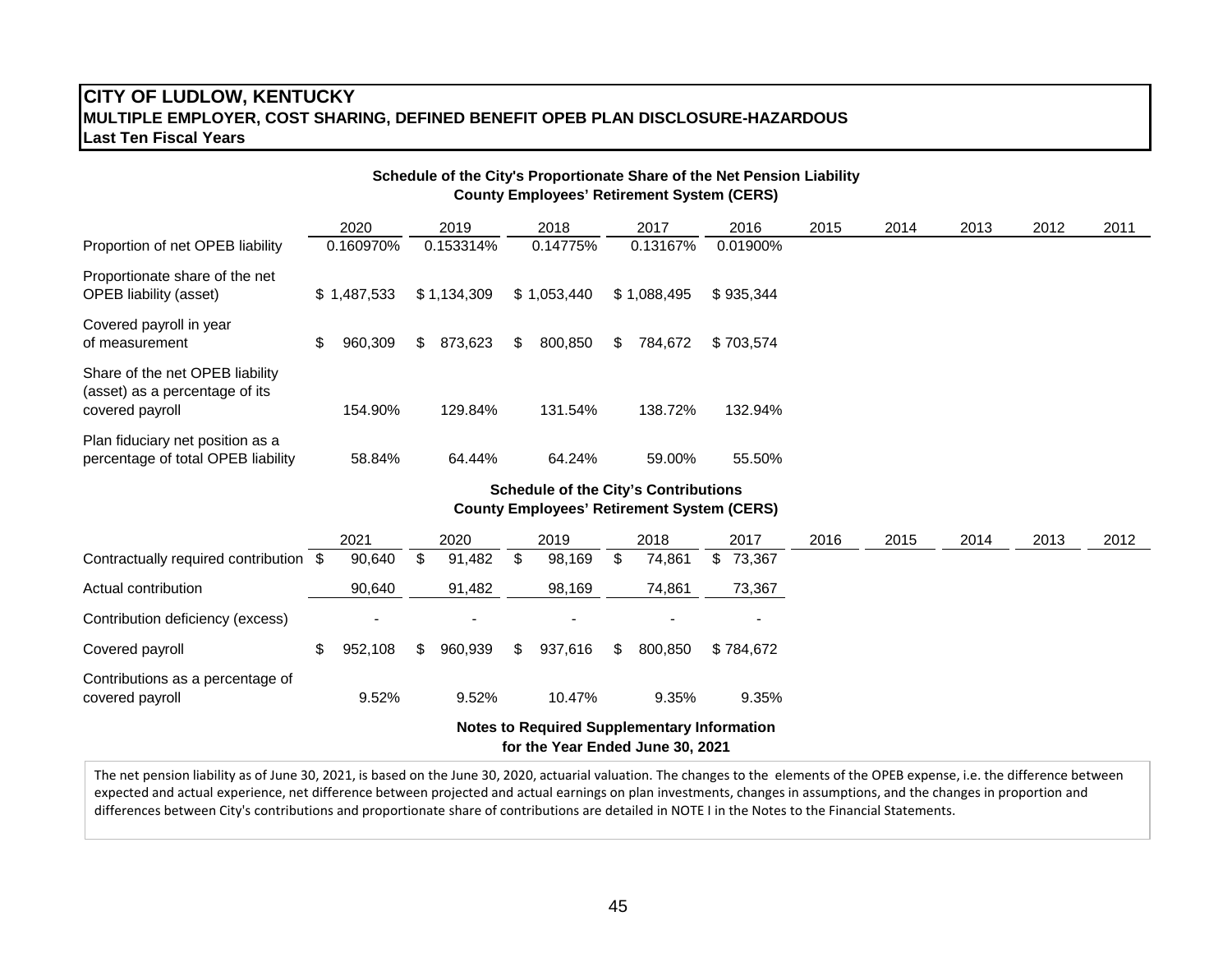# CITY OF LUDLOW, KENTUCKY
## MULTIPLE EMPLOYER, COST SHARING, DEFINED BENEFIT OPEB PLAN DISCLOSURE-HAZARDOUS
### Last Ten Fiscal Years

**Schedule of the City's Proportionate Share of the Net Pension Liability**
**County Employees' Retirement System (CERS)**

| | 2020 | 2019 | 2018 | 2017 | 2016 | 2015 | 2014 | 2013 | 2012 | 2011 |
|---|---|---|---|---|---|---|---|---|---|---|
| Proportion of net OPEB liability | 0.160970% | 0.153314% | 0.14775% | 0.13167% | 0.01900% | | | | | |
| Proportionate share of the net OPEB liability (asset) | $ 1,487,533 | $ 1,134,309 | $ 1,053,440 | $ 1,088,495 | $ 935,344 | | | | | |
| Covered payroll in year of measurement | $ 960,309 | $ 873,623 | $ 800,850 | $ 784,672 | $ 703,574 | | | | | |
| Share of the net OPEB liability (asset) as a percentage of its covered payroll | 154.90% | 129.84% | 131.54% | 138.72% | 132.94% | | | | | |
| Plan fiduciary net position as a percentage of total OPEB liability | 58.84% | 64.44% | 64.24% | 59.00% | 55.50% | | | | | |

**Schedule of the City's Contributions**
**County Employees' Retirement System (CERS)**

| | 2021 | 2020 | 2019 | 2018 | 2017 | 2016 | 2015 | 2014 | 2013 | 2012 |
|---|---|---|---|---|---|---|---|---|---|---|
| Contractually required contribution | $ 90,640 | $ 91,482 | $ 98,169 | $ 74,861 | $ 73,367 | | | | | |
| Actual contribution | 90,640 | 91,482 | 98,169 | 74,861 | 73,367 | | | | | |
| Contribution deficiency (excess) | - | - | - | - | - | | | | | |
| Covered payroll | $ 952,108 | $ 960,939 | $ 937,616 | $ 800,850 | $ 784,672 | | | | | |
| Contributions as a percentage of covered payroll | 9.52% | 9.52% | 10.47% | 9.35% | 9.35% | | | | | |

**Notes to Required Supplementary Information**
**for the Year Ended June 30, 2021**

The net pension liability as of June 30, 2021, is based on the June 30, 2020, actuarial valuation. The changes to the elements of the OPEB expense, i.e. the difference between expected and actual experience, net difference between projected and actual earnings on plan investments, changes in assumptions, and the changes in proportion and differences between City's contributions and proportionate share of contributions are detailed in NOTE I in the Notes to the Financial Statements.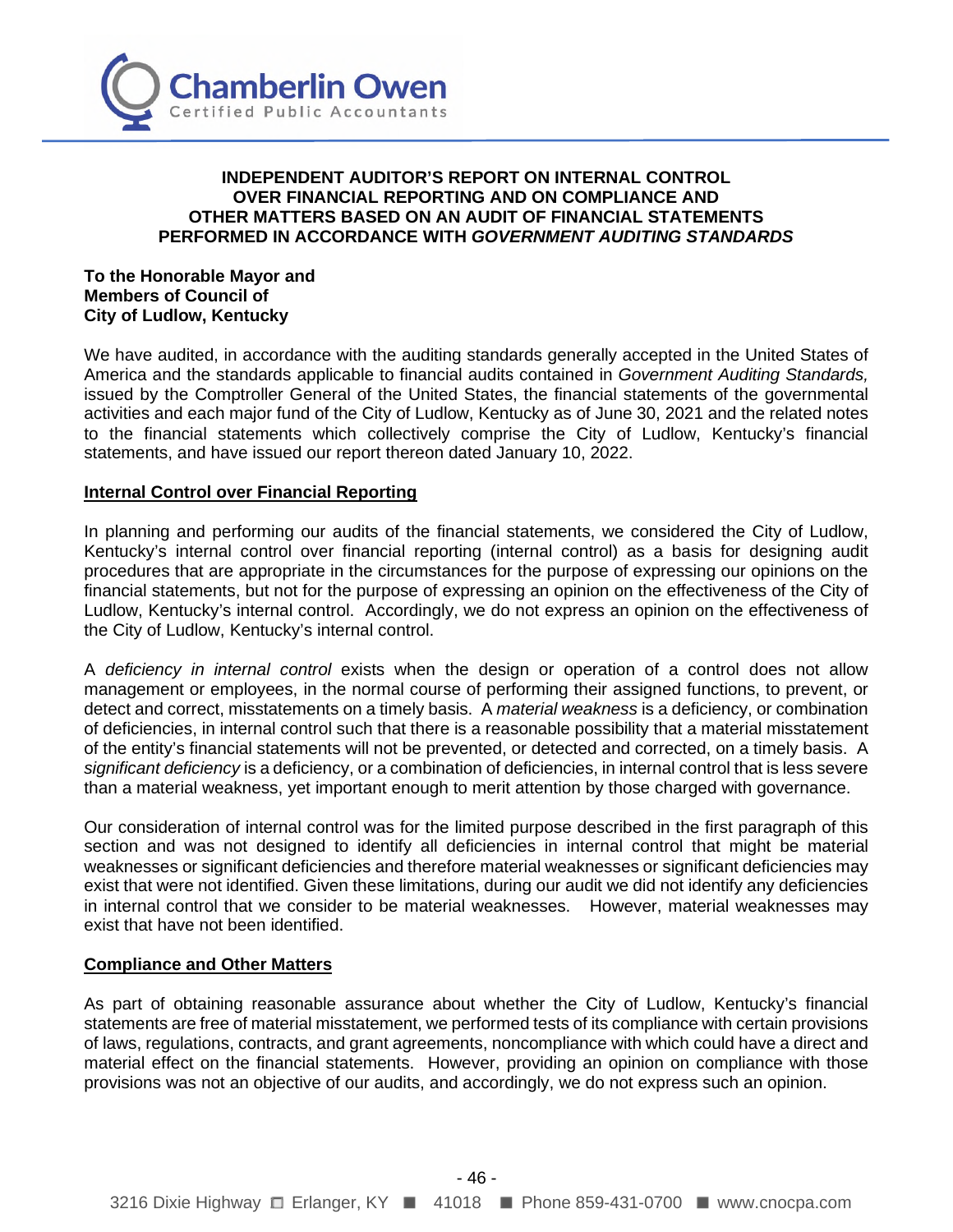# INDEPENDENT AUDITOR'S REPORT ON INTERNAL CONTROL OVER FINANCIAL REPORTING AND ON COMPLIANCE AND OTHER MATTERS BASED ON AN AUDIT OF FINANCIAL STATEMENTS PERFORMED IN ACCORDANCE WITH *GOVERNMENT AUDITING STANDARDS*

**To the Honorable Mayor and**
**Members of Council of**
**City of Ludlow, Kentucky**

We have audited, in accordance with the auditing standards generally accepted in the United States of America and the standards applicable to financial audits contained in *Government Auditing Standards,* issued by the Comptroller General of the United States, the financial statements of the governmental activities and each major fund of the City of Ludlow, Kentucky as of June 30, 2021 and the related notes to the financial statements which collectively comprise the City of Ludlow, Kentucky's financial statements, and have issued our report thereon dated January 10, 2022.

## Internal Control over Financial Reporting

In planning and performing our audits of the financial statements, we considered the City of Ludlow, Kentucky's internal control over financial reporting (internal control) as a basis for designing audit procedures that are appropriate in the circumstances for the purpose of expressing our opinions on the financial statements, but not for the purpose of expressing an opinion on the effectiveness of the City of Ludlow, Kentucky's internal control. Accordingly, we do not express an opinion on the effectiveness of the City of Ludlow, Kentucky's internal control.

A *deficiency in internal control* exists when the design or operation of a control does not allow management or employees, in the normal course of performing their assigned functions, to prevent, or detect and correct, misstatements on a timely basis. A *material weakness* is a deficiency, or combination of deficiencies, in internal control such that there is a reasonable possibility that a material misstatement of the entity's financial statements will not be prevented, or detected and corrected, on a timely basis. A *significant deficiency* is a deficiency, or a combination of deficiencies, in internal control that is less severe than a material weakness, yet important enough to merit attention by those charged with governance.

Our consideration of internal control was for the limited purpose described in the first paragraph of this section and was not designed to identify all deficiencies in internal control that might be material weaknesses or significant deficiencies and therefore material weaknesses or significant deficiencies may exist that were not identified. Given these limitations, during our audit we did not identify any deficiencies in internal control that we consider to be material weaknesses. However, material weaknesses may exist that have not been identified.

## Compliance and Other Matters

As part of obtaining reasonable assurance about whether the City of Ludlow, Kentucky's financial statements are free of material misstatement, we performed tests of its compliance with certain provisions of laws, regulations, contracts, and grant agreements, noncompliance with which could have a direct and material effect on the financial statements. However, providing an opinion on compliance with those provisions was not an objective of our audits, and accordingly, we do not express such an opinion.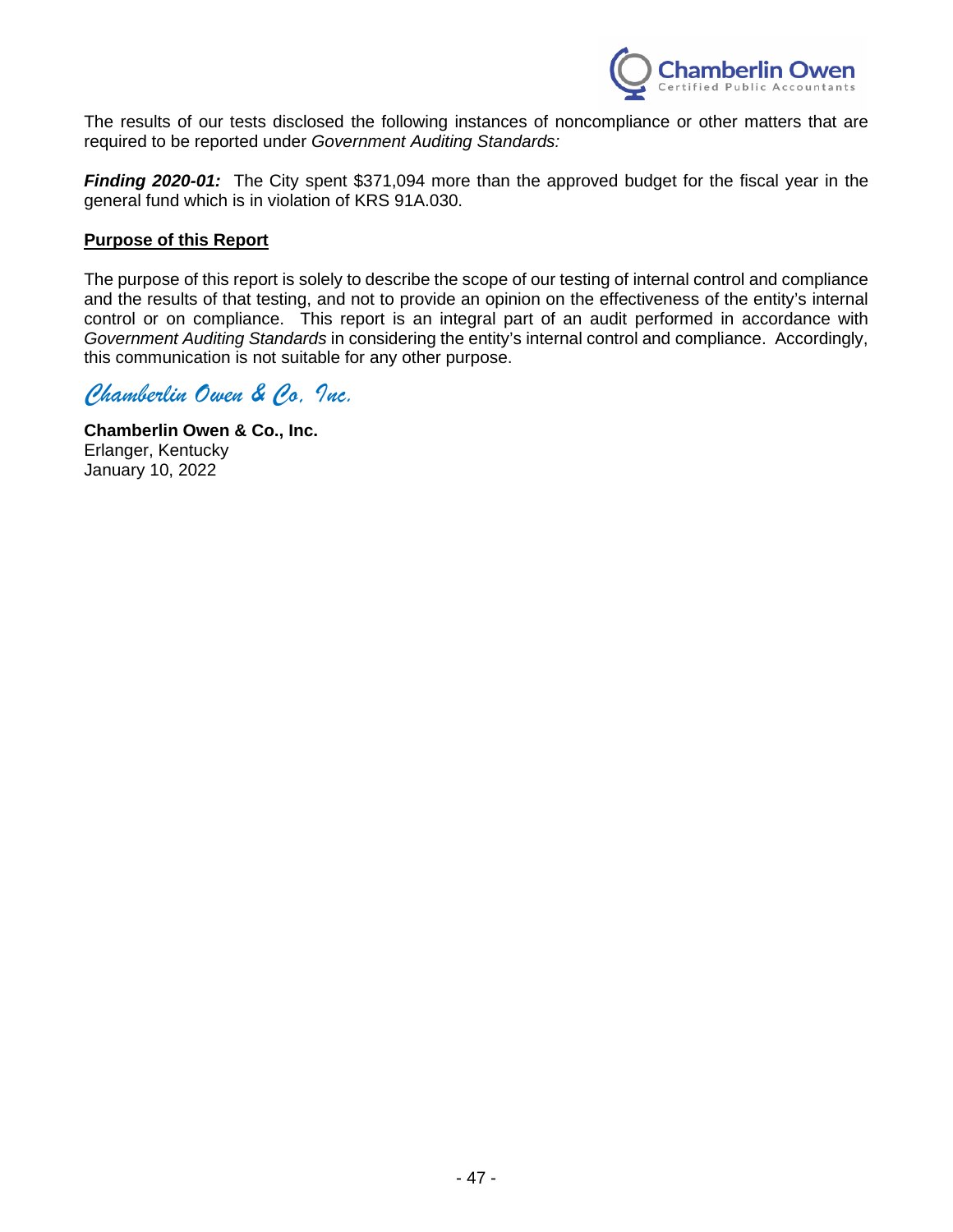The results of our tests disclosed the following instances of noncompliance or other matters that are required to be reported under *Government Auditing Standards:*

***Finding 2020-01:*** The City spent $371,094 more than the approved budget for the fiscal year in the general fund which is in violation of KRS 91A.030.

**<u>Purpose of this Report</u>**

The purpose of this report is solely to describe the scope of our testing of internal control and compliance and the results of that testing, and not to provide an opinion on the effectiveness of the entity's internal control or on compliance. This report is an integral part of an audit performed in accordance with *Government Auditing Standards* in considering the entity's internal control and compliance. Accordingly, this communication is not suitable for any other purpose.

*Chamberlin Owen & Co. Inc.*

**Chamberlin Owen & Co., Inc.**
Erlanger, Kentucky
January 10, 2022